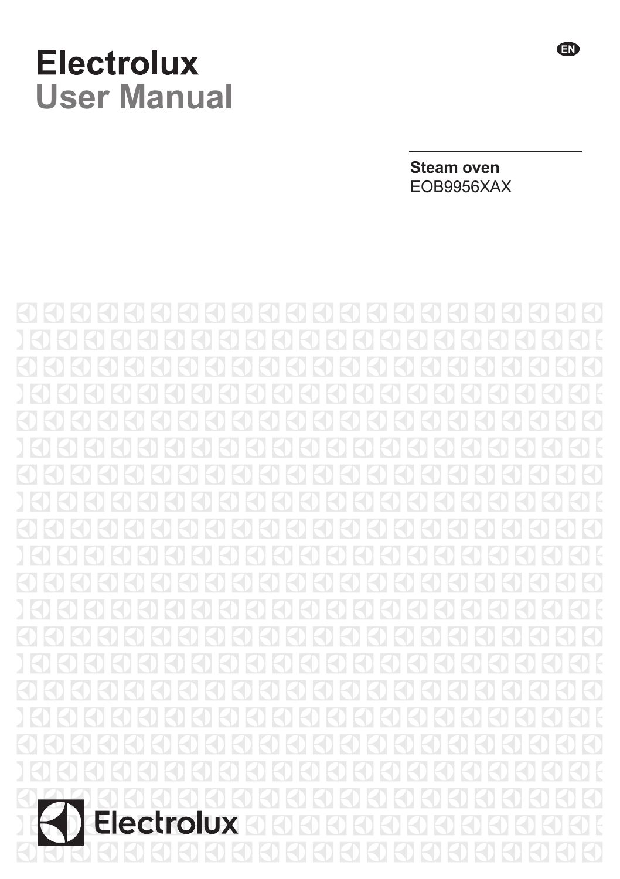EN

# Electrolux
# User Manual

**Steam oven**
EOB9956XAX

Electrolux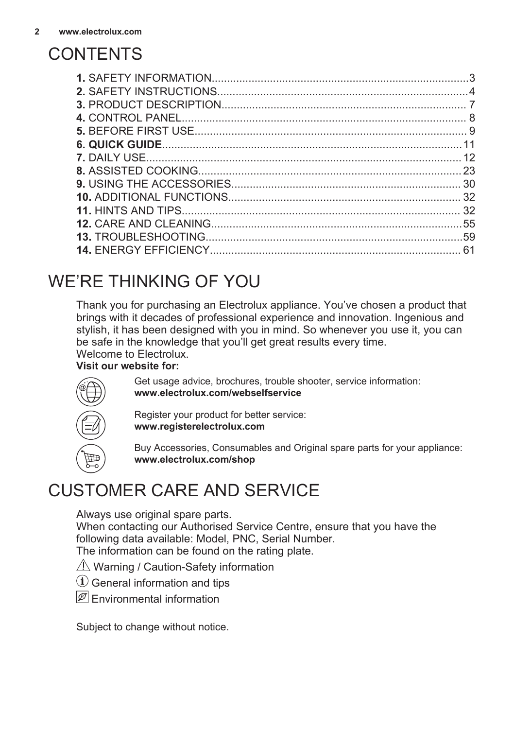# CONTENTS

**1.** SAFETY INFORMATION....................................................................................3
**2.** SAFETY INSTRUCTIONS.................................................................................4
**3.** PRODUCT DESCRIPTION................................................................................ 7
**4.** CONTROL PANEL............................................................................................ 8
**5.** BEFORE FIRST USE........................................................................................ 9
**6. QUICK GUIDE**.................................................................................................11
**7.** DAILY USE.......................................................................................................12
**8.** ASSISTED COOKING.....................................................................................23
**9.** USING THE ACCESSORIES.......................................................................... 30
**10.** ADDITIONAL FUNCTIONS........................................................................... 32
**11.** HINTS AND TIPS.......................................................................................... 32
**12.** CARE AND CLEANING.................................................................................55
**13.** TROUBLESHOOTING...................................................................................59
**14.** ENERGY EFFICIENCY................................................................................. 61

# WE'RE THINKING OF YOU

Thank you for purchasing an Electrolux appliance. You've chosen a product that brings with it decades of professional experience and innovation. Ingenious and stylish, it has been designed with you in mind. So whenever you use it, you can be safe in the knowledge that you'll get great results every time.
Welcome to Electrolux.

**Visit our website for:**

Get usage advice, brochures, trouble shooter, service information:
**www.electrolux.com/webselfservice**

Register your product for better service:
**www.registerelectrolux.com**

Buy Accessories, Consumables and Original spare parts for your appliance:
**www.electrolux.com/shop**

# CUSTOMER CARE AND SERVICE

Always use original spare parts.
When contacting our Authorised Service Centre, ensure that you have the following data available: Model, PNC, Serial Number.
The information can be found on the rating plate.

Warning / Caution-Safety information

General information and tips

Environmental information

Subject to change without notice.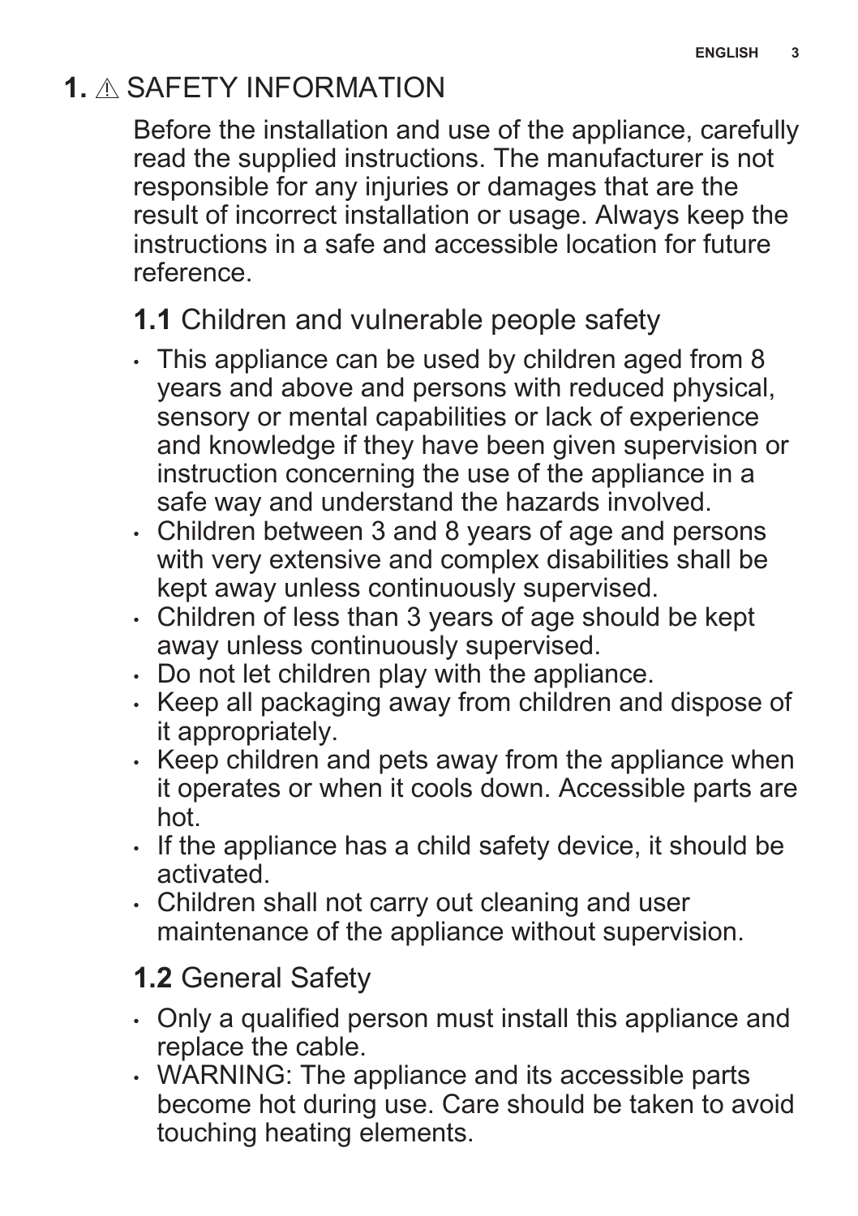# 1. ⚠ SAFETY INFORMATION

Before the installation and use of the appliance, carefully read the supplied instructions. The manufacturer is not responsible for any injuries or damages that are the result of incorrect installation or usage. Always keep the instructions in a safe and accessible location for future reference.

## 1.1 Children and vulnerable people safety

- This appliance can be used by children aged from 8 years and above and persons with reduced physical, sensory or mental capabilities or lack of experience and knowledge if they have been given supervision or instruction concerning the use of the appliance in a safe way and understand the hazards involved.
- Children between 3 and 8 years of age and persons with very extensive and complex disabilities shall be kept away unless continuously supervised.
- Children of less than 3 years of age should be kept away unless continuously supervised.
- Do not let children play with the appliance.
- Keep all packaging away from children and dispose of it appropriately.
- Keep children and pets away from the appliance when it operates or when it cools down. Accessible parts are hot.
- If the appliance has a child safety device, it should be activated.
- Children shall not carry out cleaning and user maintenance of the appliance without supervision.

## 1.2 General Safety

- Only a qualified person must install this appliance and replace the cable.
- WARNING: The appliance and its accessible parts become hot during use. Care should be taken to avoid touching heating elements.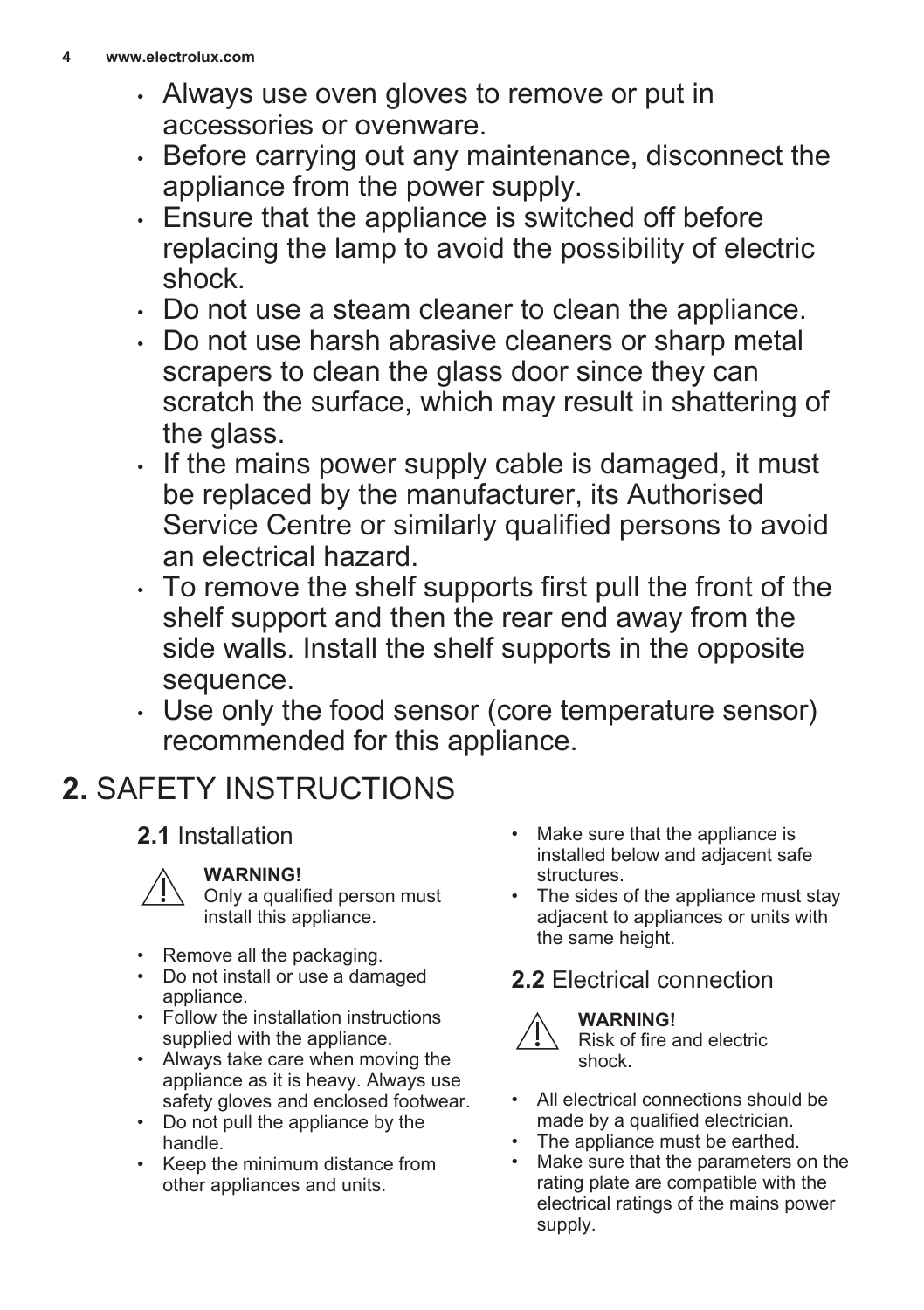- Always use oven gloves to remove or put in accessories or ovenware.
- Before carrying out any maintenance, disconnect the appliance from the power supply.
- Ensure that the appliance is switched off before replacing the lamp to avoid the possibility of electric shock.
- Do not use a steam cleaner to clean the appliance.
- Do not use harsh abrasive cleaners or sharp metal scrapers to clean the glass door since they can scratch the surface, which may result in shattering of the glass.
- If the mains power supply cable is damaged, it must be replaced by the manufacturer, its Authorised Service Centre or similarly qualified persons to avoid an electrical hazard.
- To remove the shelf supports first pull the front of the shelf support and then the rear end away from the side walls. Install the shelf supports in the opposite sequence.
- Use only the food sensor (core temperature sensor) recommended for this appliance.

# 2. SAFETY INSTRUCTIONS

## 2.1 Installation

**WARNING!**
Only a qualified person must install this appliance.

- Remove all the packaging.
- Do not install or use a damaged appliance.
- Follow the installation instructions supplied with the appliance.
- Always take care when moving the appliance as it is heavy. Always use safety gloves and enclosed footwear.
- Do not pull the appliance by the handle.
- Keep the minimum distance from other appliances and units.
- Make sure that the appliance is installed below and adjacent safe structures.
- The sides of the appliance must stay adjacent to appliances or units with the same height.

## 2.2 Electrical connection

**WARNING!**
Risk of fire and electric shock.

- All electrical connections should be made by a qualified electrician.
- The appliance must be earthed.
- Make sure that the parameters on the rating plate are compatible with the electrical ratings of the mains power supply.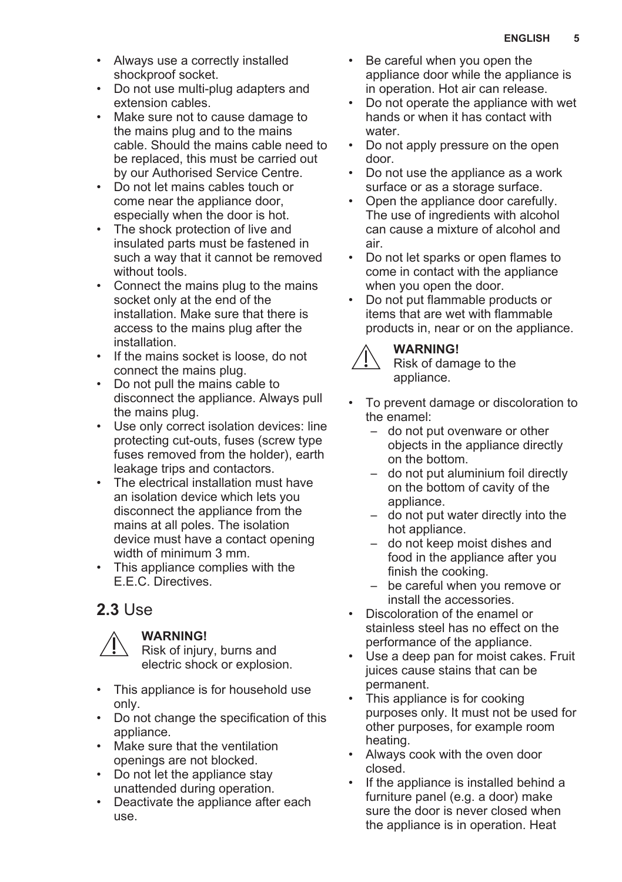- Always use a correctly installed shockproof socket.
- Do not use multi-plug adapters and extension cables.
- Make sure not to cause damage to the mains plug and to the mains cable. Should the mains cable need to be replaced, this must be carried out by our Authorised Service Centre.
- Do not let mains cables touch or come near the appliance door, especially when the door is hot.
- The shock protection of live and insulated parts must be fastened in such a way that it cannot be removed without tools.
- Connect the mains plug to the mains socket only at the end of the installation. Make sure that there is access to the mains plug after the installation.
- If the mains socket is loose, do not connect the mains plug.
- Do not pull the mains cable to disconnect the appliance. Always pull the mains plug.
- Use only correct isolation devices: line protecting cut-outs, fuses (screw type fuses removed from the holder), earth leakage trips and contactors.
- The electrical installation must have an isolation device which lets you disconnect the appliance from the mains at all poles. The isolation device must have a contact opening width of minimum 3 mm.
- This appliance complies with the E.E.C. Directives.

## 2.3 Use

**WARNING!**
Risk of injury, burns and electric shock or explosion.

- This appliance is for household use only.
- Do not change the specification of this appliance.
- Make sure that the ventilation openings are not blocked.
- Do not let the appliance stay unattended during operation.
- Deactivate the appliance after each use.
- Be careful when you open the appliance door while the appliance is in operation. Hot air can release.
- Do not operate the appliance with wet hands or when it has contact with water.
- Do not apply pressure on the open door.
- Do not use the appliance as a work surface or as a storage surface.
- Open the appliance door carefully. The use of ingredients with alcohol can cause a mixture of alcohol and air.
- Do not let sparks or open flames to come in contact with the appliance when you open the door.
- Do not put flammable products or items that are wet with flammable products in, near or on the appliance.

**WARNING!**
Risk of damage to the appliance.

- To prevent damage or discoloration to the enamel:
  - do not put ovenware or other objects in the appliance directly on the bottom.
  - do not put aluminium foil directly on the bottom of cavity of the appliance.
  - do not put water directly into the hot appliance.
  - do not keep moist dishes and food in the appliance after you finish the cooking.
  - be careful when you remove or install the accessories.
- Discoloration of the enamel or stainless steel has no effect on the performance of the appliance.
- Use a deep pan for moist cakes. Fruit juices cause stains that can be permanent.
- This appliance is for cooking purposes only. It must not be used for other purposes, for example room heating.
- Always cook with the oven door closed.
- If the appliance is installed behind a furniture panel (e.g. a door) make sure the door is never closed when the appliance is in operation. Heat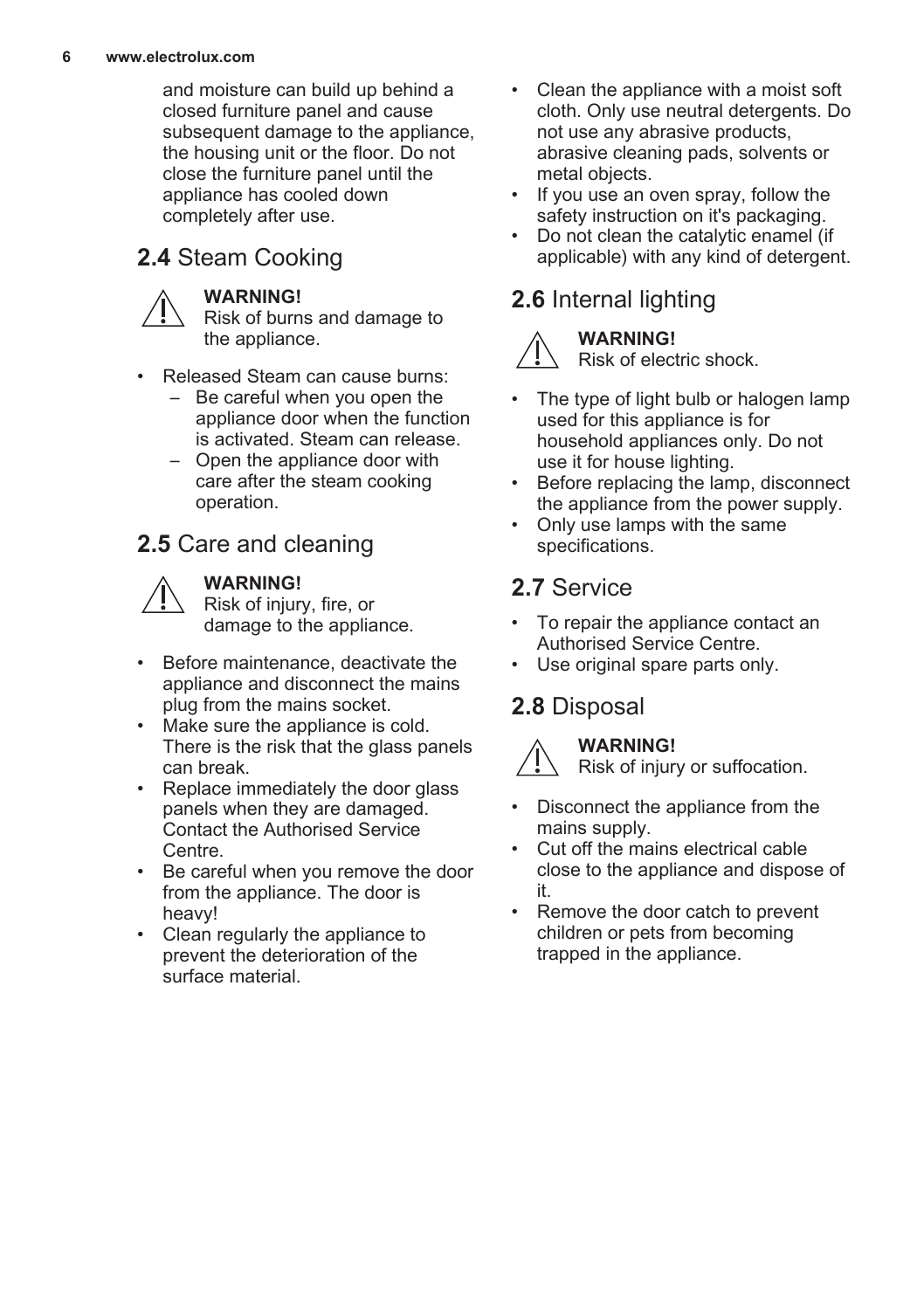and moisture can build up behind a closed furniture panel and cause subsequent damage to the appliance, the housing unit or the floor. Do not close the furniture panel until the appliance has cooled down completely after use.

## 2.4 Steam Cooking

**WARNING!**
Risk of burns and damage to the appliance.

- Released Steam can cause burns:
  - Be careful when you open the appliance door when the function is activated. Steam can release.
  - Open the appliance door with care after the steam cooking operation.

## 2.5 Care and cleaning

**WARNING!**
Risk of injury, fire, or damage to the appliance.

- Before maintenance, deactivate the appliance and disconnect the mains plug from the mains socket.
- Make sure the appliance is cold. There is the risk that the glass panels can break.
- Replace immediately the door glass panels when they are damaged. Contact the Authorised Service Centre.
- Be careful when you remove the door from the appliance. The door is heavy!
- Clean regularly the appliance to prevent the deterioration of the surface material.
- Clean the appliance with a moist soft cloth. Only use neutral detergents. Do not use any abrasive products, abrasive cleaning pads, solvents or metal objects.
- If you use an oven spray, follow the safety instruction on it's packaging.
- Do not clean the catalytic enamel (if applicable) with any kind of detergent.

## 2.6 Internal lighting

**WARNING!**
Risk of electric shock.

- The type of light bulb or halogen lamp used for this appliance is for household appliances only. Do not use it for house lighting.
- Before replacing the lamp, disconnect the appliance from the power supply.
- Only use lamps with the same specifications.

## 2.7 Service

- To repair the appliance contact an Authorised Service Centre.
- Use original spare parts only.

## 2.8 Disposal

**WARNING!**
Risk of injury or suffocation.

- Disconnect the appliance from the mains supply.
- Cut off the mains electrical cable close to the appliance and dispose of it.
- Remove the door catch to prevent children or pets from becoming trapped in the appliance.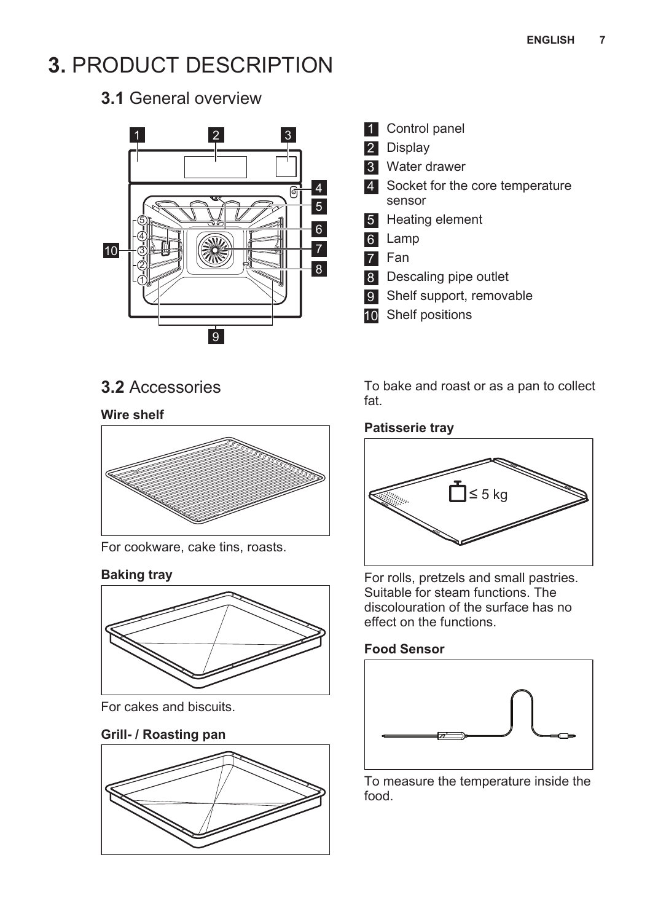# 3. PRODUCT DESCRIPTION

## 3.1 General overview

1. Control panel
2. Display
3. Water drawer
4. Socket for the core temperature sensor
5. Heating element
6. Lamp
7. Fan
8. Descaling pipe outlet
9. Shelf support, removable
10. Shelf positions

## 3.2 Accessories

**Wire shelf**

For cookware, cake tins, roasts.

**Baking tray**

For cakes and biscuits.

**Grill- / Roasting pan**

To bake and roast or as a pan to collect fat.

**Patisserie tray**

For rolls, pretzels and small pastries. Suitable for steam functions. The discolouration of the surface has no effect on the functions.

**Food Sensor**

To measure the temperature inside the food.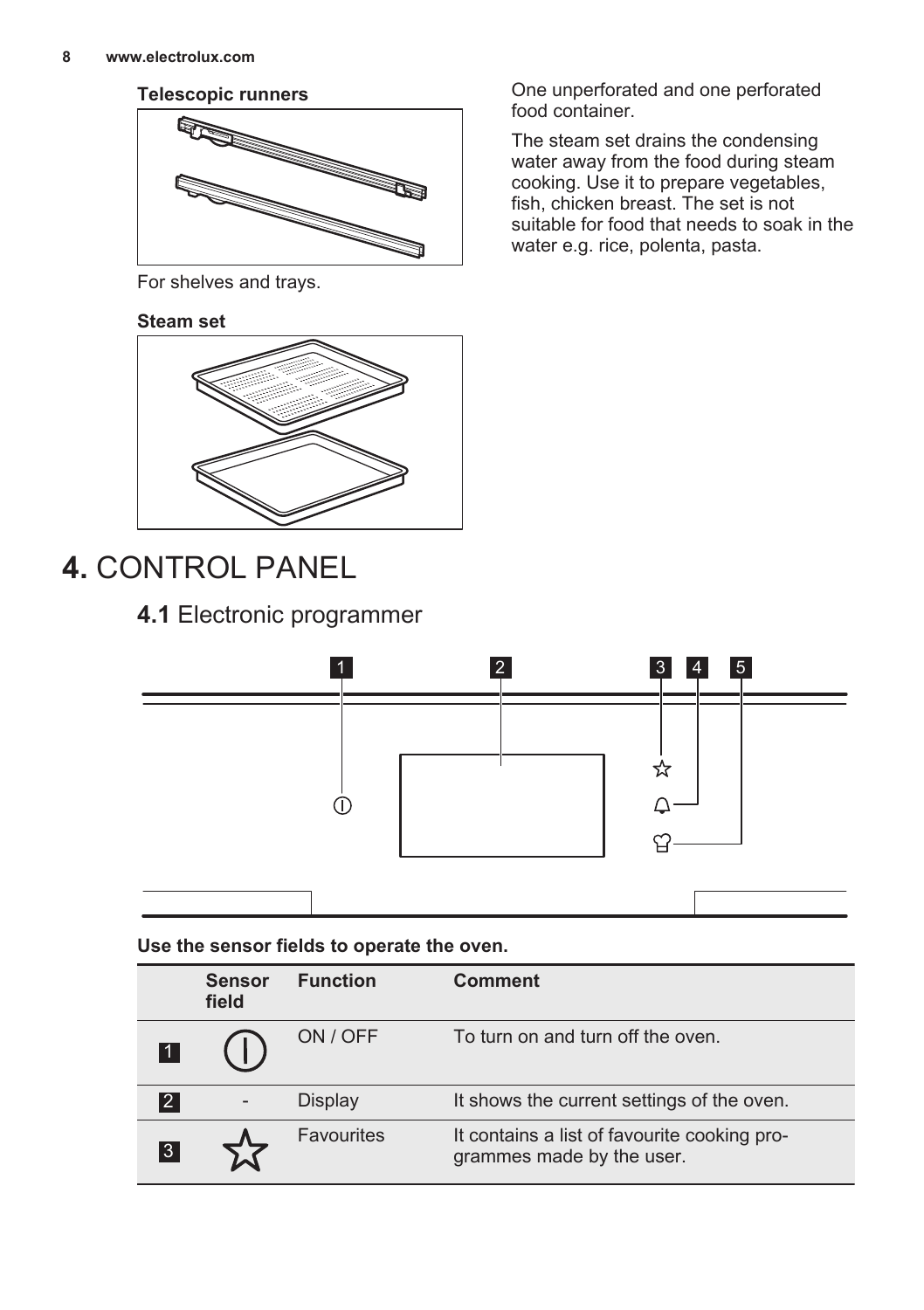**Telescopic runners**

For shelves and trays.

**Steam set**

One unperforated and one perforated food container.

The steam set drains the condensing water away from the food during steam cooking. Use it to prepare vegetables, fish, chicken breast. The set is not suitable for food that needs to soak in the water e.g. rice, polenta, pasta.

# 4. CONTROL PANEL

## 4.1 Electronic programmer

**Use the sensor fields to operate the oven.**

| | Sensor field | Function | Comment |
|---|---|---|---|
| 1 | | ON / OFF | To turn on and turn off the oven. |
| 2 | - | Display | It shows the current settings of the oven. |
| 3 | | Favourites | It contains a list of favourite cooking programmes made by the user. |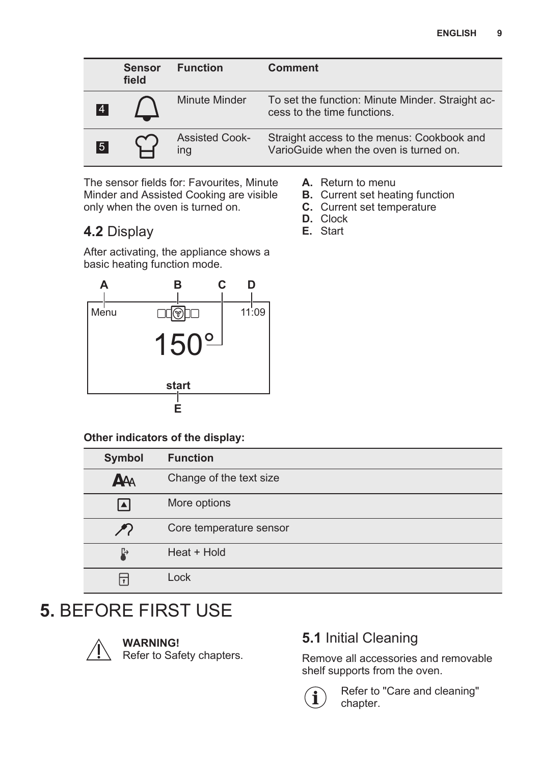|  | Sensor field | Function | Comment |
|---|---|---|---|
| 4 |  | Minute Minder | To set the function: Minute Minder. Straight access to the time functions. |
| 5 |  | Assisted Cooking | Straight access to the menus: Cookbook and VarioGuide when the oven is turned on. |

The sensor fields for: Favourites, Minute Minder and Assisted Cooking are visible only when the oven is turned on.

## 4.2 Display

After activating, the appliance shows a basic heating function mode.

A B C D

Menu 11:09

150°

start

E

- **A.** Return to menu
- **B.** Current set heating function
- **C.** Current set temperature
- **D.** Clock
- **E.** Start

**Other indicators of the display:**

| Symbol | Function |
|---|---|
|  | Change of the text size |
|  | More options |
|  | Core temperature sensor |
|  | Heat + Hold |
|  | Lock |

# 5. BEFORE FIRST USE

**WARNING!**
Refer to Safety chapters.

## 5.1 Initial Cleaning

Remove all accessories and removable shelf supports from the oven.

Refer to "Care and cleaning" chapter.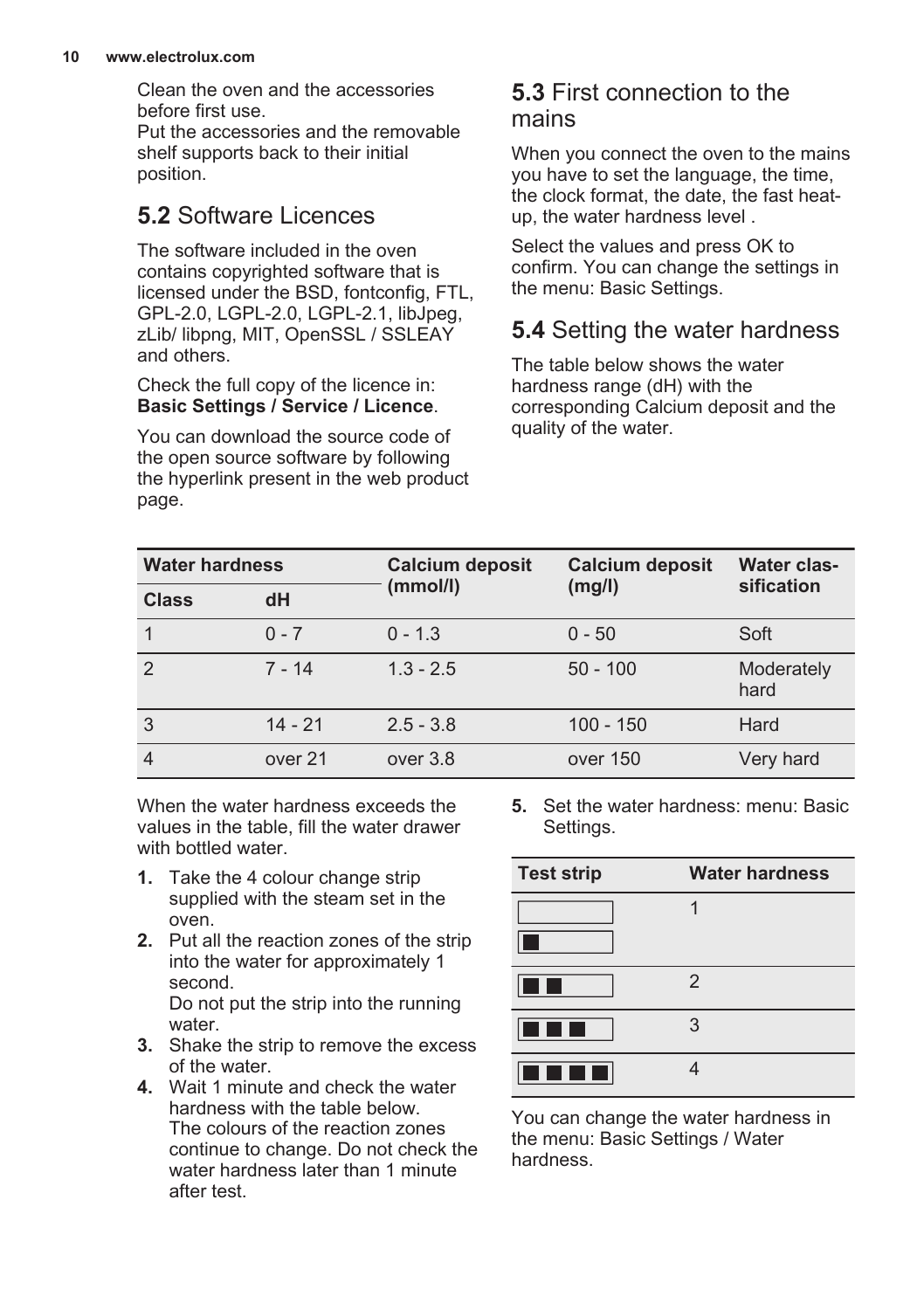Clean the oven and the accessories before first use.
Put the accessories and the removable shelf supports back to their initial position.

## 5.2 Software Licences

The software included in the oven contains copyrighted software that is licensed under the BSD, fontconfig, FTL, GPL-2.0, LGPL-2.0, LGPL-2.1, libJpeg, zLib/ libpng, MIT, OpenSSL / SSLEAY and others.

Check the full copy of the licence in: **Basic Settings / Service / Licence**.

You can download the source code of the open source software by following the hyperlink present in the web product page.

## 5.3 First connection to the mains

When you connect the oven to the mains you have to set the language, the time, the clock format, the date, the fast heat-up, the water hardness level .

Select the values and press OK to confirm. You can change the settings in the menu: Basic Settings.

## 5.4 Setting the water hardness

The table below shows the water hardness range (dH) with the corresponding Calcium deposit and the quality of the water.

| Water hardness | | Calcium deposit (mmol/l) | Calcium deposit (mg/l) | Water classification |
|---|---|---|---|---|
| **Class** | **dH** | | | |
| 1 | 0 - 7 | 0 - 1.3 | 0 - 50 | Soft |
| 2 | 7 - 14 | 1.3 - 2.5 | 50 - 100 | Moderately hard |
| 3 | 14 - 21 | 2.5 - 3.8 | 100 - 150 | Hard |
| 4 | over 21 | over 3.8 | over 150 | Very hard |

When the water hardness exceeds the values in the table, fill the water drawer with bottled water.

1. Take the 4 colour change strip supplied with the steam set in the oven.
2. Put all the reaction zones of the strip into the water for approximately 1 second.
   Do not put the strip into the running water.
3. Shake the strip to remove the excess of the water.
4. Wait 1 minute and check the water hardness with the table below.
   The colours of the reaction zones continue to change. Do not check the water hardness later than 1 minute after test.
5. Set the water hardness: menu: Basic Settings.

| Test strip | Water hardness |
|---|---|
| □ / ■ | 1 |
| ■■ | 2 |
| ■■■ | 3 |
| ■■■■ | 4 |

You can change the water hardness in the menu: Basic Settings / Water hardness.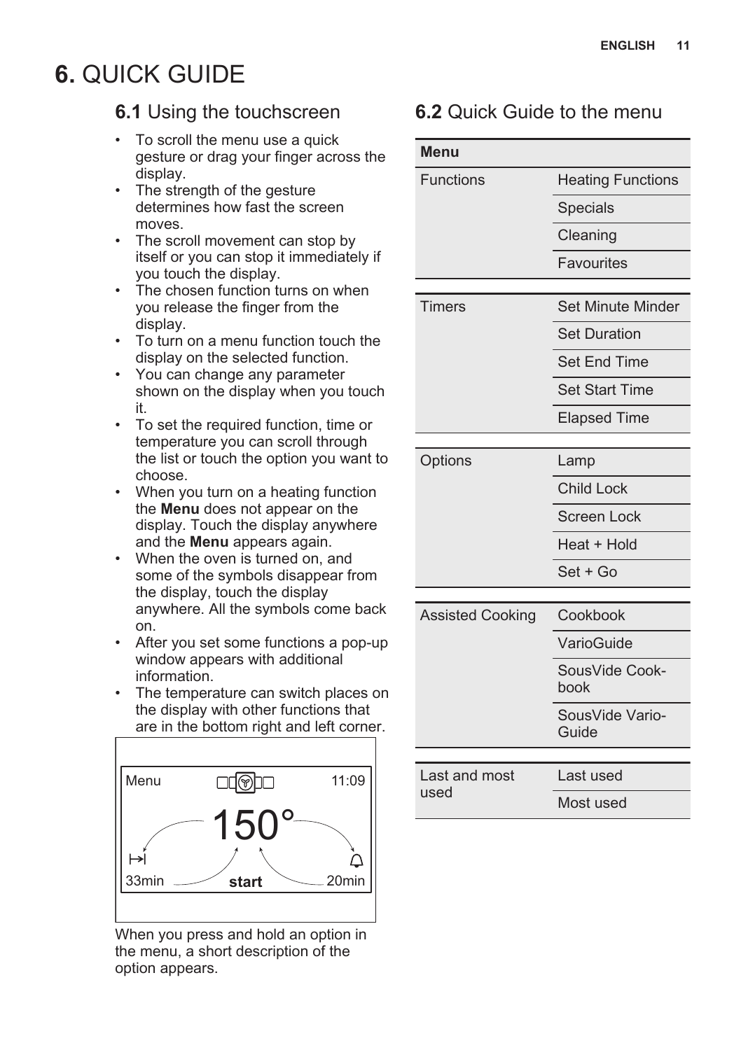# 6. QUICK GUIDE

## 6.1 Using the touchscreen

- To scroll the menu use a quick gesture or drag your finger across the display.
- The strength of the gesture determines how fast the screen moves.
- The scroll movement can stop by itself or you can stop it immediately if you touch the display.
- The chosen function turns on when you release the finger from the display.
- To turn on a menu function touch the display on the selected function.
- You can change any parameter shown on the display when you touch it.
- To set the required function, time or temperature you can scroll through the list or touch the option you want to choose.
- When you turn on a heating function the **Menu** does not appear on the display. Touch the display anywhere and the **Menu** appears again.
- When the oven is turned on, and some of the symbols disappear from the display, touch the display anywhere. All the symbols come back on.
- After you set some functions a pop-up window appears with additional information.
- The temperature can switch places on the display with other functions that are in the bottom right and left corner.

Menu 11:09
150°
33min start 20min

When you press and hold an option in the menu, a short description of the option appears.

## 6.2 Quick Guide to the menu

| Menu | |
|---|---|
| Functions | Heating Functions |
| | Specials |
| | Cleaning |
| | Favourites |
| Timers | Set Minute Minder |
| | Set Duration |
| | Set End Time |
| | Set Start Time |
| | Elapsed Time |
| Options | Lamp |
| | Child Lock |
| | Screen Lock |
| | Heat + Hold |
| | Set + Go |
| Assisted Cooking | Cookbook |
| | VarioGuide |
| | SousVide Cookbook |
| | SousVide VarioGuide |
| Last and most used | Last used |
| | Most used |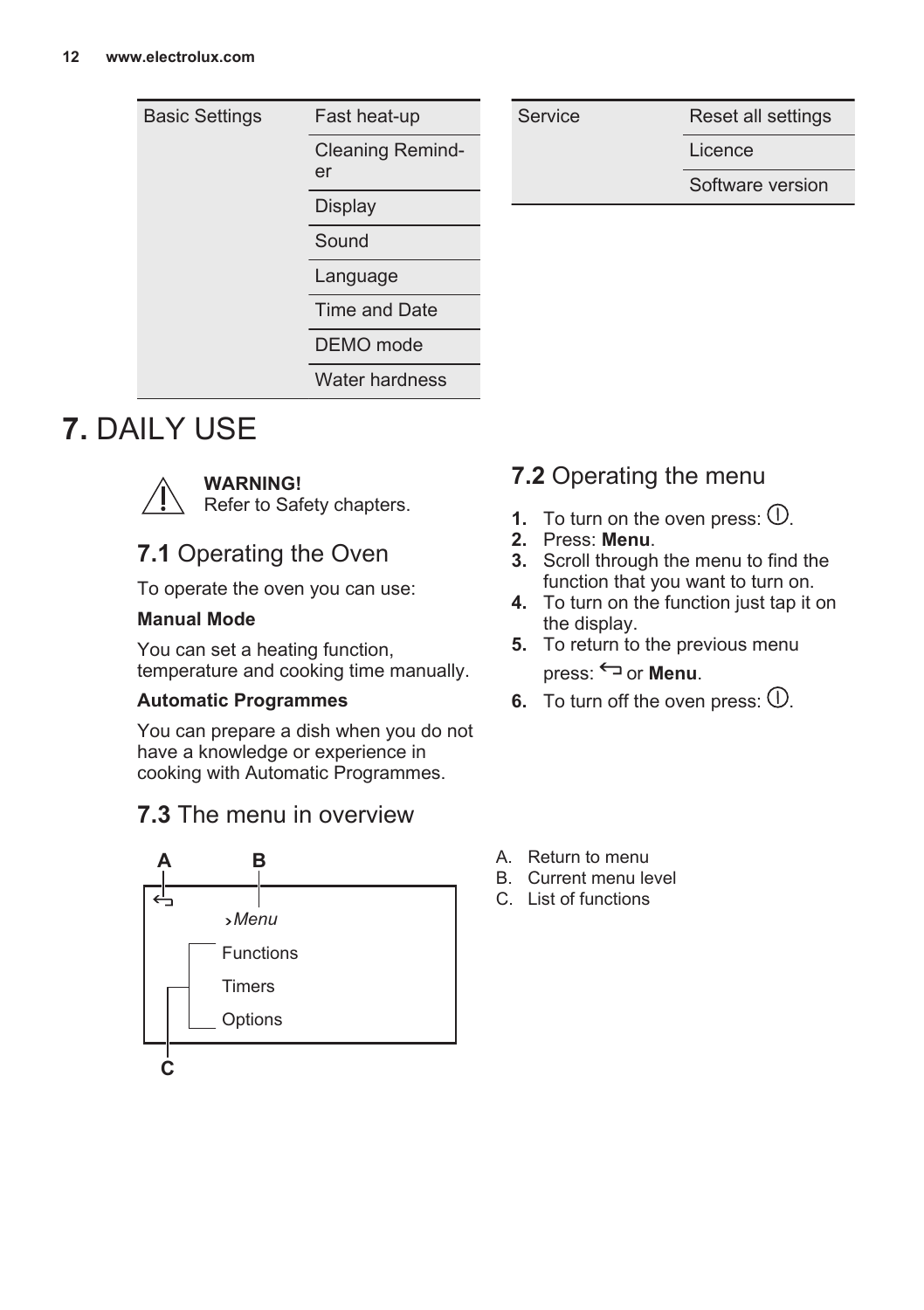| Basic Settings | Fast heat-up |
| --- | --- |
| | Cleaning Reminder |
| | Display |
| | Sound |
| | Language |
| | Time and Date |
| | DEMO mode |
| | Water hardness |

| Service | Reset all settings |
| --- | --- |
| | Licence |
| | Software version |

# 7. DAILY USE

**WARNING!**
Refer to Safety chapters.

## 7.1 Operating the Oven

To operate the oven you can use:

**Manual Mode**

You can set a heating function, temperature and cooking time manually.

**Automatic Programmes**

You can prepare a dish when you do not have a knowledge or experience in cooking with Automatic Programmes.

## 7.2 Operating the menu

1. To turn on the oven press: ⏻.
2. Press: **Menu**.
3. Scroll through the menu to find the function that you want to turn on.
4. To turn on the function just tap it on the display.
5. To return to the previous menu press: ↩ or **Menu**.
6. To turn off the oven press: ⏻.

## 7.3 The menu in overview

A B

↩ ›*Menu*

Functions

Timers

Options

C

A. Return to menu
B. Current menu level
C. List of functions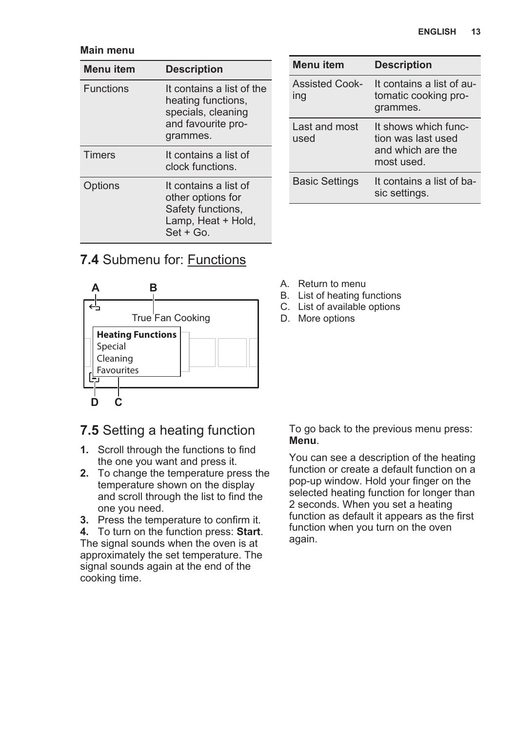**Main menu**

| Menu item | Description |
| --- | --- |
| Functions | It contains a list of the heating functions, specials, cleaning and favourite programmes. |
| Timers | It contains a list of clock functions. |
| Options | It contains a list of other options for Safety functions, Lamp, Heat + Hold, Set + Go. |
| Assisted Cooking | It contains a list of automatic cooking programmes. |
| Last and most used | It shows which function was last used and which are the most used. |
| Basic Settings | It contains a list of basic settings. |

## 7.4 Submenu for: Functions

A B

True Fan Cooking

**Heating Functions**
Special
Cleaning
Favourites

D C

A. Return to menu
B. List of heating functions
C. List of available options
D. More options

## 7.5 Setting a heating function

1. Scroll through the functions to find the one you want and press it.
2. To change the temperature press the temperature shown on the display and scroll through the list to find the one you need.
3. Press the temperature to confirm it.
4. To turn on the function press: **Start**.

The signal sounds when the oven is at approximately the set temperature. The signal sounds again at the end of the cooking time.

To go back to the previous menu press: **Menu**.

You can see a description of the heating function or create a default function on a pop-up window. Hold your finger on the selected heating function for longer than 2 seconds. When you set a heating function as default it appears as the first function when you turn on the oven again.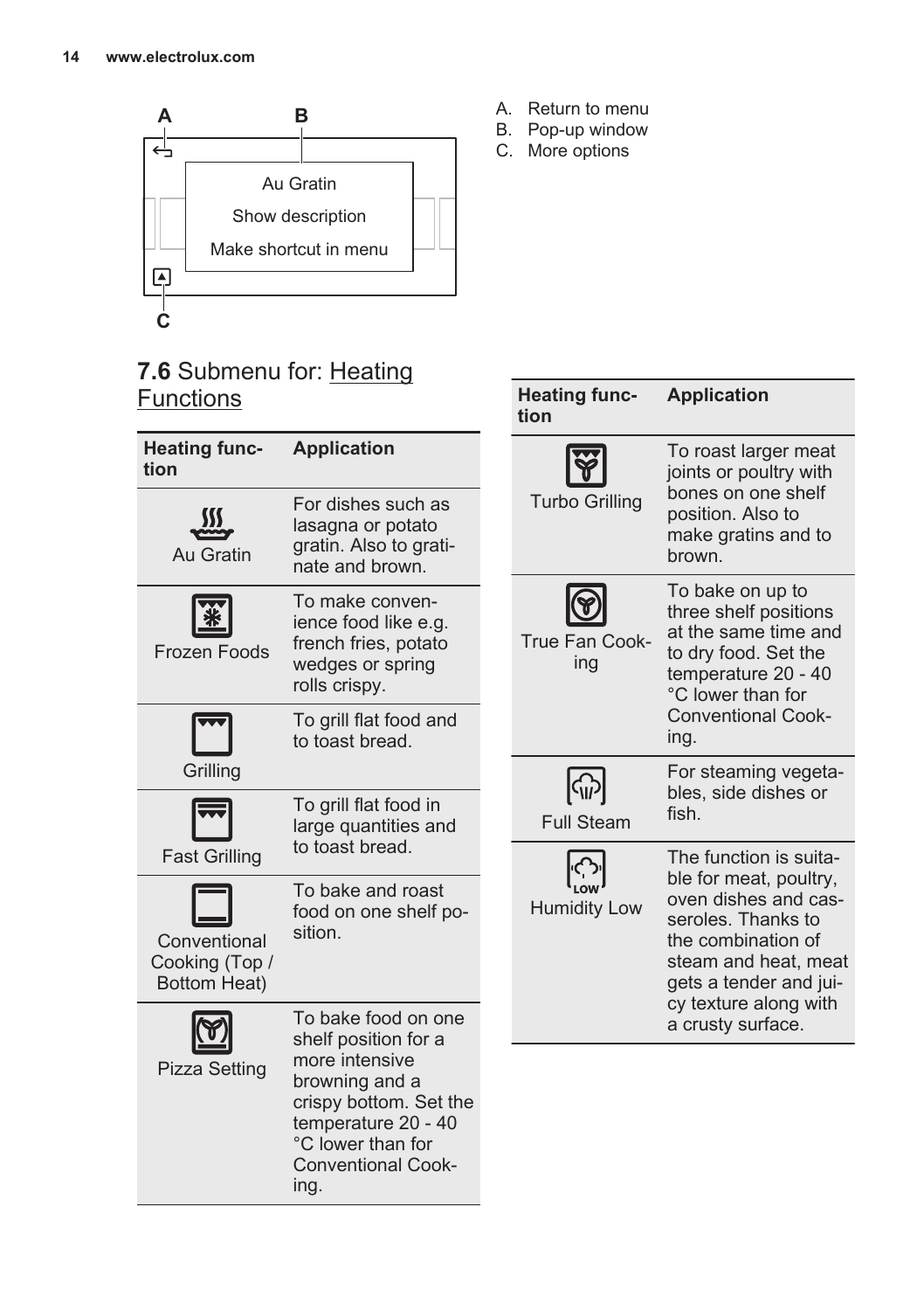A B

Au Gratin

Show description

Make shortcut in menu

C

A. Return to menu
B. Pop-up window
C. More options

## 7.6 Submenu for: Heating Functions

| Heating function | Application |
| --- | --- |
| Au Gratin | For dishes such as lasagna or potato gratin. Also to gratinate and brown. |
| Frozen Foods | To make convenience food like e.g. french fries, potato wedges or spring rolls crispy. |
| Grilling | To grill flat food and to toast bread. |
| Fast Grilling | To grill flat food in large quantities and to toast bread. |
| Conventional Cooking (Top / Bottom Heat) | To bake and roast food on one shelf position. |
| Pizza Setting | To bake food on one shelf position for a more intensive browning and a crispy bottom. Set the temperature 20 - 40 °C lower than for Conventional Cooking. |
| Turbo Grilling | To roast larger meat joints or poultry with bones on one shelf position. Also to make gratins and to brown. |
| True Fan Cooking | To bake on up to three shelf positions at the same time and to dry food. Set the temperature 20 - 40 °C lower than for Conventional Cooking. |
| Full Steam | For steaming vegetables, side dishes or fish. |
| Humidity Low | The function is suitable for meat, poultry, oven dishes and casseroles. Thanks to the combination of steam and heat, meat gets a tender and juicy texture along with a crusty surface. |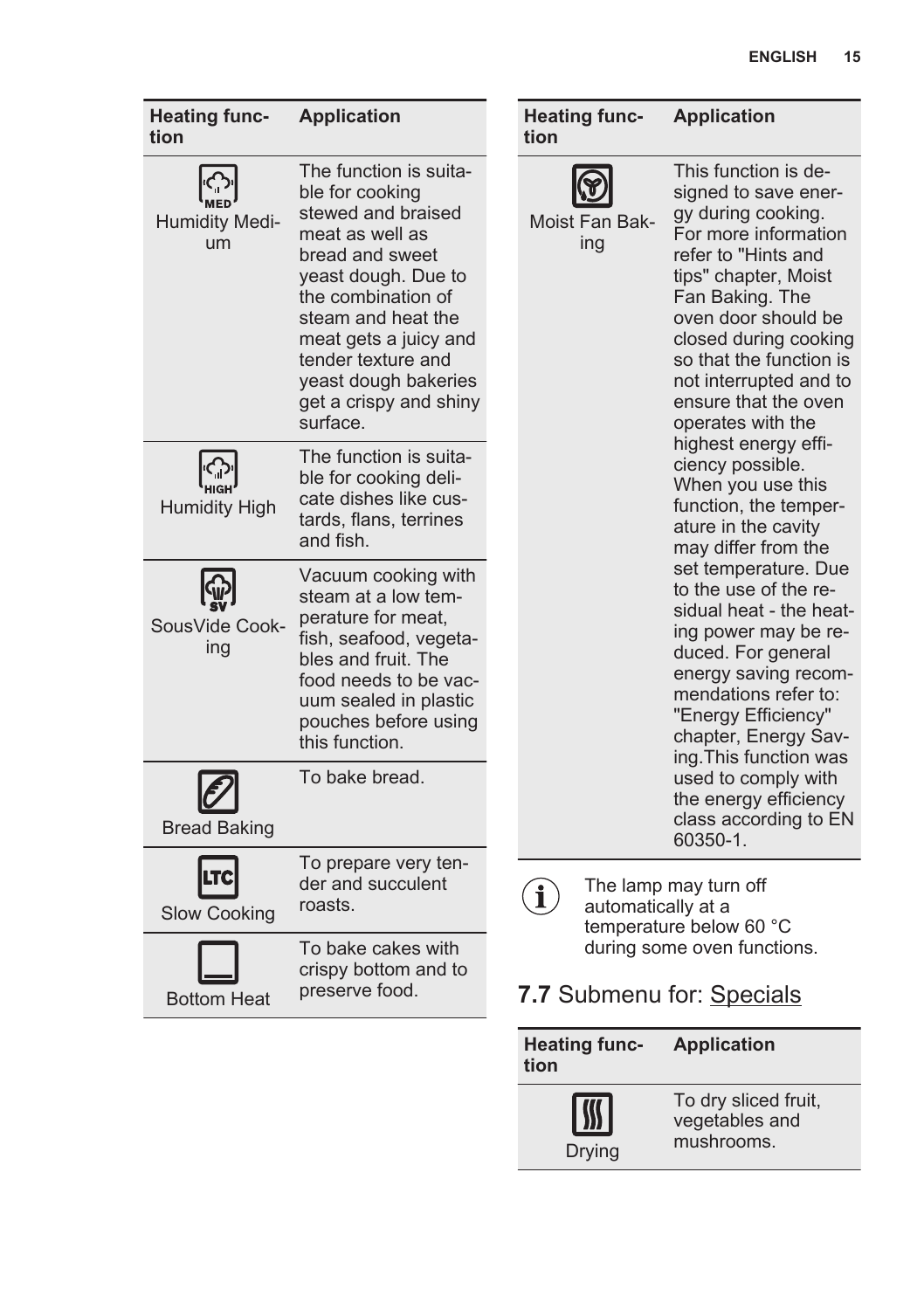| Heating function | Application |
| --- | --- |
| Humidity Medium | The function is suitable for cooking stewed and braised meat as well as bread and sweet yeast dough. Due to the combination of steam and heat the meat gets a juicy and tender texture and yeast dough bakeries get a crispy and shiny surface. |
| Humidity High | The function is suitable for cooking delicate dishes like custards, flans, terrines and fish. |
| SousVide Cooking | Vacuum cooking with steam at a low temperature for meat, fish, seafood, vegetables and fruit. The food needs to be vacuum sealed in plastic pouches before using this function. |
| Bread Baking | To bake bread. |
| Slow Cooking | To prepare very tender and succulent roasts. |
| Bottom Heat | To bake cakes with crispy bottom and to preserve food. |
| Moist Fan Baking | This function is designed to save energy during cooking. For more information refer to "Hints and tips" chapter, Moist Fan Baking. The oven door should be closed during cooking so that the function is not interrupted and to ensure that the oven operates with the highest energy efficiency possible. When you use this function, the temperature in the cavity may differ from the set temperature. Due to the use of the residual heat - the heating power may be reduced. For general energy saving recommendations refer to: "Energy Efficiency" chapter, Energy Saving.This function was used to comply with the energy efficiency class according to EN 60350-1. |

The lamp may turn off automatically at a temperature below 60 °C during some oven functions.

## 7.7 Submenu for: Specials

| Heating function | Application |
| --- | --- |
| Drying | To dry sliced fruit, vegetables and mushrooms. |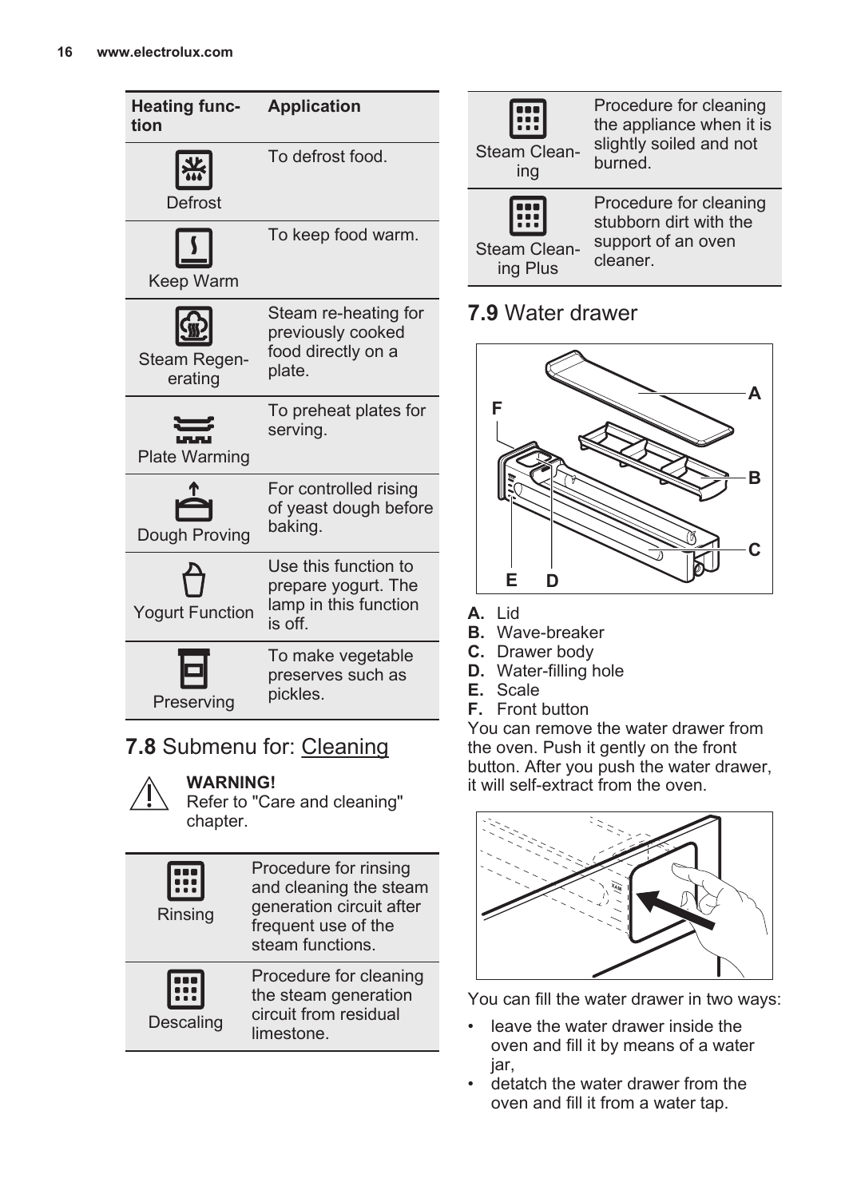| Heating function | Application |
| --- | --- |
| Defrost | To defrost food. |
| Keep Warm | To keep food warm. |
| Steam Regenerating | Steam re-heating for previously cooked food directly on a plate. |
| Plate Warming | To preheat plates for serving. |
| Dough Proving | For controlled rising of yeast dough before baking. |
| Yogurt Function | Use this function to prepare yogurt. The lamp in this function is off. |
| Preserving | To make vegetable preserves such as pickles. |

## 7.8 Submenu for: Cleaning

**WARNING!**
Refer to "Care and cleaning" chapter.

| | |
| --- | --- |
| Rinsing | Procedure for rinsing and cleaning the steam generation circuit after frequent use of the steam functions. |
| Descaling | Procedure for cleaning the steam generation circuit from residual limestone. |
| Steam Cleaning | Procedure for cleaning the appliance when it is slightly soiled and not burned. |
| Steam Cleaning Plus | Procedure for cleaning stubborn dirt with the support of an oven cleaner. |

## 7.9 Water drawer

**A.** Lid
**B.** Wave-breaker
**C.** Drawer body
**D.** Water-filling hole
**E.** Scale
**F.** Front button

You can remove the water drawer from the oven. Push it gently on the front button. After you push the water drawer, it will self-extract from the oven.

You can fill the water drawer in two ways:

- leave the water drawer inside the oven and fill it by means of a water jar,
- detatch the water drawer from the oven and fill it from a water tap.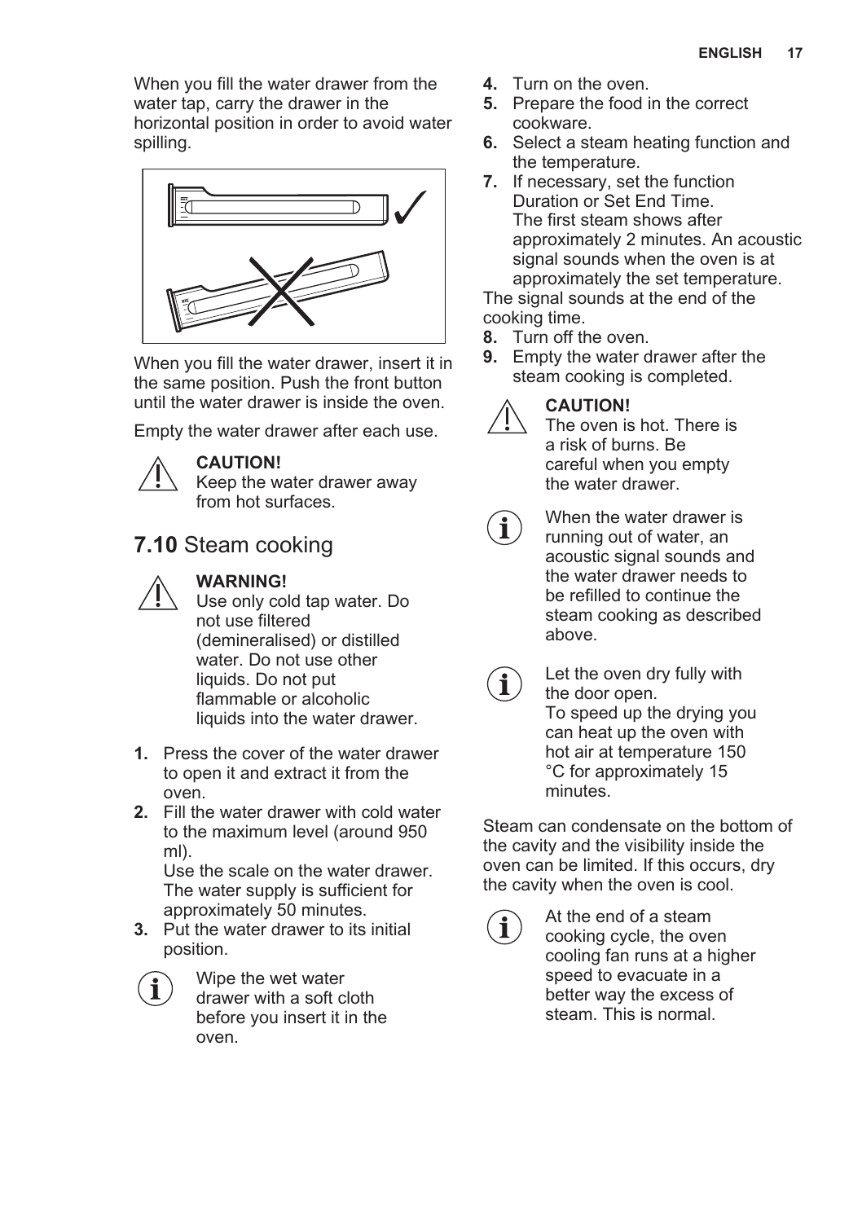When you fill the water drawer from the water tap, carry the drawer in the horizontal position in order to avoid water spilling.

When you fill the water drawer, insert it in the same position. Push the front button until the water drawer is inside the oven.

Empty the water drawer after each use.

**CAUTION!**
Keep the water drawer away from hot surfaces.

## 7.10 Steam cooking

**WARNING!**
Use only cold tap water. Do not use filtered (demineralised) or distilled water. Do not use other liquids. Do not put flammable or alcoholic liquids into the water drawer.

1. Press the cover of the water drawer to open it and extract it from the oven.
2. Fill the water drawer with cold water to the maximum level (around 950 ml).
   Use the scale on the water drawer. The water supply is sufficient for approximately 50 minutes.
3. Put the water drawer to its initial position.

Wipe the wet water drawer with a soft cloth before you insert it in the oven.

4. Turn on the oven.
5. Prepare the food in the correct cookware.
6. Select a steam heating function and the temperature.
7. If necessary, set the function Duration or Set End Time.
   The first steam shows after approximately 2 minutes. An acoustic signal sounds when the oven is at approximately the set temperature.

The signal sounds at the end of the cooking time.

8. Turn off the oven.
9. Empty the water drawer after the steam cooking is completed.

**CAUTION!**
The oven is hot. There is a risk of burns. Be careful when you empty the water drawer.

When the water drawer is running out of water, an acoustic signal sounds and the water drawer needs to be refilled to continue the steam cooking as described above.

Let the oven dry fully with the door open.
To speed up the drying you can heat up the oven with hot air at temperature 150 °C for approximately 15 minutes.

Steam can condensate on the bottom of the cavity and the visibility inside the oven can be limited. If this occurs, dry the cavity when the oven is cool.

At the end of a steam cooking cycle, the oven cooling fan runs at a higher speed to evacuate in a better way the excess of steam. This is normal.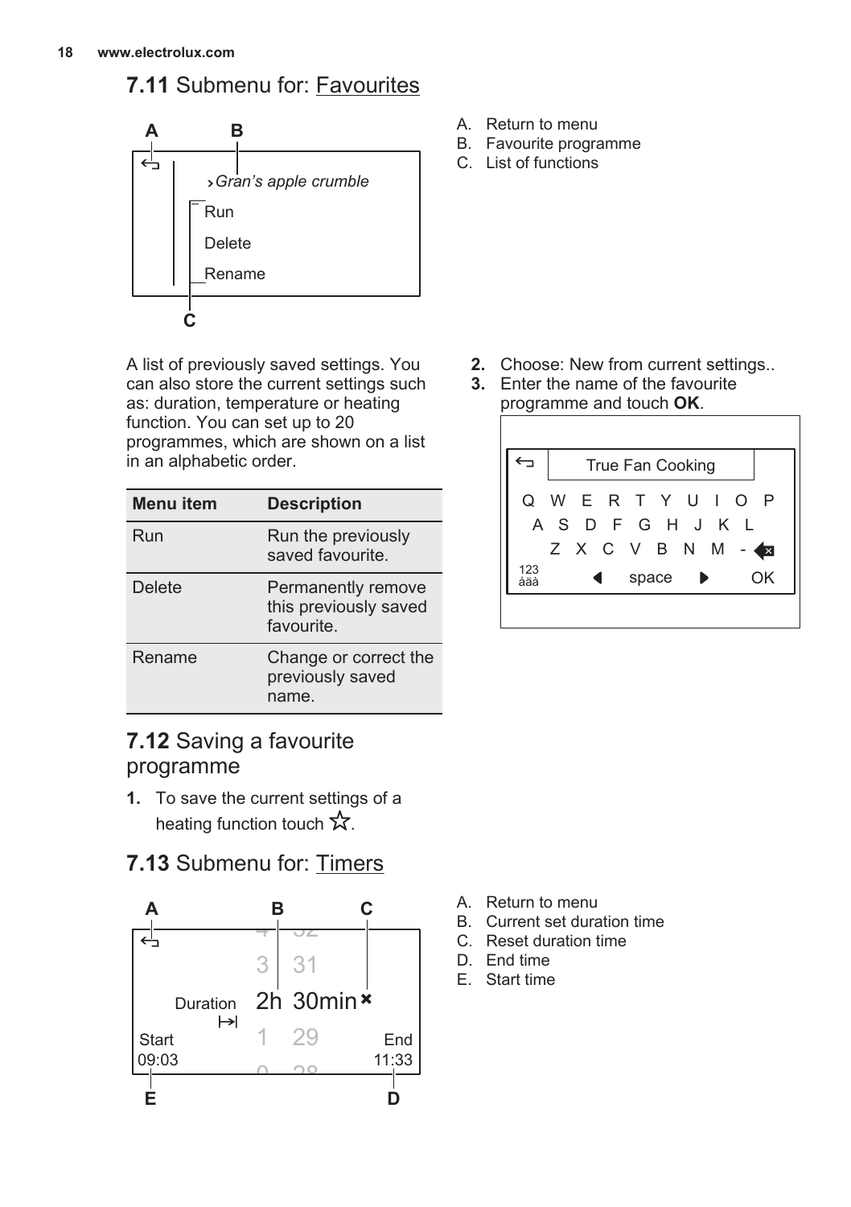## 7.11 Submenu for: Favourites

A. Return to menu
B. Favourite programme
C. List of functions

A list of previously saved settings. You can also store the current settings such as: duration, temperature or heating function. You can set up to 20 programmes, which are shown on a list in an alphabetic order.

| Menu item | Description |
| --- | --- |
| Run | Run the previously saved favourite. |
| Delete | Permanently remove this previously saved favourite. |
| Rename | Change or correct the previously saved name. |

## 7.12 Saving a favourite programme

1. To save the current settings of a heating function touch ☆.
2. Choose: New from current settings..
3. Enter the name of the favourite programme and touch **OK**.

## 7.13 Submenu for: Timers

A. Return to menu
B. Current set duration time
C. Reset duration time
D. End time
E. Start time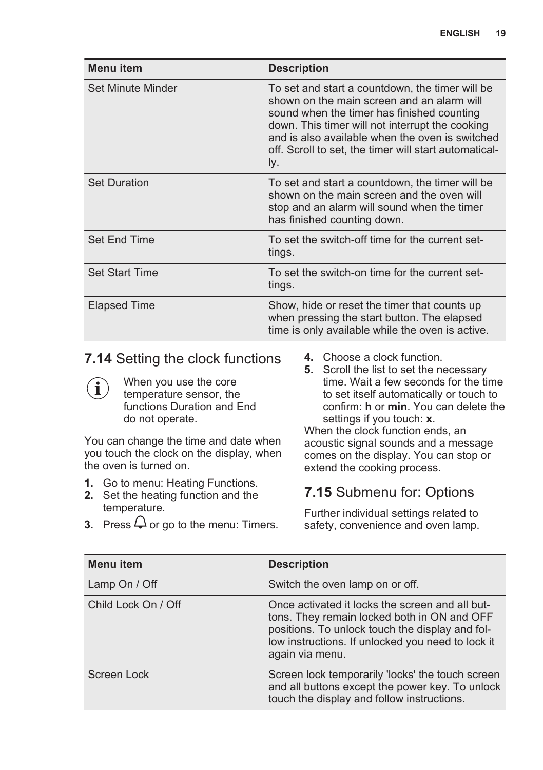| Menu item | Description |
| --- | --- |
| Set Minute Minder | To set and start a countdown, the timer will be shown on the main screen and an alarm will sound when the timer has finished counting down. This timer will not interrupt the cooking and is also available when the oven is switched off. Scroll to set, the timer will start automatically. |
| Set Duration | To set and start a countdown, the timer will be shown on the main screen and the oven will stop and an alarm will sound when the timer has finished counting down. |
| Set End Time | To set the switch-off time for the current settings. |
| Set Start Time | To set the switch-on time for the current settings. |
| Elapsed Time | Show, hide or reset the timer that counts up when pressing the start button. The elapsed time is only available while the oven is active. |

## 7.14 Setting the clock functions

When you use the core temperature sensor, the functions Duration and End do not operate.

You can change the time and date when you touch the clock on the display, when the oven is turned on.

1. Go to menu: Heating Functions.
2. Set the heating function and the temperature.
3. Press 🔔 or go to the menu: Timers.
4. Choose a clock function.
5. Scroll the list to set the necessary time. Wait a few seconds for the time to set itself automatically or touch to confirm: **h** or **min**. You can delete the settings if you touch: **x**.

When the clock function ends, an acoustic signal sounds and a message comes on the display. You can stop or extend the cooking process.

## 7.15 Submenu for: Options

Further individual settings related to safety, convenience and oven lamp.

| Menu item | Description |
| --- | --- |
| Lamp On / Off | Switch the oven lamp on or off. |
| Child Lock On / Off | Once activated it locks the screen and all buttons. They remain locked both in ON and OFF positions. To unlock touch the display and follow instructions. If unlocked you need to lock it again via menu. |
| Screen Lock | Screen lock temporarily 'locks' the touch screen and all buttons except the power key. To unlock touch the display and follow instructions. |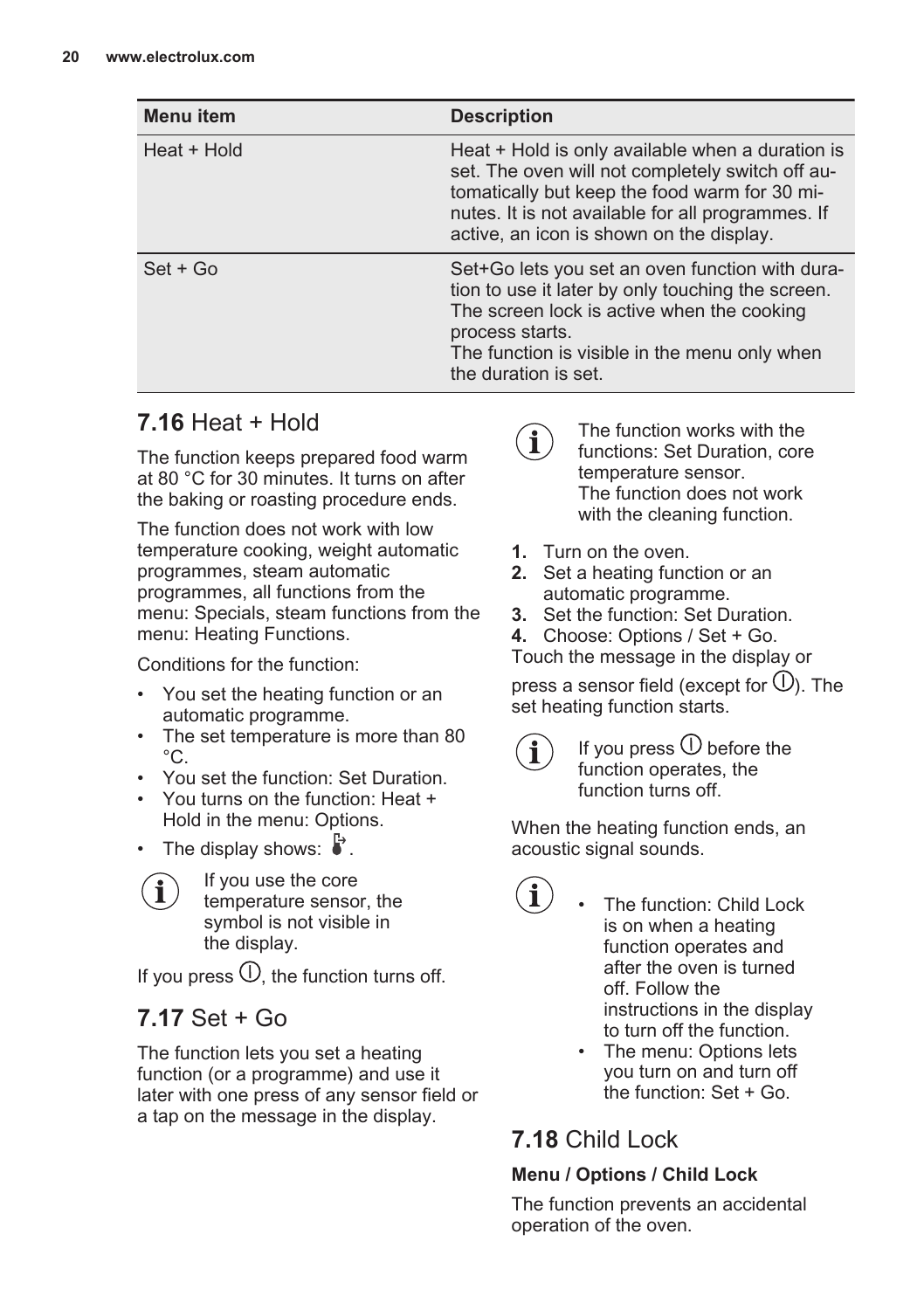| Menu item | Description |
| --- | --- |
| Heat + Hold | Heat + Hold is only available when a duration is set. The oven will not completely switch off automatically but keep the food warm for 30 minutes. It is not available for all programmes. If active, an icon is shown on the display. |
| Set + Go | Set+Go lets you set an oven function with duration to use it later by only touching the screen. The screen lock is active when the cooking process starts.<br>The function is visible in the menu only when the duration is set. |

## 7.16 Heat + Hold

The function keeps prepared food warm at 80 °C for 30 minutes. It turns on after the baking or roasting procedure ends.

The function does not work with low temperature cooking, weight automatic programmes, steam automatic programmes, all functions from the menu: Specials, steam functions from the menu: Heating Functions.

Conditions for the function:

- You set the heating function or an automatic programme.
- The set temperature is more than 80 °C.
- You set the function: Set Duration.
- You turns on the function: Heat + Hold in the menu: Options.
- The display shows: .

If you use the core temperature sensor, the symbol is not visible in the display.

If you press , the function turns off.

## 7.17 Set + Go

The function lets you set a heating function (or a programme) and use it later with one press of any sensor field or a tap on the message in the display.

The function works with the functions: Set Duration, core temperature sensor.
The function does not work with the cleaning function.

1. Turn on the oven.
2. Set a heating function or an automatic programme.
3. Set the function: Set Duration.
4. Choose: Options / Set + Go.

Touch the message in the display or press a sensor field (except for ). The set heating function starts.

If you press  before the function operates, the function turns off.

When the heating function ends, an acoustic signal sounds.

- The function: Child Lock is on when a heating function operates and after the oven is turned off. Follow the instructions in the display to turn off the function.
- The menu: Options lets you turn on and turn off the function: Set + Go.

## 7.18 Child Lock

**Menu / Options / Child Lock**

The function prevents an accidental operation of the oven.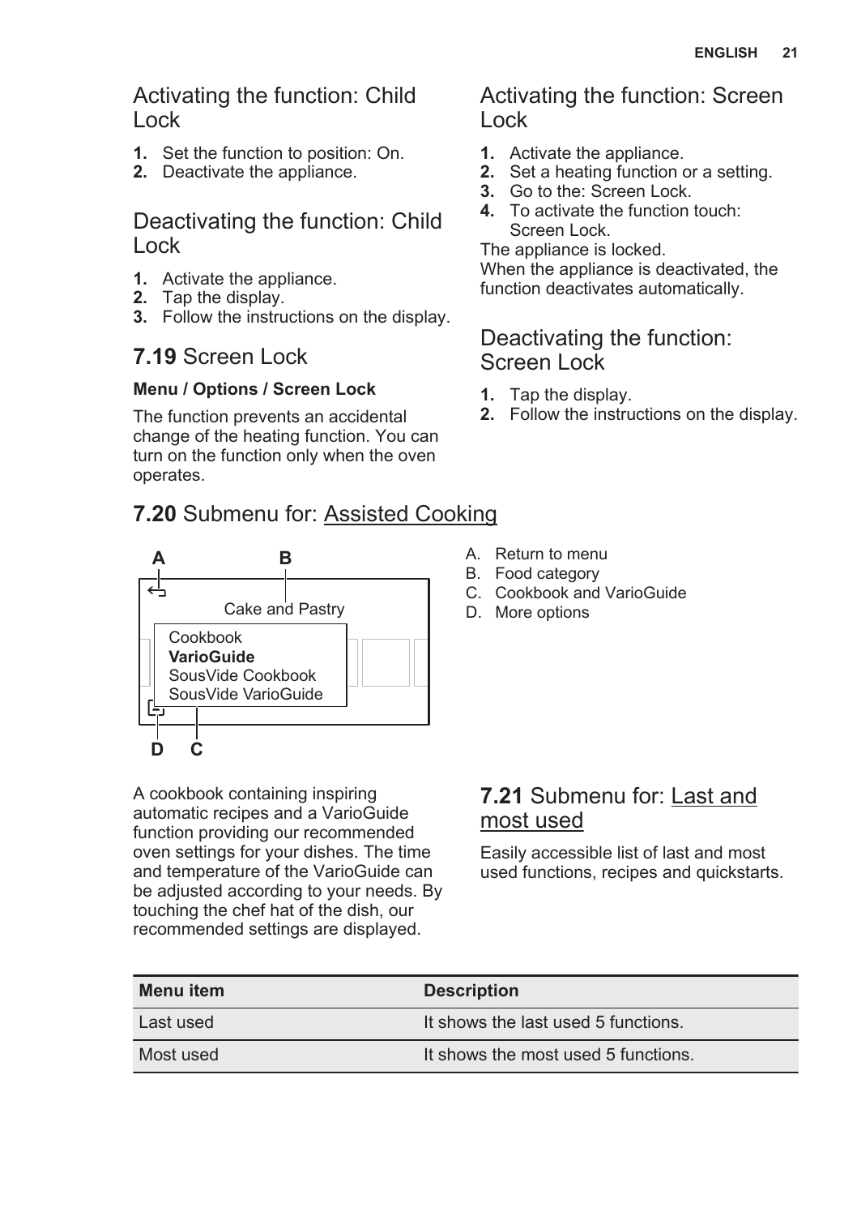### Activating the function: Child Lock

1. Set the function to position: On.
2. Deactivate the appliance.

### Deactivating the function: Child Lock

1. Activate the appliance.
2. Tap the display.
3. Follow the instructions on the display.

## 7.19 Screen Lock

**Menu / Options / Screen Lock**

The function prevents an accidental change of the heating function. You can turn on the function only when the oven operates.

### Activating the function: Screen Lock

1. Activate the appliance.
2. Set a heating function or a setting.
3. Go to the: Screen Lock.
4. To activate the function touch: Screen Lock.

The appliance is locked.
When the appliance is deactivated, the function deactivates automatically.

### Deactivating the function: Screen Lock

1. Tap the display.
2. Follow the instructions on the display.

## 7.20 Submenu for: Assisted Cooking

A. Return to menu
B. Food category
C. Cookbook and VarioGuide
D. More options

A cookbook containing inspiring automatic recipes and a VarioGuide function providing our recommended oven settings for your dishes. The time and temperature of the VarioGuide can be adjusted according to your needs. By touching the chef hat of the dish, our recommended settings are displayed.

## 7.21 Submenu for: Last and most used

Easily accessible list of last and most used functions, recipes and quickstarts.

| Menu item | Description |
|---|---|
| Last used | It shows the last used 5 functions. |
| Most used | It shows the most used 5 functions. |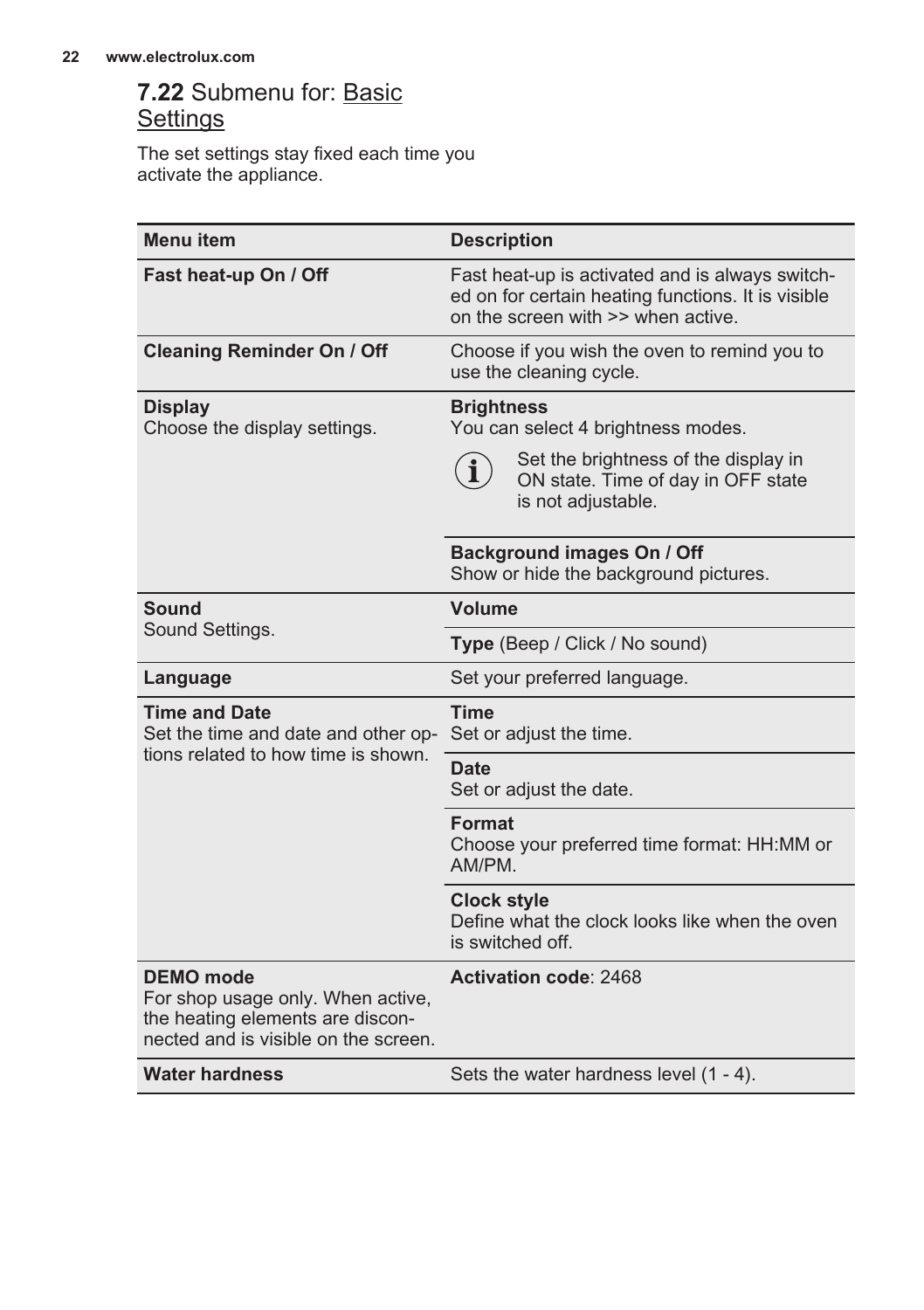## 7.22 Submenu for: Basic Settings

The set settings stay fixed each time you activate the appliance.

| Menu item | Description |
| --- | --- |
| **Fast heat-up On / Off** | Fast heat-up is activated and is always switched on for certain heating functions. It is visible on the screen with >> when active. |
| **Cleaning Reminder On / Off** | Choose if you wish the oven to remind you to use the cleaning cycle. |
| **Display**<br>Choose the display settings. | **Brightness**<br>You can select 4 brightness modes.<br>Set the brightness of the display in ON state. Time of day in OFF state is not adjustable. |
| | **Background images On / Off**<br>Show or hide the background pictures. |
| **Sound**<br>Sound Settings. | **Volume** |
| | **Type** (Beep / Click / No sound) |
| **Language** | Set your preferred language. |
| **Time and Date**<br>Set the time and date and other options related to how time is shown. | **Time**<br>Set or adjust the time. |
| | **Date**<br>Set or adjust the date. |
| | **Format**<br>Choose your preferred time format: HH:MM or AM/PM. |
| | **Clock style**<br>Define what the clock looks like when the oven is switched off. |
| **DEMO mode**<br>For shop usage only. When active, the heating elements are disconnected and is visible on the screen. | **Activation code**: 2468 |
| **Water hardness** | Sets the water hardness level (1 - 4). |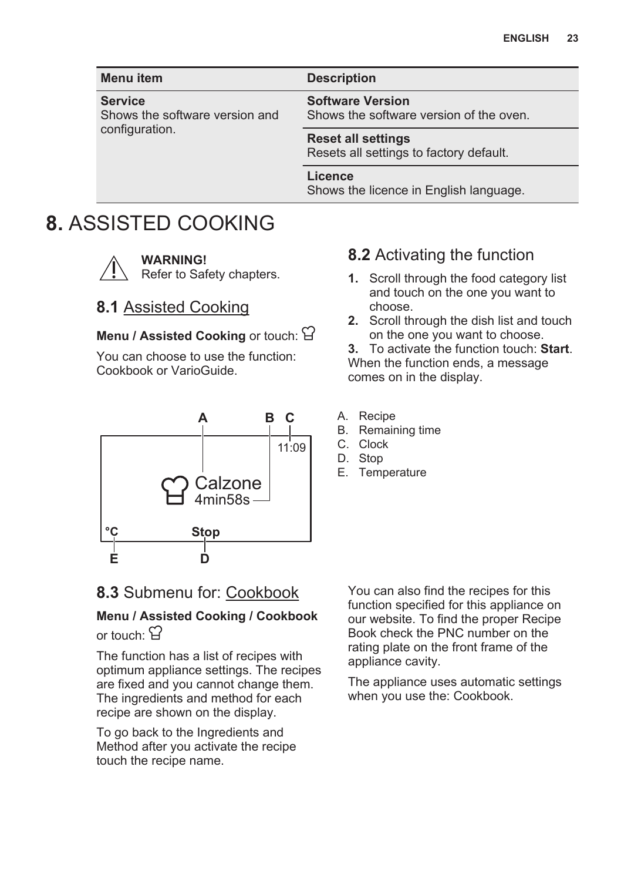| Menu item | Description |
| --- | --- |
| **Service**<br>Shows the software version and configuration. | **Software Version**<br>Shows the software version of the oven. |
| | **Reset all settings**<br>Resets all settings to factory default. |
| | **Licence**<br>Shows the licence in English language. |

# 8. ASSISTED COOKING

**WARNING!**
Refer to Safety chapters.

## 8.1 Assisted Cooking

**Menu / Assisted Cooking** or touch:

You can choose to use the function: Cookbook or VarioGuide.

A. Recipe
B. Remaining time
C. Clock
D. Stop
E. Temperature

## 8.2 Activating the function

1. Scroll through the food category list and touch on the one you want to choose.
2. Scroll through the dish list and touch on the one you want to choose.
3. To activate the function touch: **Start**.

When the function ends, a message comes on in the display.

## 8.3 Submenu for: Cookbook

**Menu / Assisted Cooking / Cookbook** or touch:

The function has a list of recipes with optimum appliance settings. The recipes are fixed and you cannot change them. The ingredients and method for each recipe are shown on the display.

To go back to the Ingredients and Method after you activate the recipe touch the recipe name.

You can also find the recipes for this function specified for this appliance on our website. To find the proper Recipe Book check the PNC number on the rating plate on the front frame of the appliance cavity.

The appliance uses automatic settings when you use the: Cookbook.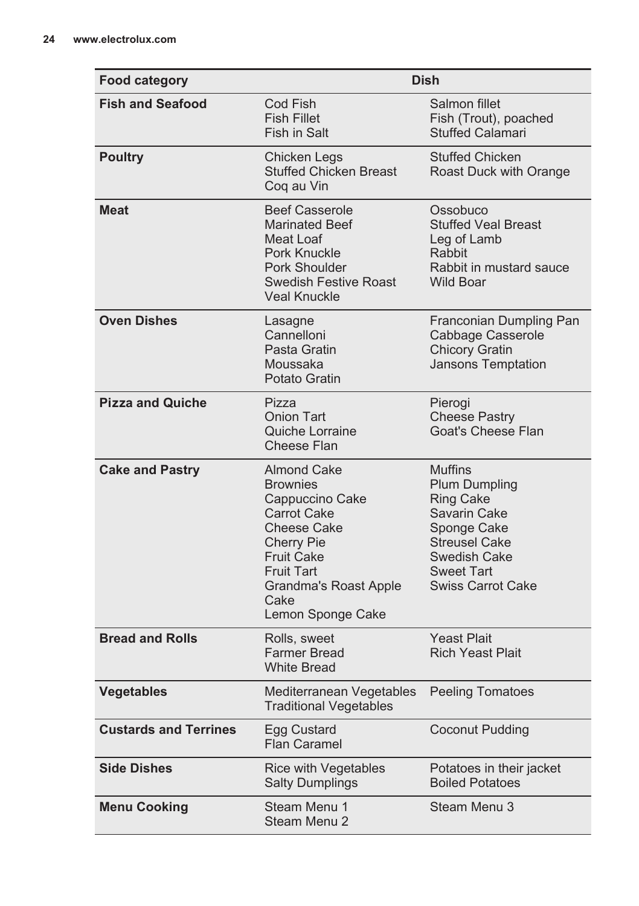| Food category | Dish | |
|---|---|---|
| **Fish and Seafood** | Cod Fish<br>Fish Fillet<br>Fish in Salt | Salmon fillet<br>Fish (Trout), poached<br>Stuffed Calamari |
| **Poultry** | Chicken Legs<br>Stuffed Chicken Breast<br>Coq au Vin | Stuffed Chicken<br>Roast Duck with Orange |
| **Meat** | Beef Casserole<br>Marinated Beef<br>Meat Loaf<br>Pork Knuckle<br>Pork Shoulder<br>Swedish Festive Roast<br>Veal Knuckle | Ossobuco<br>Stuffed Veal Breast<br>Leg of Lamb<br>Rabbit<br>Rabbit in mustard sauce<br>Wild Boar |
| **Oven Dishes** | Lasagne<br>Cannelloni<br>Pasta Gratin<br>Moussaka<br>Potato Gratin | Franconian Dumpling Pan<br>Cabbage Casserole<br>Chicory Gratin<br>Jansons Temptation |
| **Pizza and Quiche** | Pizza<br>Onion Tart<br>Quiche Lorraine<br>Cheese Flan | Pierogi<br>Cheese Pastry<br>Goat's Cheese Flan |
| **Cake and Pastry** | Almond Cake<br>Brownies<br>Cappuccino Cake<br>Carrot Cake<br>Cheese Cake<br>Cherry Pie<br>Fruit Cake<br>Fruit Tart<br>Grandma's Roast Apple Cake<br>Lemon Sponge Cake | Muffins<br>Plum Dumpling<br>Ring Cake<br>Savarin Cake<br>Sponge Cake<br>Streusel Cake<br>Swedish Cake<br>Sweet Tart<br>Swiss Carrot Cake |
| **Bread and Rolls** | Rolls, sweet<br>Farmer Bread<br>White Bread | Yeast Plait<br>Rich Yeast Plait |
| **Vegetables** | Mediterranean Vegetables<br>Traditional Vegetables | Peeling Tomatoes |
| **Custards and Terrines** | Egg Custard<br>Flan Caramel | Coconut Pudding |
| **Side Dishes** | Rice with Vegetables<br>Salty Dumplings | Potatoes in their jacket<br>Boiled Potatoes |
| **Menu Cooking** | Steam Menu 1<br>Steam Menu 2 | Steam Menu 3 |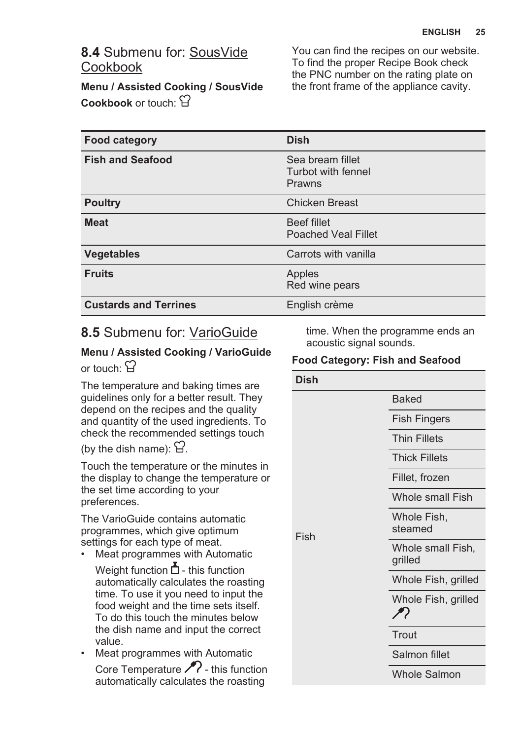## 8.4 Submenu for: SousVide Cookbook

**Menu / Assisted Cooking / SousVide Cookbook** or touch: 

You can find the recipes on our website. To find the proper Recipe Book check the PNC number on the rating plate on the front frame of the appliance cavity.

| Food category | Dish |
|---|---|
| **Fish and Seafood** | Sea bream fillet<br>Turbot with fennel<br>Prawns |
| **Poultry** | Chicken Breast |
| **Meat** | Beef fillet<br>Poached Veal Fillet |
| **Vegetables** | Carrots with vanilla |
| **Fruits** | Apples<br>Red wine pears |
| **Custards and Terrines** | English crème |

## 8.5 Submenu for: VarioGuide

**Menu / Assisted Cooking / VarioGuide** or touch: 

The temperature and baking times are guidelines only for a better result. They depend on the recipes and the quality and quantity of the used ingredients. To check the recommended settings touch (by the dish name): .

Touch the temperature or the minutes in the display to change the temperature or the set time according to your preferences.

The VarioGuide contains automatic programmes, which give optimum settings for each type of meat.

- Meat programmes with Automatic Weight function  - this function automatically calculates the roasting time. To use it you need to input the food weight and the time sets itself. To do this touch the minutes below the dish name and input the correct value.
- Meat programmes with Automatic Core Temperature  - this function automatically calculates the roasting time. When the programme ends an acoustic signal sounds.

**Food Category: Fish and Seafood**

| Dish | |
|---|---|
| Fish | Baked |
| | Fish Fingers |
| | Thin Fillets |
| | Thick Fillets |
| | Fillet, frozen |
| | Whole small Fish |
| | Whole Fish, steamed |
| | Whole small Fish, grilled |
| | Whole Fish, grilled |
| | Whole Fish, grilled  |
| | Trout |
| | Salmon fillet |
| | Whole Salmon |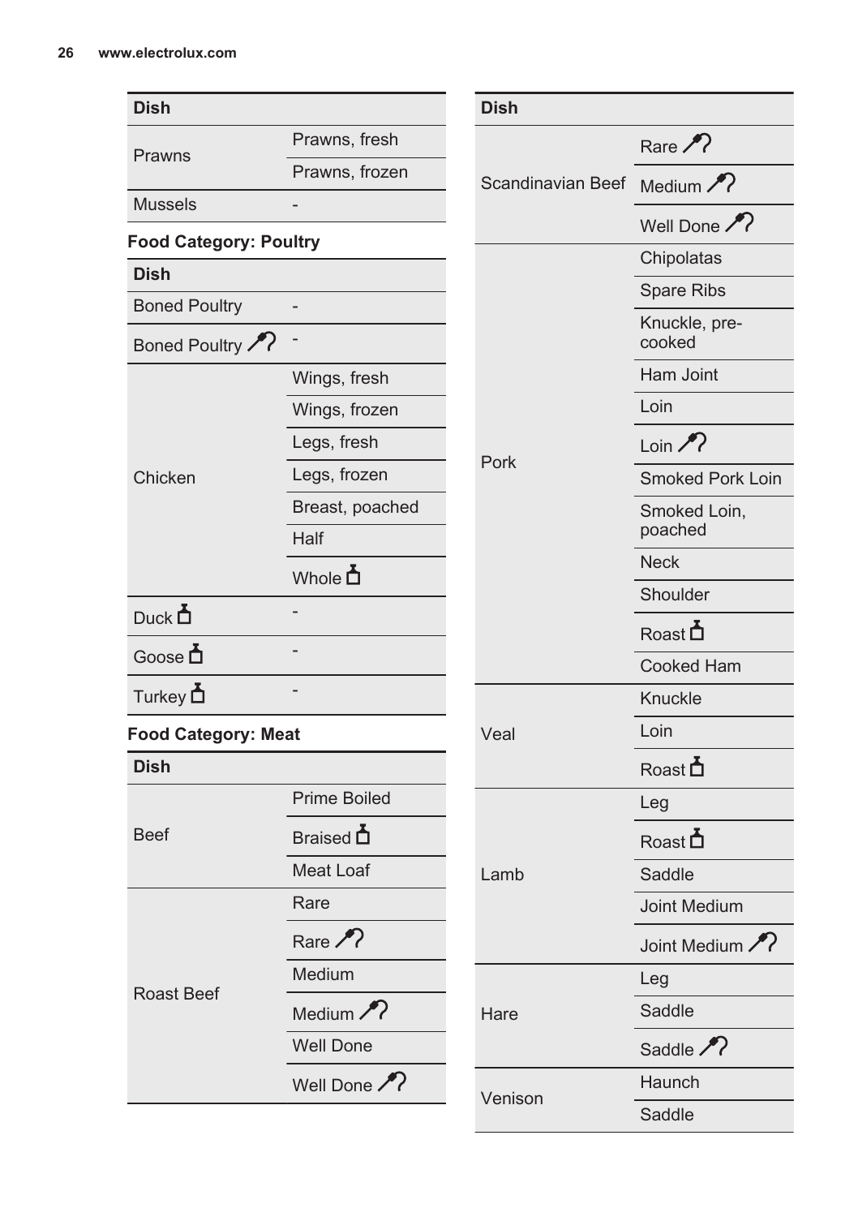| Dish | |
|---|---|
| Prawns | Prawns, fresh |
| | Prawns, frozen |
| Mussels | - |

**Food Category: Poultry**

| Dish | |
|---|---|
| Boned Poultry | - |
| Boned Poultry (core temperature sensor) | - |
| Chicken | Wings, fresh |
| | Wings, frozen |
| | Legs, fresh |
| | Legs, frozen |
| | Breast, poached |
| | Half |
| | Whole (weight) |
| Duck (weight) | - |
| Goose (weight) | - |
| Turkey (weight) | - |

**Food Category: Meat**

| Dish | |
|---|---|
| Beef | Prime Boiled |
| | Braised (weight) |
| | Meat Loaf |
| Roast Beef | Rare |
| | Rare (core temperature sensor) |
| | Medium |
| | Medium (core temperature sensor) |
| | Well Done |
| | Well Done (core temperature sensor) |
| Scandinavian Beef | Rare (core temperature sensor) |
| | Medium (core temperature sensor) |
| | Well Done (core temperature sensor) |
| Pork | Chipolatas |
| | Spare Ribs |
| | Knuckle, pre-cooked |
| | Ham Joint |
| | Loin |
| | Loin (core temperature sensor) |
| | Smoked Pork Loin |
| | Smoked Loin, poached |
| | Neck |
| | Shoulder |
| | Roast (weight) |
| | Cooked Ham |
| Veal | Knuckle |
| | Loin |
| | Roast (weight) |
| Lamb | Leg |
| | Roast (weight) |
| | Saddle |
| | Joint Medium |
| | Joint Medium (core temperature sensor) |
| Hare | Leg |
| | Saddle |
| | Saddle (core temperature sensor) |
| Venison | Haunch |
| | Saddle |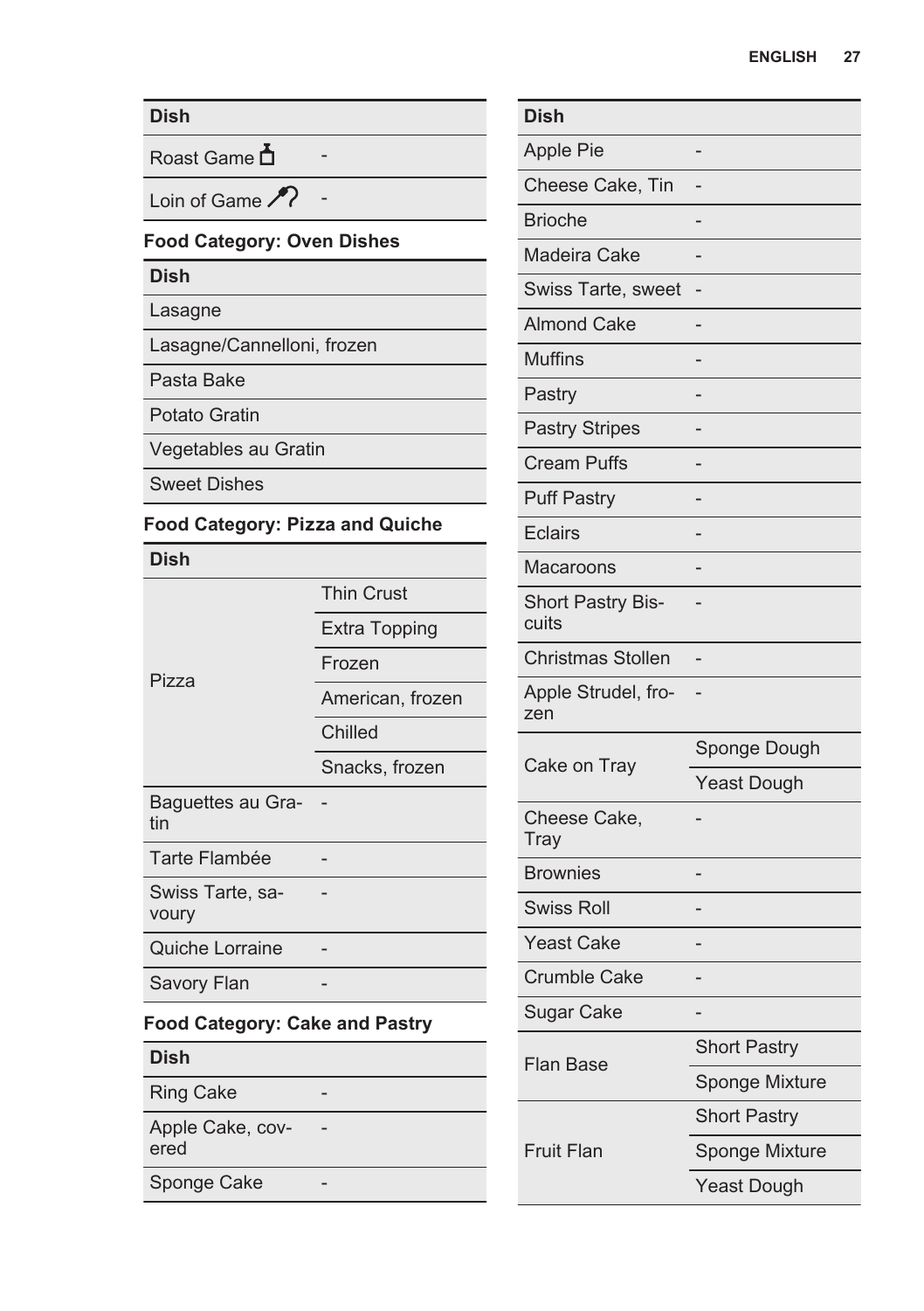| Dish | |
|---|---|
| Roast Game | - |
| Loin of Game | - |

**Food Category: Oven Dishes**

| Dish |
|---|
| Lasagne |
| Lasagne/Cannelloni, frozen |
| Pasta Bake |
| Potato Gratin |
| Vegetables au Gratin |
| Sweet Dishes |

**Food Category: Pizza and Quiche**

| Dish | |
|---|---|
| Pizza | Thin Crust |
| | Extra Topping |
| | Frozen |
| | American, frozen |
| | Chilled |
| | Snacks, frozen |
| Baguettes au Gratin | - |
| Tarte Flambée | - |
| Swiss Tarte, savoury | - |
| Quiche Lorraine | - |
| Savory Flan | - |

**Food Category: Cake and Pastry**

| Dish | |
|---|---|
| Ring Cake | - |
| Apple Cake, covered | - |
| Sponge Cake | - |
| Apple Pie | - |
| Cheese Cake, Tin | - |
| Brioche | - |
| Madeira Cake | - |
| Swiss Tarte, sweet | - |
| Almond Cake | - |
| Muffins | - |
| Pastry | - |
| Pastry Stripes | - |
| Cream Puffs | - |
| Puff Pastry | - |
| Eclairs | - |
| Macaroons | - |
| Short Pastry Biscuits | - |
| Christmas Stollen | - |
| Apple Strudel, frozen | - |
| Cake on Tray | Sponge Dough |
| | Yeast Dough |
| Cheese Cake, Tray | - |
| Brownies | - |
| Swiss Roll | - |
| Yeast Cake | - |
| Crumble Cake | - |
| Sugar Cake | - |
| Flan Base | Short Pastry |
| | Sponge Mixture |
| Fruit Flan | Short Pastry |
| | Sponge Mixture |
| | Yeast Dough |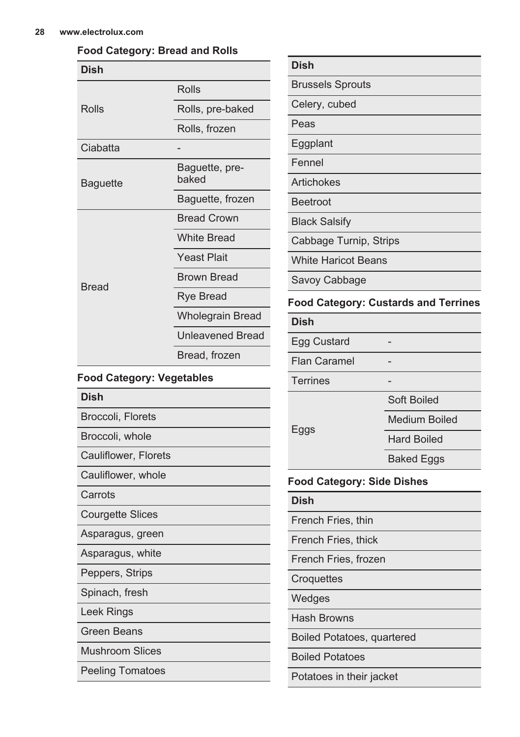**Food Category: Bread and Rolls**

| Dish | |
|---|---|
| Rolls | Rolls |
| | Rolls, pre-baked |
| | Rolls, frozen |
| Ciabatta | - |
| Baguette | Baguette, pre-baked |
| | Baguette, frozen |
| Bread | Bread Crown |
| | White Bread |
| | Yeast Plait |
| | Brown Bread |
| | Rye Bread |
| | Wholegrain Bread |
| | Unleavened Bread |
| | Bread, frozen |

**Food Category: Vegetables**

| Dish |
|---|
| Broccoli, Florets |
| Broccoli, whole |
| Cauliflower, Florets |
| Cauliflower, whole |
| Carrots |
| Courgette Slices |
| Asparagus, green |
| Asparagus, white |
| Peppers, Strips |
| Spinach, fresh |
| Leek Rings |
| Green Beans |
| Mushroom Slices |
| Peeling Tomatoes |
| Brussels Sprouts |
| Celery, cubed |
| Peas |
| Eggplant |
| Fennel |
| Artichokes |
| Beetroot |
| Black Salsify |
| Cabbage Turnip, Strips |
| White Haricot Beans |
| Savoy Cabbage |

**Food Category: Custards and Terrines**

| Dish | |
|---|---|
| Egg Custard | - |
| Flan Caramel | - |
| Terrines | - |
| Eggs | Soft Boiled |
| | Medium Boiled |
| | Hard Boiled |
| | Baked Eggs |

**Food Category: Side Dishes**

| Dish |
|---|
| French Fries, thin |
| French Fries, thick |
| French Fries, frozen |
| Croquettes |
| Wedges |
| Hash Browns |
| Boiled Potatoes, quartered |
| Boiled Potatoes |
| Potatoes in their jacket |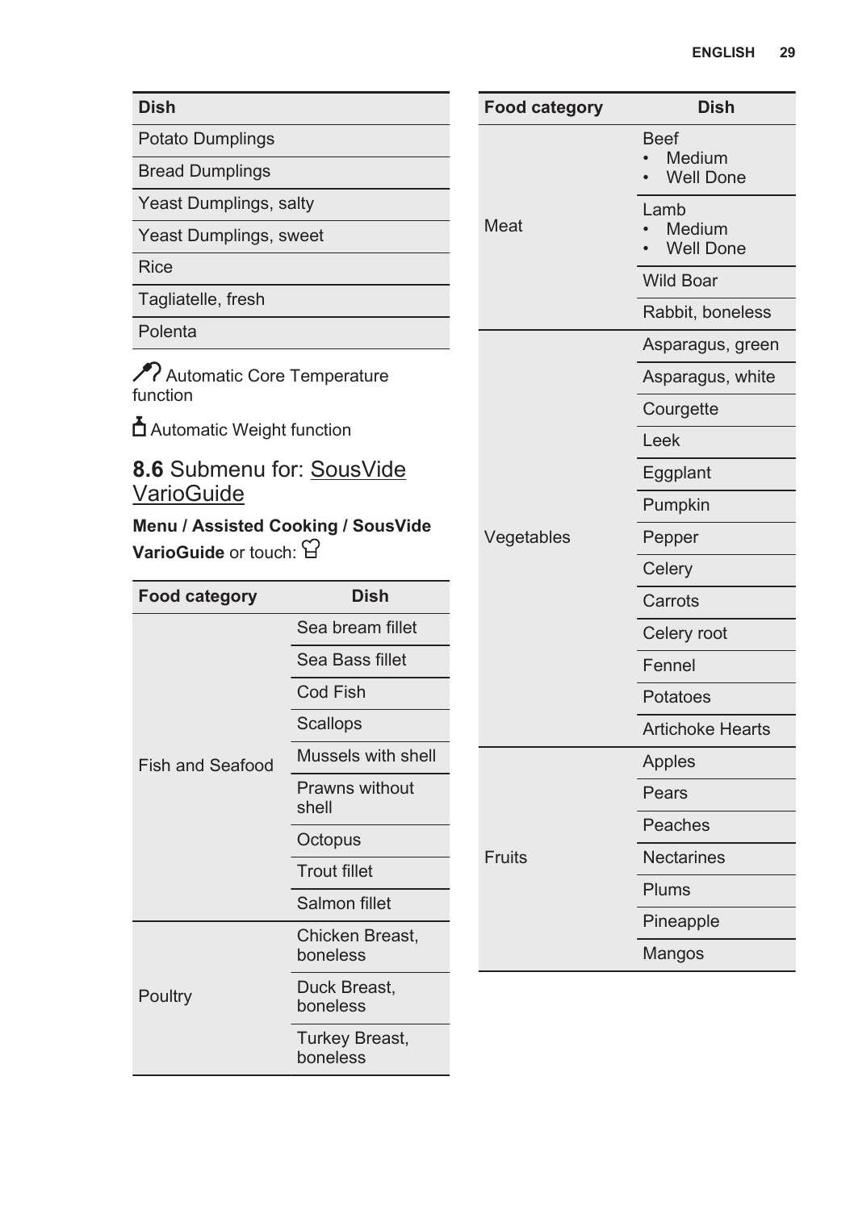| Dish |
| --- |
| Potato Dumplings |
| Bread Dumplings |
| Yeast Dumplings, salty |
| Yeast Dumplings, sweet |
| Rice |
| Tagliatelle, fresh |
| Polenta |

Automatic Core Temperature function

Automatic Weight function

## 8.6 Submenu for: SousVide VarioGuide

**Menu / Assisted Cooking / SousVide VarioGuide** or touch:

| Food category | Dish |
| --- | --- |
| Fish and Seafood | Sea bream fillet |
| | Sea Bass fillet |
| | Cod Fish |
| | Scallops |
| | Mussels with shell |
| | Prawns without shell |
| | Octopus |
| | Trout fillet |
| | Salmon fillet |
| Poultry | Chicken Breast, boneless |
| | Duck Breast, boneless |
| | Turkey Breast, boneless |
| Meat | Beef<br>• Medium<br>• Well Done |
| | Lamb<br>• Medium<br>• Well Done |
| | Wild Boar |
| | Rabbit, boneless |
| Vegetables | Asparagus, green |
| | Asparagus, white |
| | Courgette |
| | Leek |
| | Eggplant |
| | Pumpkin |
| | Pepper |
| | Celery |
| | Carrots |
| | Celery root |
| | Fennel |
| | Potatoes |
| | Artichoke Hearts |
| Fruits | Apples |
| | Pears |
| | Peaches |
| | Nectarines |
| | Plums |
| | Pineapple |
| | Mangos |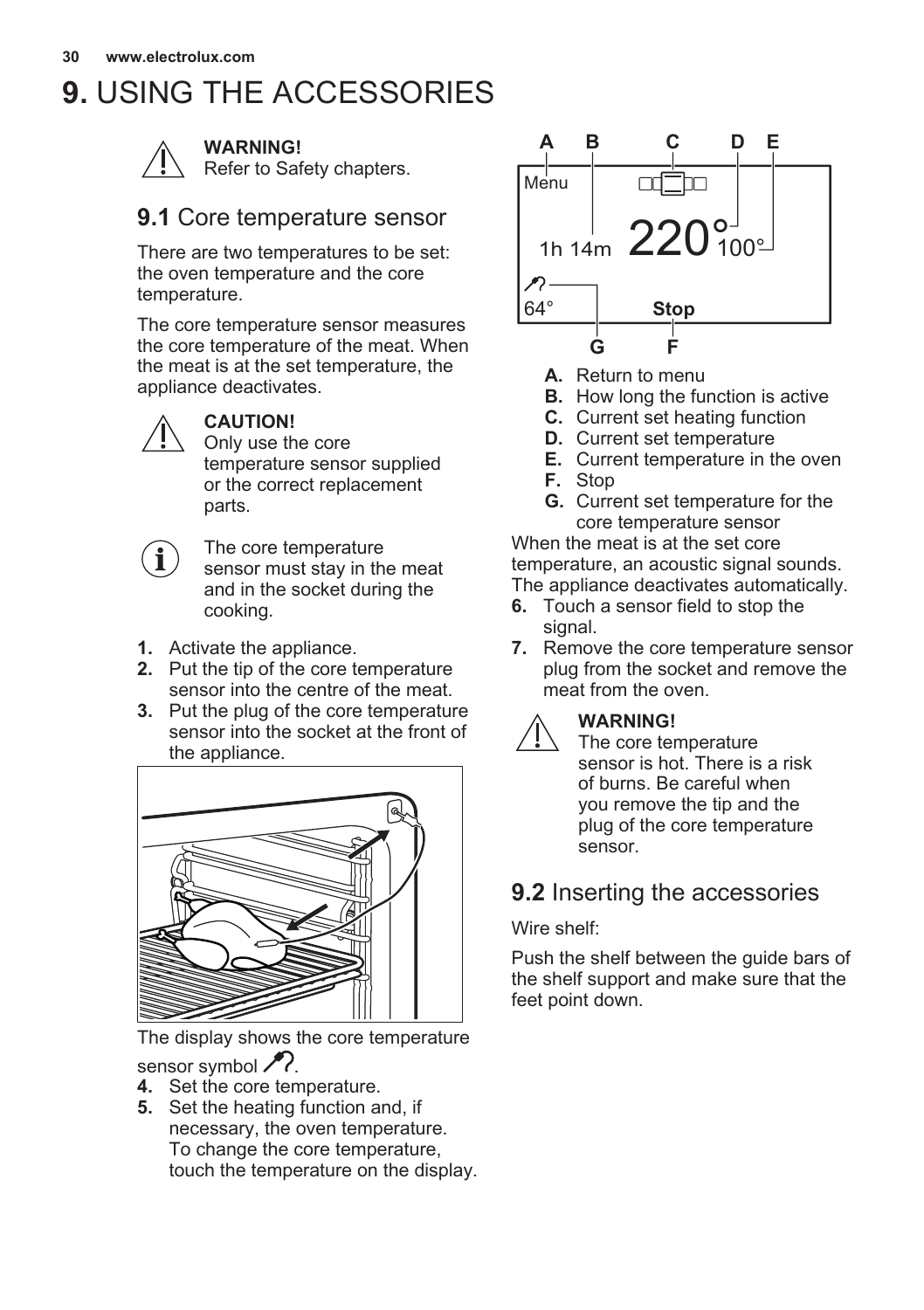# 9. USING THE ACCESSORIES

**WARNING!**
Refer to Safety chapters.

## 9.1 Core temperature sensor

There are two temperatures to be set: the oven temperature and the core temperature.

The core temperature sensor measures the core temperature of the meat. When the meat is at the set temperature, the appliance deactivates.

**CAUTION!**
Only use the core temperature sensor supplied or the correct replacement parts.

The core temperature sensor must stay in the meat and in the socket during the cooking.

1. Activate the appliance.
2. Put the tip of the core temperature sensor into the centre of the meat.
3. Put the plug of the core temperature sensor into the socket at the front of the appliance.

The display shows the core temperature sensor symbol.

4. Set the core temperature.
5. Set the heating function and, if necessary, the oven temperature.
   To change the core temperature, touch the temperature on the display.

- **A.** Return to menu
- **B.** How long the function is active
- **C.** Current set heating function
- **D.** Current set temperature
- **E.** Current temperature in the oven
- **F.** Stop
- **G.** Current set temperature for the core temperature sensor

When the meat is at the set core temperature, an acoustic signal sounds. The appliance deactivates automatically.

6. Touch a sensor field to stop the signal.
7. Remove the core temperature sensor plug from the socket and remove the meat from the oven.

**WARNING!**
The core temperature sensor is hot. There is a risk of burns. Be careful when you remove the tip and the plug of the core temperature sensor.

## 9.2 Inserting the accessories

Wire shelf:

Push the shelf between the guide bars of the shelf support and make sure that the feet point down.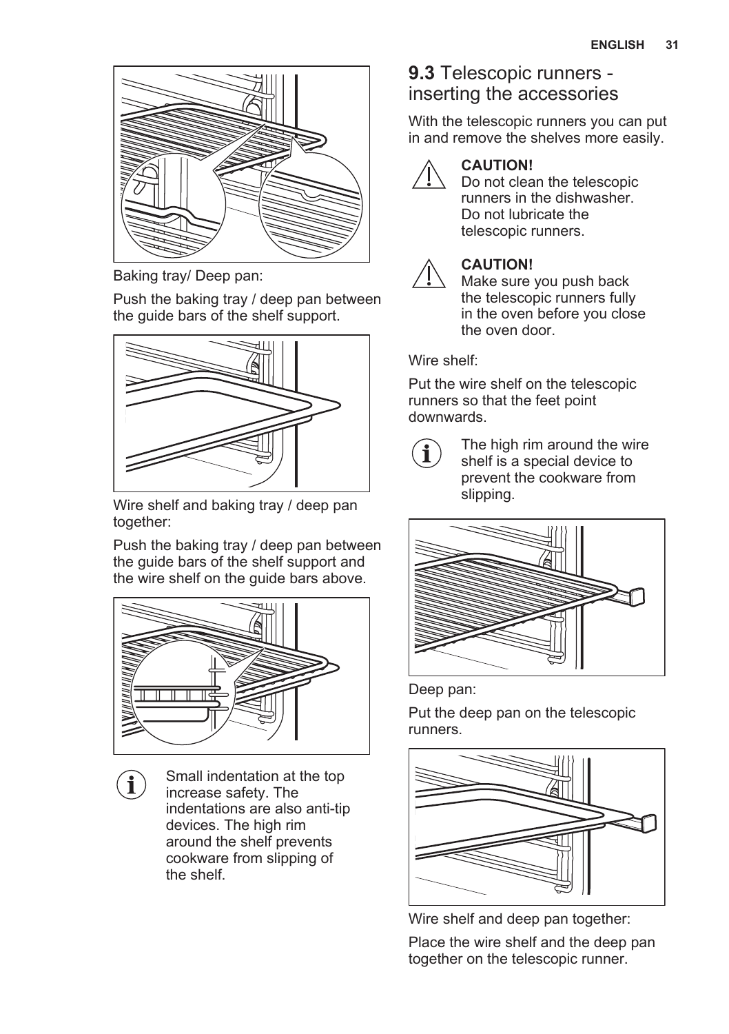Baking tray/ Deep pan:

Push the baking tray / deep pan between the guide bars of the shelf support.

Wire shelf and baking tray / deep pan together:

Push the baking tray / deep pan between the guide bars of the shelf support and the wire shelf on the guide bars above.

Small indentation at the top increase safety. The indentations are also anti-tip devices. The high rim around the shelf prevents cookware from slipping of the shelf.

## 9.3 Telescopic runners - inserting the accessories

With the telescopic runners you can put in and remove the shelves more easily.

**CAUTION!**
Do not clean the telescopic runners in the dishwasher. Do not lubricate the telescopic runners.

**CAUTION!**
Make sure you push back the telescopic runners fully in the oven before you close the oven door.

Wire shelf:

Put the wire shelf on the telescopic runners so that the feet point downwards.

The high rim around the wire shelf is a special device to prevent the cookware from slipping.

Deep pan:

Put the deep pan on the telescopic runners.

Wire shelf and deep pan together:

Place the wire shelf and the deep pan together on the telescopic runner.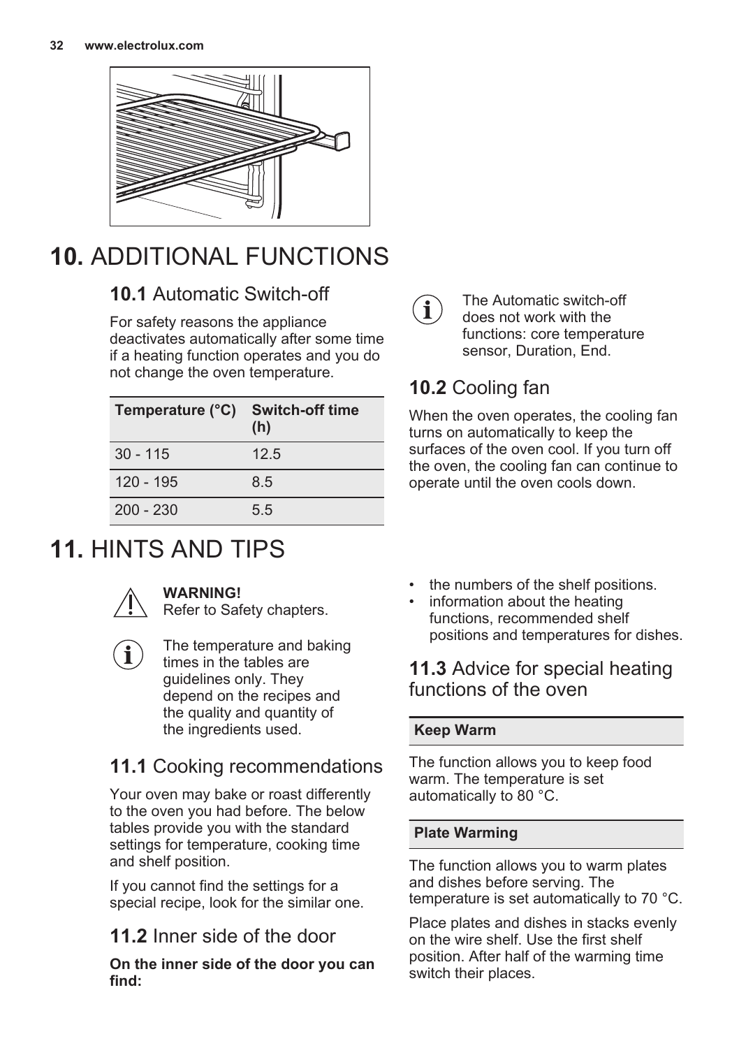# 10. ADDITIONAL FUNCTIONS

## 10.1 Automatic Switch-off

For safety reasons the appliance deactivates automatically after some time if a heating function operates and you do not change the oven temperature.

| Temperature (°C) | Switch-off time (h) |
| --- | --- |
| 30 - 115 | 12.5 |
| 120 - 195 | 8.5 |
| 200 - 230 | 5.5 |

The Automatic switch-off does not work with the functions: core temperature sensor, Duration, End.

## 10.2 Cooling fan

When the oven operates, the cooling fan turns on automatically to keep the surfaces of the oven cool. If you turn off the oven, the cooling fan can continue to operate until the oven cools down.

# 11. HINTS AND TIPS

**WARNING!**
Refer to Safety chapters.

The temperature and baking times in the tables are guidelines only. They depend on the recipes and the quality and quantity of the ingredients used.

## 11.1 Cooking recommendations

Your oven may bake or roast differently to the oven you had before. The below tables provide you with the standard settings for temperature, cooking time and shelf position.

If you cannot find the settings for a special recipe, look for the similar one.

## 11.2 Inner side of the door

**On the inner side of the door you can find:**

- the numbers of the shelf positions.
- information about the heating functions, recommended shelf positions and temperatures for dishes.

## 11.3 Advice for special heating functions of the oven

| Keep Warm |
| --- |

The function allows you to keep food warm. The temperature is set automatically to 80 °C.

| Plate Warming |
| --- |

The function allows you to warm plates and dishes before serving. The temperature is set automatically to 70 °C.

Place plates and dishes in stacks evenly on the wire shelf. Use the first shelf position. After half of the warming time switch their places.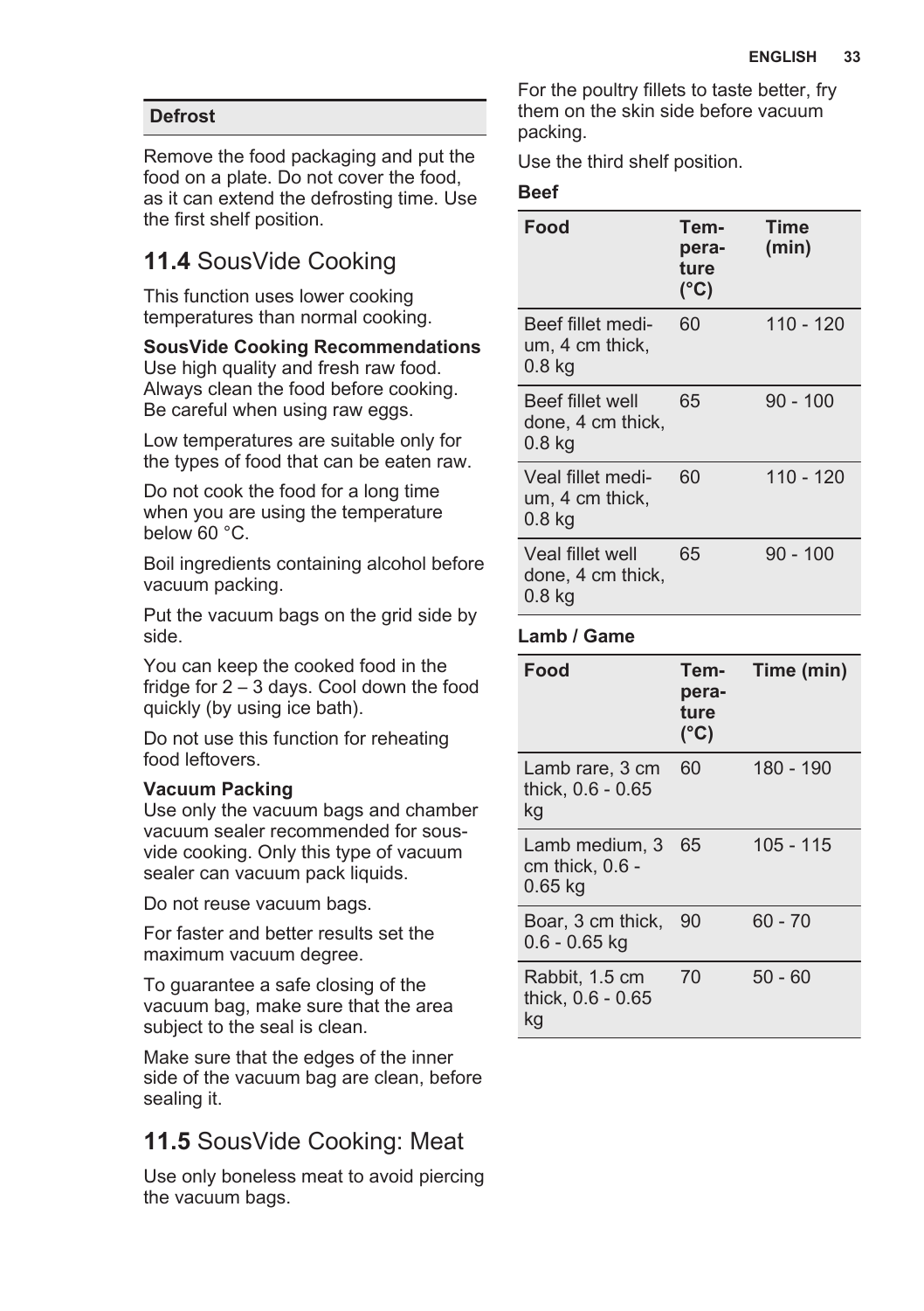#### Defrost

Remove the food packaging and put the food on a plate. Do not cover the food, as it can extend the defrosting time. Use the first shelf position.

## 11.4 SousVide Cooking

This function uses lower cooking temperatures than normal cooking.

**SousVide Cooking Recommendations**
Use high quality and fresh raw food. Always clean the food before cooking. Be careful when using raw eggs.

Low temperatures are suitable only for the types of food that can be eaten raw.

Do not cook the food for a long time when you are using the temperature below 60 °C.

Boil ingredients containing alcohol before vacuum packing.

Put the vacuum bags on the grid side by side.

You can keep the cooked food in the fridge for 2 – 3 days. Cool down the food quickly (by using ice bath).

Do not use this function for reheating food leftovers.

**Vacuum Packing**
Use only the vacuum bags and chamber vacuum sealer recommended for sous-vide cooking. Only this type of vacuum sealer can vacuum pack liquids.

Do not reuse vacuum bags.

For faster and better results set the maximum vacuum degree.

To guarantee a safe closing of the vacuum bag, make sure that the area subject to the seal is clean.

Make sure that the edges of the inner side of the vacuum bag are clean, before sealing it.

## 11.5 SousVide Cooking: Meat

Use only boneless meat to avoid piercing the vacuum bags.

For the poultry fillets to taste better, fry them on the skin side before vacuum packing.

Use the third shelf position.

**Beef**

| Food | Temperature (°C) | Time (min) |
| --- | --- | --- |
| Beef fillet medium, 4 cm thick, 0.8 kg | 60 | 110 - 120 |
| Beef fillet well done, 4 cm thick, 0.8 kg | 65 | 90 - 100 |
| Veal fillet medium, 4 cm thick, 0.8 kg | 60 | 110 - 120 |
| Veal fillet well done, 4 cm thick, 0.8 kg | 65 | 90 - 100 |

**Lamb / Game**

| Food | Temperature (°C) | Time (min) |
| --- | --- | --- |
| Lamb rare, 3 cm thick, 0.6 - 0.65 kg | 60 | 180 - 190 |
| Lamb medium, 3 cm thick, 0.6 - 0.65 kg | 65 | 105 - 115 |
| Boar, 3 cm thick, 0.6 - 0.65 kg | 90 | 60 - 70 |
| Rabbit, 1.5 cm thick, 0.6 - 0.65 kg | 70 | 50 - 60 |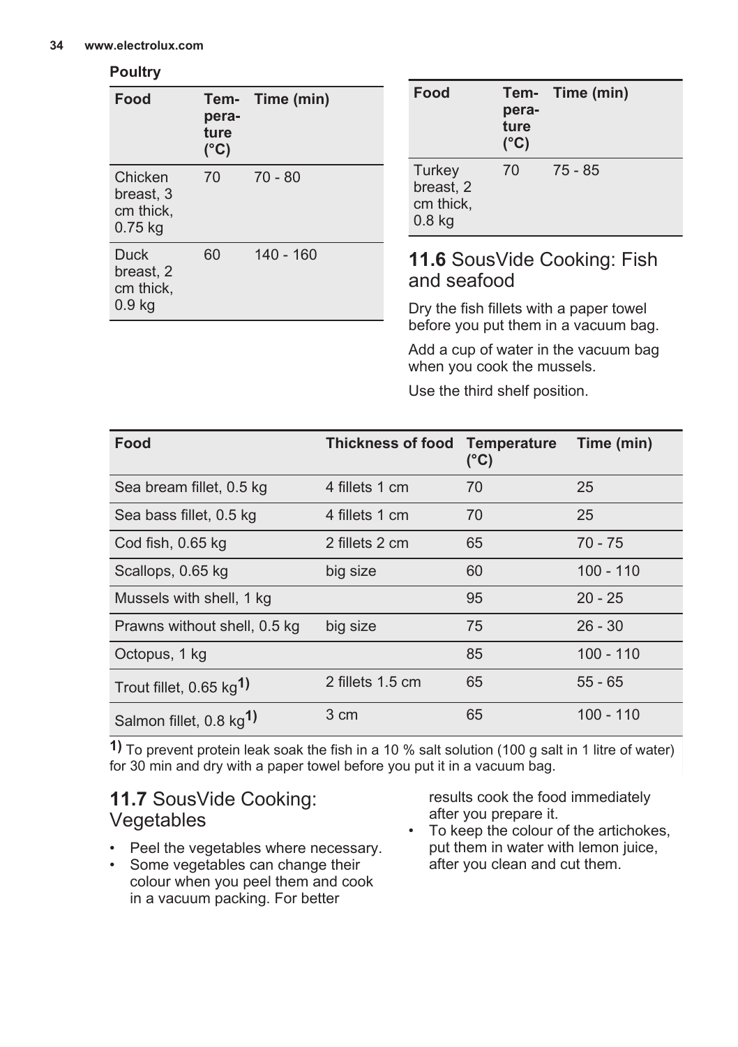**Poultry**

| Food | Temperature (°C) | Time (min) |
|---|---|---|
| Chicken breast, 3 cm thick, 0.75 kg | 70 | 70 - 80 |
| Duck breast, 2 cm thick, 0.9 kg | 60 | 140 - 160 |
| Turkey breast, 2 cm thick, 0.8 kg | 70 | 75 - 85 |

## 11.6 SousVide Cooking: Fish and seafood

Dry the fish fillets with a paper towel before you put them in a vacuum bag.

Add a cup of water in the vacuum bag when you cook the mussels.

Use the third shelf position.

| Food | Thickness of food | Temperature (°C) | Time (min) |
|---|---|---|---|
| Sea bream fillet, 0.5 kg | 4 fillets 1 cm | 70 | 25 |
| Sea bass fillet, 0.5 kg | 4 fillets 1 cm | 70 | 25 |
| Cod fish, 0.65 kg | 2 fillets 2 cm | 65 | 70 - 75 |
| Scallops, 0.65 kg | big size | 60 | 100 - 110 |
| Mussels with shell, 1 kg | | 95 | 20 - 25 |
| Prawns without shell, 0.5 kg | big size | 75 | 26 - 30 |
| Octopus, 1 kg | | 85 | 100 - 110 |
| Trout fillet, 0.65 kg[1)] | 2 fillets 1.5 cm | 65 | 55 - 65 |
| Salmon fillet, 0.8 kg[1)] | 3 cm | 65 | 100 - 110 |

1) To prevent protein leak soak the fish in a 10 % salt solution (100 g salt in 1 litre of water) for 30 min and dry with a paper towel before you put it in a vacuum bag.

## 11.7 SousVide Cooking: Vegetables

- Peel the vegetables where necessary.
- Some vegetables can change their colour when you peel them and cook in a vacuum packing. For better results cook the food immediately after you prepare it.
- To keep the colour of the artichokes, put them in water with lemon juice, after you clean and cut them.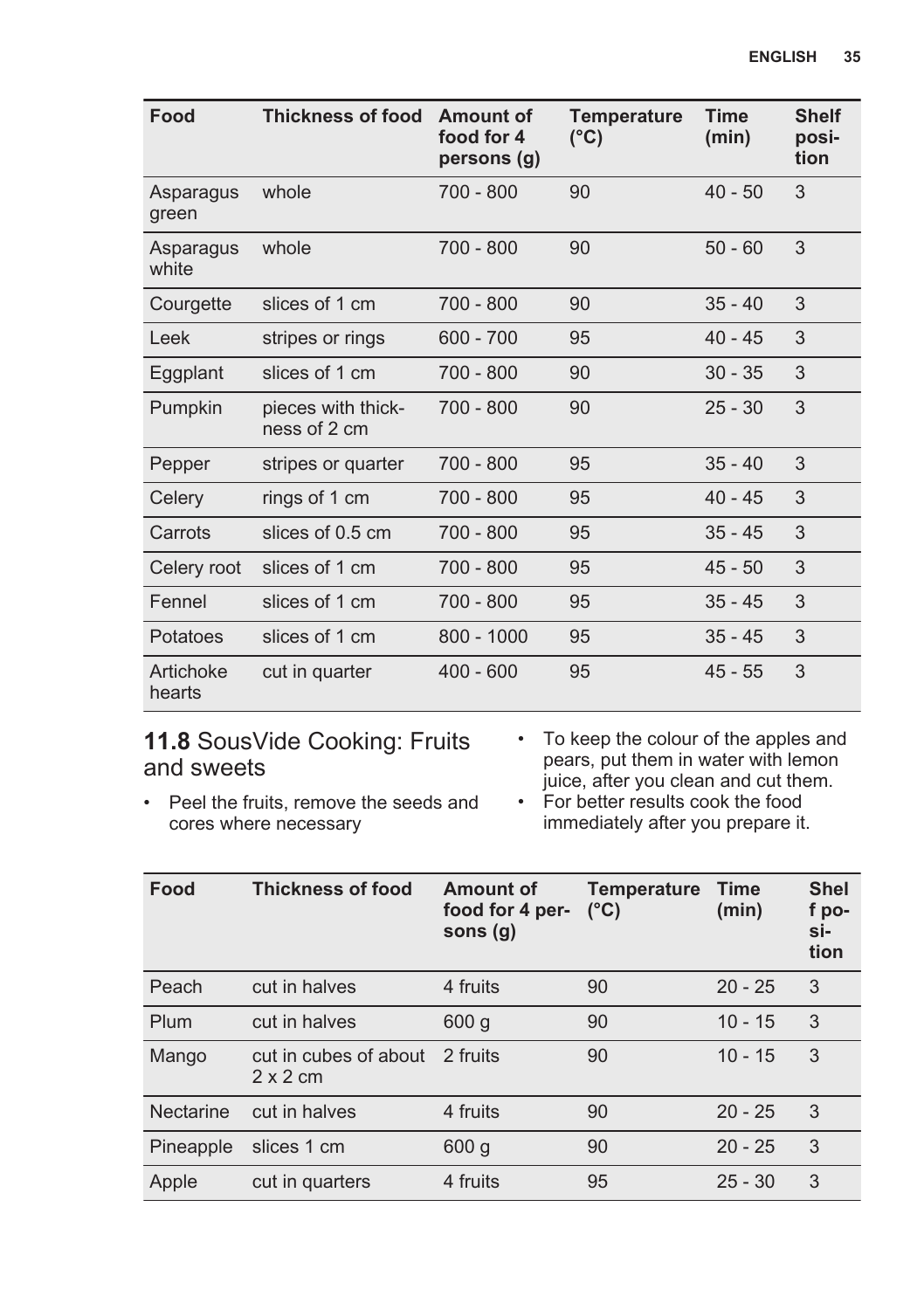| Food | Thickness of food | Amount of food for 4 persons (g) | Temperature (°C) | Time (min) | Shelf position |
| --- | --- | --- | --- | --- | --- |
| Asparagus green | whole | 700 - 800 | 90 | 40 - 50 | 3 |
| Asparagus white | whole | 700 - 800 | 90 | 50 - 60 | 3 |
| Courgette | slices of 1 cm | 700 - 800 | 90 | 35 - 40 | 3 |
| Leek | stripes or rings | 600 - 700 | 95 | 40 - 45 | 3 |
| Eggplant | slices of 1 cm | 700 - 800 | 90 | 30 - 35 | 3 |
| Pumpkin | pieces with thickness of 2 cm | 700 - 800 | 90 | 25 - 30 | 3 |
| Pepper | stripes or quarter | 700 - 800 | 95 | 35 - 40 | 3 |
| Celery | rings of 1 cm | 700 - 800 | 95 | 40 - 45 | 3 |
| Carrots | slices of 0.5 cm | 700 - 800 | 95 | 35 - 45 | 3 |
| Celery root | slices of 1 cm | 700 - 800 | 95 | 45 - 50 | 3 |
| Fennel | slices of 1 cm | 700 - 800 | 95 | 35 - 45 | 3 |
| Potatoes | slices of 1 cm | 800 - 1000 | 95 | 35 - 45 | 3 |
| Artichoke hearts | cut in quarter | 400 - 600 | 95 | 45 - 55 | 3 |

## 11.8 SousVide Cooking: Fruits and sweets

- Peel the fruits, remove the seeds and cores where necessary
- To keep the colour of the apples and pears, put them in water with lemon juice, after you clean and cut them.
- For better results cook the food immediately after you prepare it.

| Food | Thickness of food | Amount of food for 4 persons (g) | Temperature (°C) | Time (min) | Shelf position |
| --- | --- | --- | --- | --- | --- |
| Peach | cut in halves | 4 fruits | 90 | 20 - 25 | 3 |
| Plum | cut in halves | 600 g | 90 | 10 - 15 | 3 |
| Mango | cut in cubes of about 2 x 2 cm | 2 fruits | 90 | 10 - 15 | 3 |
| Nectarine | cut in halves | 4 fruits | 90 | 20 - 25 | 3 |
| Pineapple | slices 1 cm | 600 g | 90 | 20 - 25 | 3 |
| Apple | cut in quarters | 4 fruits | 95 | 25 - 30 | 3 |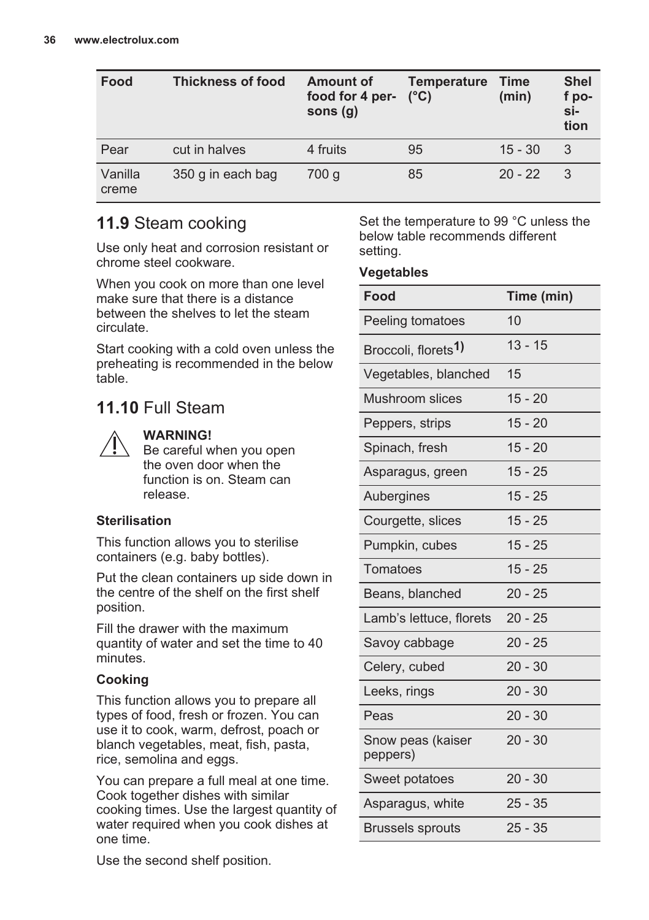| Food | Thickness of food | Amount of food for 4 persons (g) | Temperature (°C) | Time (min) | Shelf position |
|---|---|---|---|---|---|
| Pear | cut in halves | 4 fruits | 95 | 15 - 30 | 3 |
| Vanilla creme | 350 g in each bag | 700 g | 85 | 20 - 22 | 3 |

## 11.9 Steam cooking

Use only heat and corrosion resistant or chrome steel cookware.

When you cook on more than one level make sure that there is a distance between the shelves to let the steam circulate.

Start cooking with a cold oven unless the preheating is recommended in the below table.

## 11.10 Full Steam

**WARNING!**
Be careful when you open the oven door when the function is on. Steam can release.

**Sterilisation**

This function allows you to sterilise containers (e.g. baby bottles).

Put the clean containers up side down in the centre of the shelf on the first shelf position.

Fill the drawer with the maximum quantity of water and set the time to 40 minutes.

**Cooking**

This function allows you to prepare all types of food, fresh or frozen. You can use it to cook, warm, defrost, poach or blanch vegetables, meat, fish, pasta, rice, semolina and eggs.

You can prepare a full meal at one time. Cook together dishes with similar cooking times. Use the largest quantity of water required when you cook dishes at one time.

Use the second shelf position.

Set the temperature to 99 °C unless the below table recommends different setting.

**Vegetables**

| Food | Time (min) |
|---|---|
| Peeling tomatoes | 10 |
| Broccoli, florets[1)] | 13 - 15 |
| Vegetables, blanched | 15 |
| Mushroom slices | 15 - 20 |
| Peppers, strips | 15 - 20 |
| Spinach, fresh | 15 - 20 |
| Asparagus, green | 15 - 25 |
| Aubergines | 15 - 25 |
| Courgette, slices | 15 - 25 |
| Pumpkin, cubes | 15 - 25 |
| Tomatoes | 15 - 25 |
| Beans, blanched | 20 - 25 |
| Lamb’s lettuce, florets | 20 - 25 |
| Savoy cabbage | 20 - 25 |
| Celery, cubed | 20 - 30 |
| Leeks, rings | 20 - 30 |
| Peas | 20 - 30 |
| Snow peas (kaiser peppers) | 20 - 30 |
| Sweet potatoes | 20 - 30 |
| Asparagus, white | 25 - 35 |
| Brussels sprouts | 25 - 35 |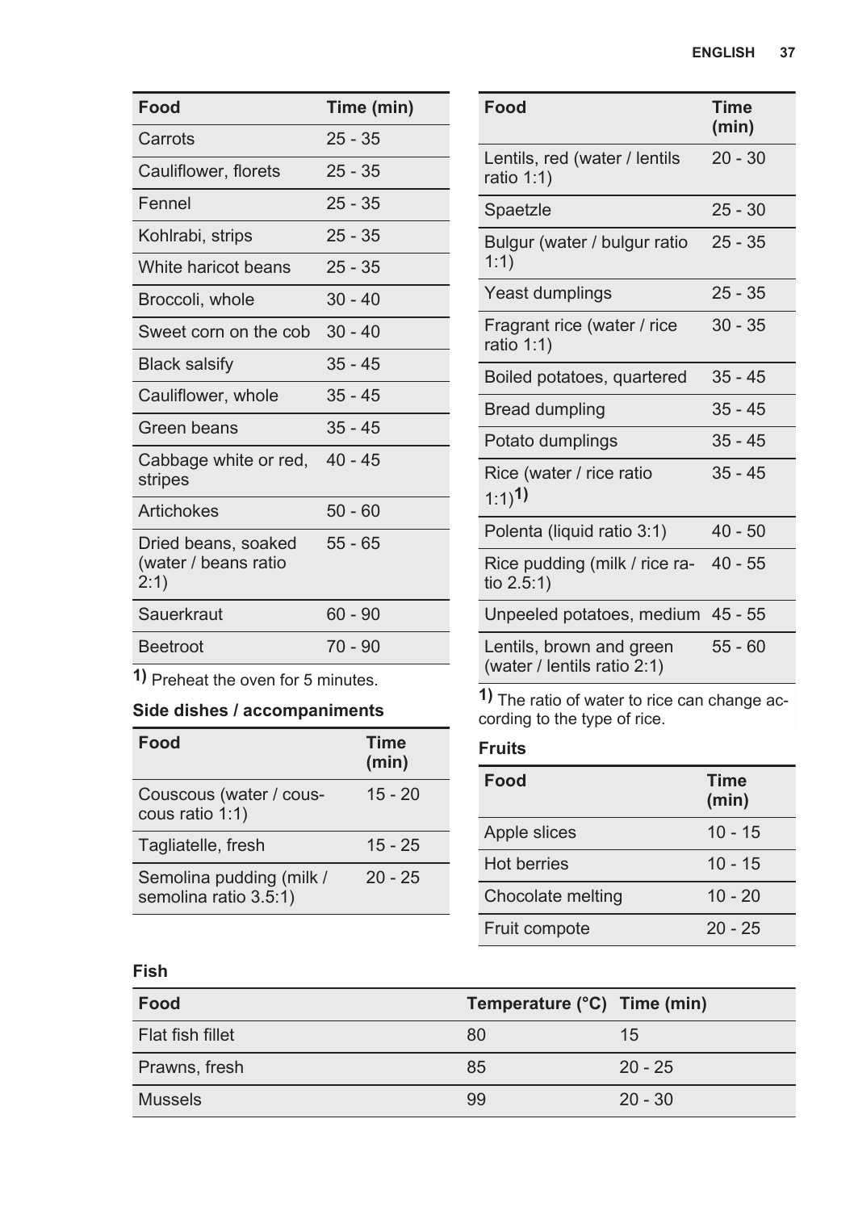| Food | Time (min) |
| --- | --- |
| Carrots | 25 - 35 |
| Cauliflower, florets | 25 - 35 |
| Fennel | 25 - 35 |
| Kohlrabi, strips | 25 - 35 |
| White haricot beans | 25 - 35 |
| Broccoli, whole | 30 - 40 |
| Sweet corn on the cob | 30 - 40 |
| Black salsify | 35 - 45 |
| Cauliflower, whole | 35 - 45 |
| Green beans | 35 - 45 |
| Cabbage white or red, stripes | 40 - 45 |
| Artichokes | 50 - 60 |
| Dried beans, soaked (water / beans ratio 2:1) | 55 - 65 |
| Sauerkraut | 60 - 90 |
| Beetroot | 70 - 90 |

1) Preheat the oven for 5 minutes.

**Side dishes / accompaniments**

| Food | Time (min) |
| --- | --- |
| Couscous (water / couscous ratio 1:1) | 15 - 20 |
| Tagliatelle, fresh | 15 - 25 |
| Semolina pudding (milk / semolina ratio 3.5:1) | 20 - 25 |
| Lentils, red (water / lentils ratio 1:1) | 20 - 30 |
| Spaetzle | 25 - 30 |
| Bulgur (water / bulgur ratio 1:1) | 25 - 35 |
| Yeast dumplings | 25 - 35 |
| Fragrant rice (water / rice ratio 1:1) | 30 - 35 |
| Boiled potatoes, quartered | 35 - 45 |
| Bread dumpling | 35 - 45 |
| Potato dumplings | 35 - 45 |
| Rice (water / rice ratio 1:1)[1] | 35 - 45 |
| Polenta (liquid ratio 3:1) | 40 - 50 |
| Rice pudding (milk / rice ratio 2.5:1) | 40 - 55 |
| Unpeeled potatoes, medium | 45 - 55 |
| Lentils, brown and green (water / lentils ratio 2:1) | 55 - 60 |

1) The ratio of water to rice can change according to the type of rice.

**Fruits**

| Food | Time (min) |
| --- | --- |
| Apple slices | 10 - 15 |
| Hot berries | 10 - 15 |
| Chocolate melting | 10 - 20 |
| Fruit compote | 20 - 25 |

**Fish**

| Food | Temperature (°C) | Time (min) |
| --- | --- | --- |
| Flat fish fillet | 80 | 15 |
| Prawns, fresh | 85 | 20 - 25 |
| Mussels | 99 | 20 - 30 |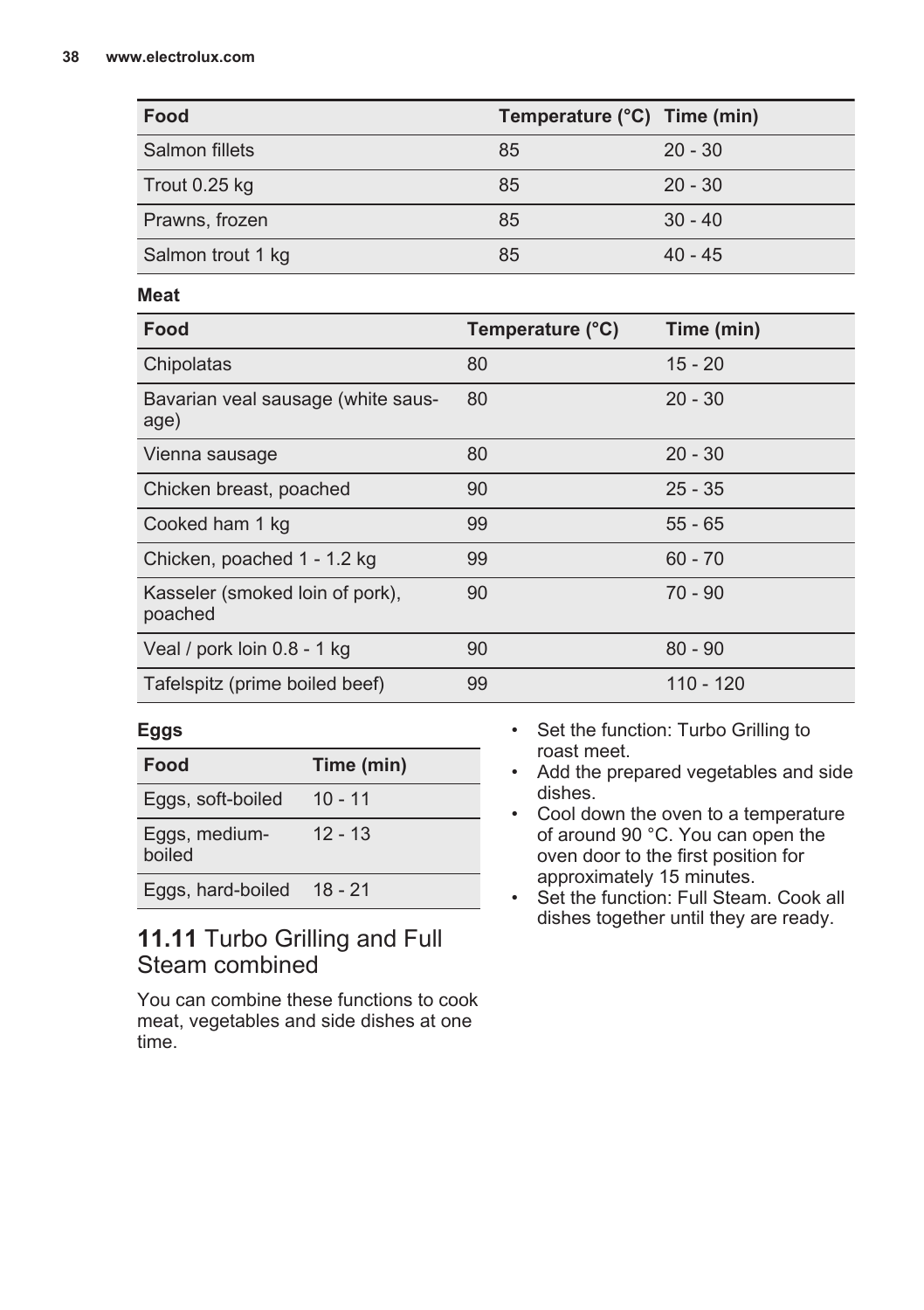| Food | Temperature (°C) | Time (min) |
| --- | --- | --- |
| Salmon fillets | 85 | 20 - 30 |
| Trout 0.25 kg | 85 | 20 - 30 |
| Prawns, frozen | 85 | 30 - 40 |
| Salmon trout 1 kg | 85 | 40 - 45 |

**Meat**

| Food | Temperature (°C) | Time (min) |
| --- | --- | --- |
| Chipolatas | 80 | 15 - 20 |
| Bavarian veal sausage (white sausage) | 80 | 20 - 30 |
| Vienna sausage | 80 | 20 - 30 |
| Chicken breast, poached | 90 | 25 - 35 |
| Cooked ham 1 kg | 99 | 55 - 65 |
| Chicken, poached 1 - 1.2 kg | 99 | 60 - 70 |
| Kasseler (smoked loin of pork), poached | 90 | 70 - 90 |
| Veal / pork loin 0.8 - 1 kg | 90 | 80 - 90 |
| Tafelspitz (prime boiled beef) | 99 | 110 - 120 |

**Eggs**

| Food | Time (min) |
| --- | --- |
| Eggs, soft-boiled | 10 - 11 |
| Eggs, medium-boiled | 12 - 13 |
| Eggs, hard-boiled | 18 - 21 |

## 11.11 Turbo Grilling and Full Steam combined

You can combine these functions to cook meat, vegetables and side dishes at one time.

- Set the function: Turbo Grilling to roast meet.
- Add the prepared vegetables and side dishes.
- Cool down the oven to a temperature of around 90 °C. You can open the oven door to the first position for approximately 15 minutes.
- Set the function: Full Steam. Cook all dishes together until they are ready.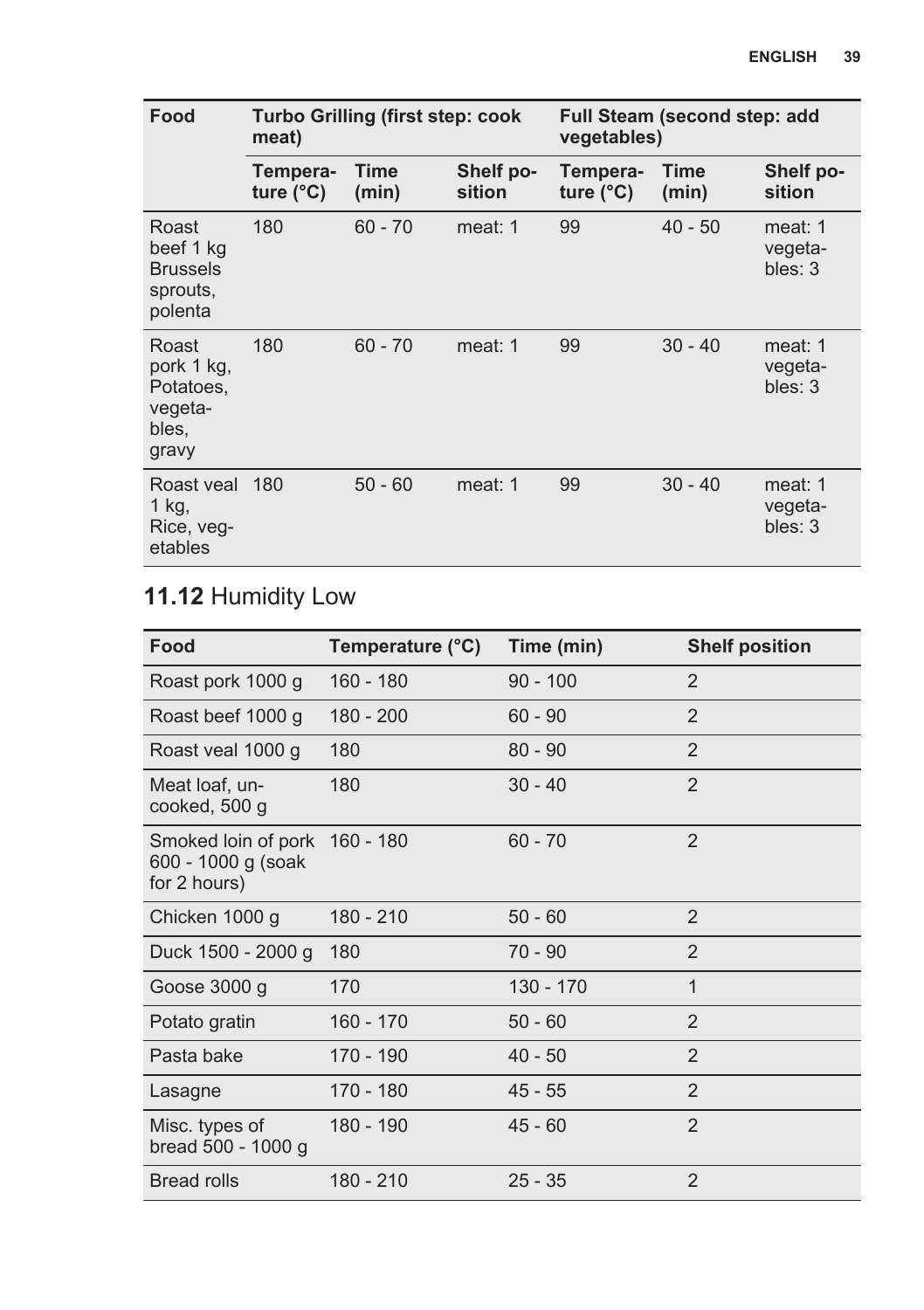| Food | Turbo Grilling (first step: cook meat) | | | Full Steam (second step: add vegetables) | | |
|---|---|---|---|---|---|---|
| | Temperature (°C) | Time (min) | Shelf position | Temperature (°C) | Time (min) | Shelf position |
| Roast beef 1 kg Brussels sprouts, polenta | 180 | 60 - 70 | meat: 1 | 99 | 40 - 50 | meat: 1 vegetables: 3 |
| Roast pork 1 kg, Potatoes, vegetables, gravy | 180 | 60 - 70 | meat: 1 | 99 | 30 - 40 | meat: 1 vegetables: 3 |
| Roast veal 1 kg, Rice, vegetables | 180 | 50 - 60 | meat: 1 | 99 | 30 - 40 | meat: 1 vegetables: 3 |

## 11.12 Humidity Low

| Food | Temperature (°C) | Time (min) | Shelf position |
|---|---|---|---|
| Roast pork 1000 g | 160 - 180 | 90 - 100 | 2 |
| Roast beef 1000 g | 180 - 200 | 60 - 90 | 2 |
| Roast veal 1000 g | 180 | 80 - 90 | 2 |
| Meat loaf, uncooked, 500 g | 180 | 30 - 40 | 2 |
| Smoked loin of pork 600 - 1000 g (soak for 2 hours) | 160 - 180 | 60 - 70 | 2 |
| Chicken 1000 g | 180 - 210 | 50 - 60 | 2 |
| Duck 1500 - 2000 g | 180 | 70 - 90 | 2 |
| Goose 3000 g | 170 | 130 - 170 | 1 |
| Potato gratin | 160 - 170 | 50 - 60 | 2 |
| Pasta bake | 170 - 190 | 40 - 50 | 2 |
| Lasagne | 170 - 180 | 45 - 55 | 2 |
| Misc. types of bread 500 - 1000 g | 180 - 190 | 45 - 60 | 2 |
| Bread rolls | 180 - 210 | 25 - 35 | 2 |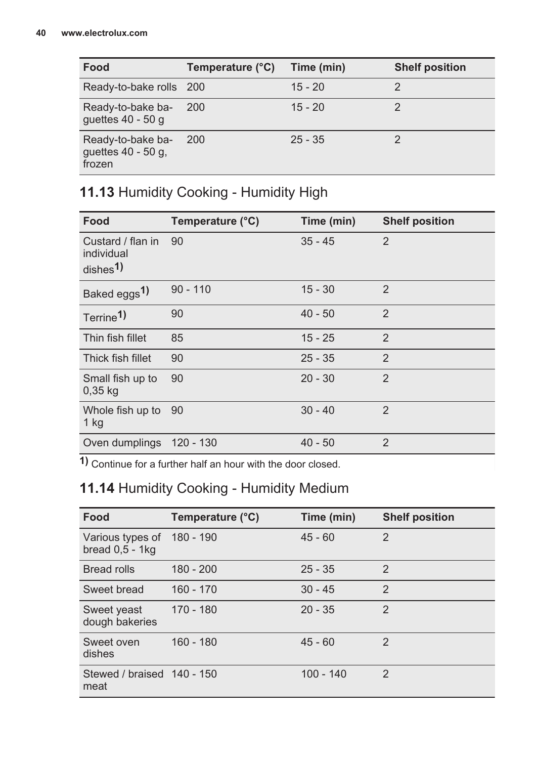| Food | Temperature (°C) | Time (min) | Shelf position |
| --- | --- | --- | --- |
| Ready-to-bake rolls | 200 | 15 - 20 | 2 |
| Ready-to-bake baguettes 40 - 50 g | 200 | 15 - 20 | 2 |
| Ready-to-bake baguettes 40 - 50 g, frozen | 200 | 25 - 35 | 2 |

## 11.13 Humidity Cooking - Humidity High

| Food | Temperature (°C) | Time (min) | Shelf position |
| --- | --- | --- | --- |
| Custard / flan in individual dishes[1)] | 90 | 35 - 45 | 2 |
| Baked eggs[1)] | 90 - 110 | 15 - 30 | 2 |
| Terrine[1)] | 90 | 40 - 50 | 2 |
| Thin fish fillet | 85 | 15 - 25 | 2 |
| Thick fish fillet | 90 | 25 - 35 | 2 |
| Small fish up to 0,35 kg | 90 | 20 - 30 | 2 |
| Whole fish up to 1 kg | 90 | 30 - 40 | 2 |
| Oven dumplings | 120 - 130 | 40 - 50 | 2 |

1) Continue for a further half an hour with the door closed.

## 11.14 Humidity Cooking - Humidity Medium

| Food | Temperature (°C) | Time (min) | Shelf position |
| --- | --- | --- | --- |
| Various types of bread 0,5 - 1kg | 180 - 190 | 45 - 60 | 2 |
| Bread rolls | 180 - 200 | 25 - 35 | 2 |
| Sweet bread | 160 - 170 | 30 - 45 | 2 |
| Sweet yeast dough bakeries | 170 - 180 | 20 - 35 | 2 |
| Sweet oven dishes | 160 - 180 | 45 - 60 | 2 |
| Stewed / braised meat | 140 - 150 | 100 - 140 | 2 |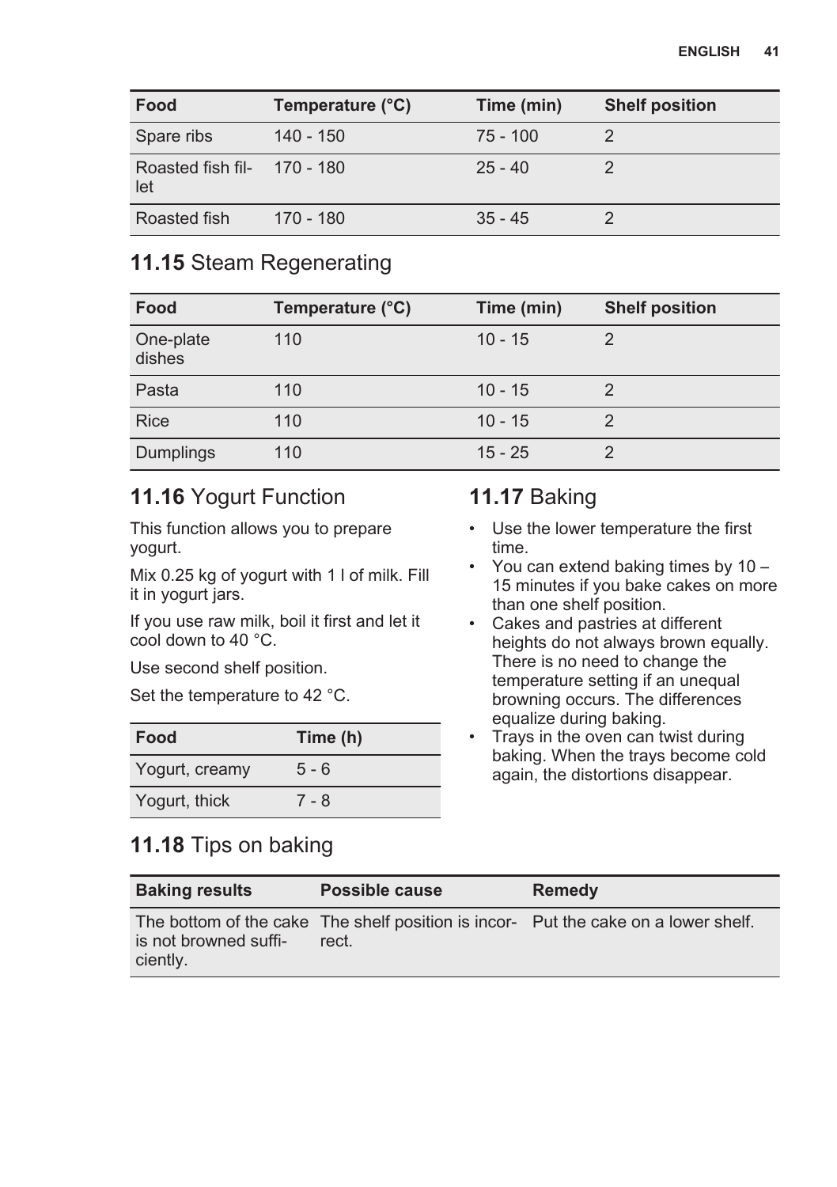| Food | Temperature (°C) | Time (min) | Shelf position |
| --- | --- | --- | --- |
| Spare ribs | 140 - 150 | 75 - 100 | 2 |
| Roasted fish fillet | 170 - 180 | 25 - 40 | 2 |
| Roasted fish | 170 - 180 | 35 - 45 | 2 |

## **11.15** Steam Regenerating

| Food | Temperature (°C) | Time (min) | Shelf position |
| --- | --- | --- | --- |
| One-plate dishes | 110 | 10 - 15 | 2 |
| Pasta | 110 | 10 - 15 | 2 |
| Rice | 110 | 10 - 15 | 2 |
| Dumplings | 110 | 15 - 25 | 2 |

## **11.16** Yogurt Function

This function allows you to prepare yogurt.

Mix 0.25 kg of yogurt with 1 l of milk. Fill it in yogurt jars.

If you use raw milk, boil it first and let it cool down to 40 °C.

Use second shelf position.

Set the temperature to 42 °C.

| Food | Time (h) |
| --- | --- |
| Yogurt, creamy | 5 - 6 |
| Yogurt, thick | 7 - 8 |

## **11.17** Baking

- Use the lower temperature the first time.
- You can extend baking times by 10 – 15 minutes if you bake cakes on more than one shelf position.
- Cakes and pastries at different heights do not always brown equally. There is no need to change the temperature setting if an unequal browning occurs. The differences equalize during baking.
- Trays in the oven can twist during baking. When the trays become cold again, the distortions disappear.

## **11.18** Tips on baking

| Baking results | Possible cause | Remedy |
| --- | --- | --- |
| The bottom of the cake is not browned sufficiently. | The shelf position is incorrect. | Put the cake on a lower shelf. |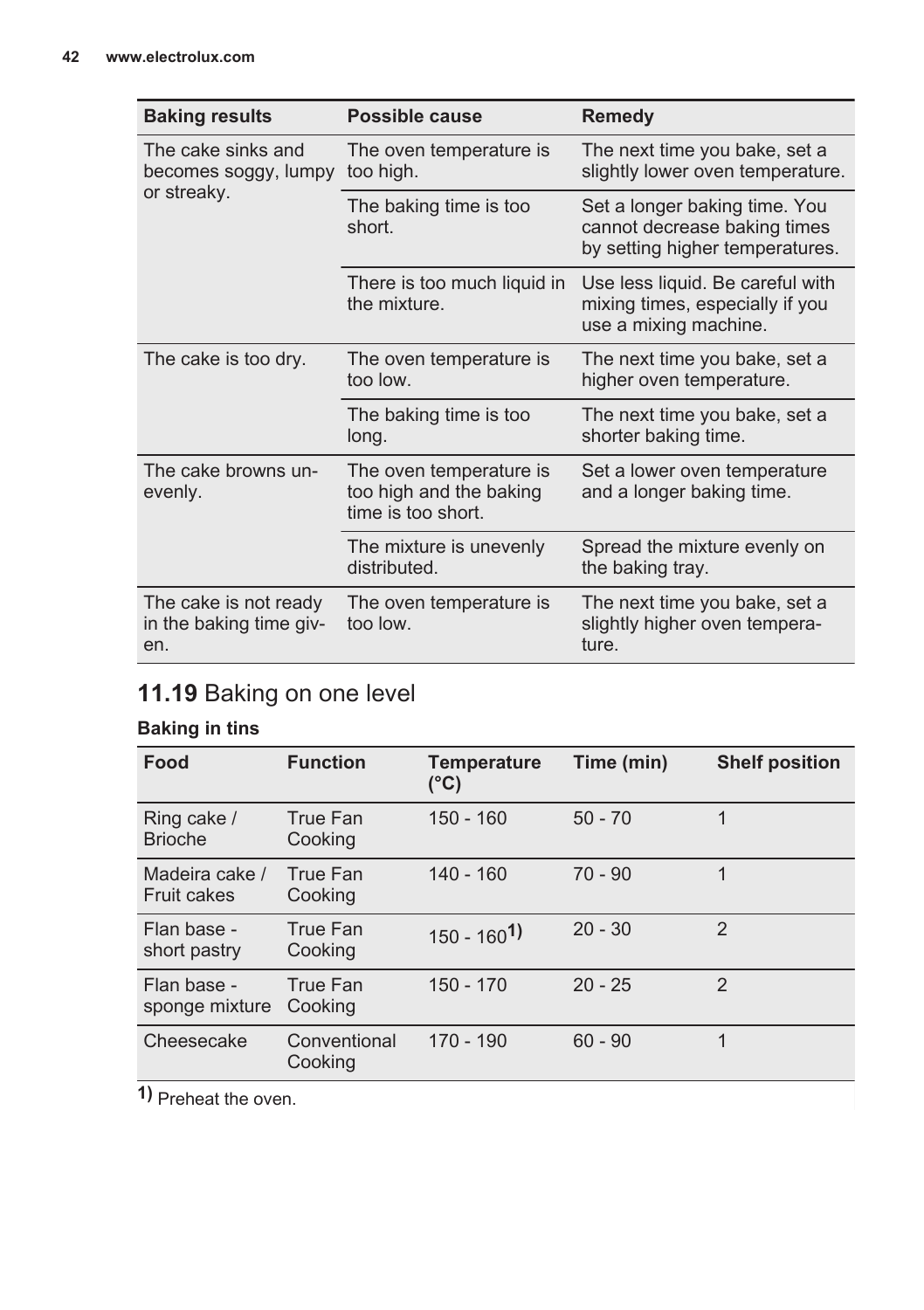| Baking results | Possible cause | Remedy |
|---|---|---|
| The cake sinks and becomes soggy, lumpy or streaky. | The oven temperature is too high. | The next time you bake, set a slightly lower oven temperature. |
| | The baking time is too short. | Set a longer baking time. You cannot decrease baking times by setting higher temperatures. |
| | There is too much liquid in the mixture. | Use less liquid. Be careful with mixing times, especially if you use a mixing machine. |
| The cake is too dry. | The oven temperature is too low. | The next time you bake, set a higher oven temperature. |
| | The baking time is too long. | The next time you bake, set a shorter baking time. |
| The cake browns unevenly. | The oven temperature is too high and the baking time is too short. | Set a lower oven temperature and a longer baking time. |
| | The mixture is unevenly distributed. | Spread the mixture evenly on the baking tray. |
| The cake is not ready in the baking time given. | The oven temperature is too low. | The next time you bake, set a slightly higher oven temperature. |

## 11.19 Baking on one level

### Baking in tins

| Food | Function | Temperature (°C) | Time (min) | Shelf position |
|---|---|---|---|---|
| Ring cake / Brioche | True Fan Cooking | 150 - 160 | 50 - 70 | 1 |
| Madeira cake / Fruit cakes | True Fan Cooking | 140 - 160 | 70 - 90 | 1 |
| Flan base - short pastry | True Fan Cooking | 150 - 160 1) | 20 - 30 | 2 |
| Flan base - sponge mixture | True Fan Cooking | 150 - 170 | 20 - 25 | 2 |
| Cheesecake | Conventional Cooking | 170 - 190 | 60 - 90 | 1 |

1) Preheat the oven.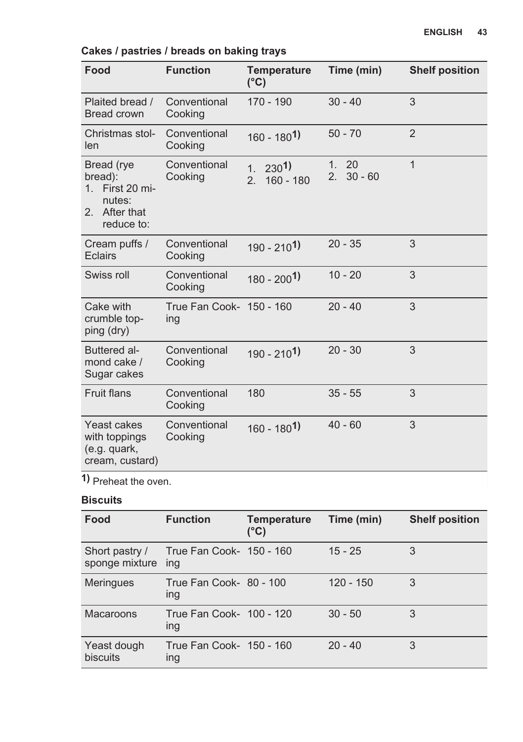**Cakes / pastries / breads on baking trays**

| Food | Function | Temperature (°C) | Time (min) | Shelf position |
|---|---|---|---|---|
| Plaited bread / Bread crown | Conventional Cooking | 170 - 190 | 30 - 40 | 3 |
| Christmas stollen | Conventional Cooking | 160 - 180 [1] | 50 - 70 | 2 |
| Bread (rye bread): 1. First 20 minutes: 2. After that reduce to: | Conventional Cooking | 1. 230 [1] 2. 160 - 180 | 1. 20 2. 30 - 60 | 1 |
| Cream puffs / Eclairs | Conventional Cooking | 190 - 210 [1] | 20 - 35 | 3 |
| Swiss roll | Conventional Cooking | 180 - 200 [1] | 10 - 20 | 3 |
| Cake with crumble topping (dry) | True Fan Cooking | 150 - 160 | 20 - 40 | 3 |
| Buttered almond cake / Sugar cakes | Conventional Cooking | 190 - 210 [1] | 20 - 30 | 3 |
| Fruit flans | Conventional Cooking | 180 | 35 - 55 | 3 |
| Yeast cakes with toppings (e.g. quark, cream, custard) | Conventional Cooking | 160 - 180 [1] | 40 - 60 | 3 |

[1] Preheat the oven.

**Biscuits**

| Food | Function | Temperature (°C) | Time (min) | Shelf position |
|---|---|---|---|---|
| Short pastry / sponge mixture | True Fan Cooking | 150 - 160 | 15 - 25 | 3 |
| Meringues | True Fan Cooking | 80 - 100 | 120 - 150 | 3 |
| Macaroons | True Fan Cooking | 100 - 120 | 30 - 50 | 3 |
| Yeast dough biscuits | True Fan Cooking | 150 - 160 | 20 - 40 | 3 |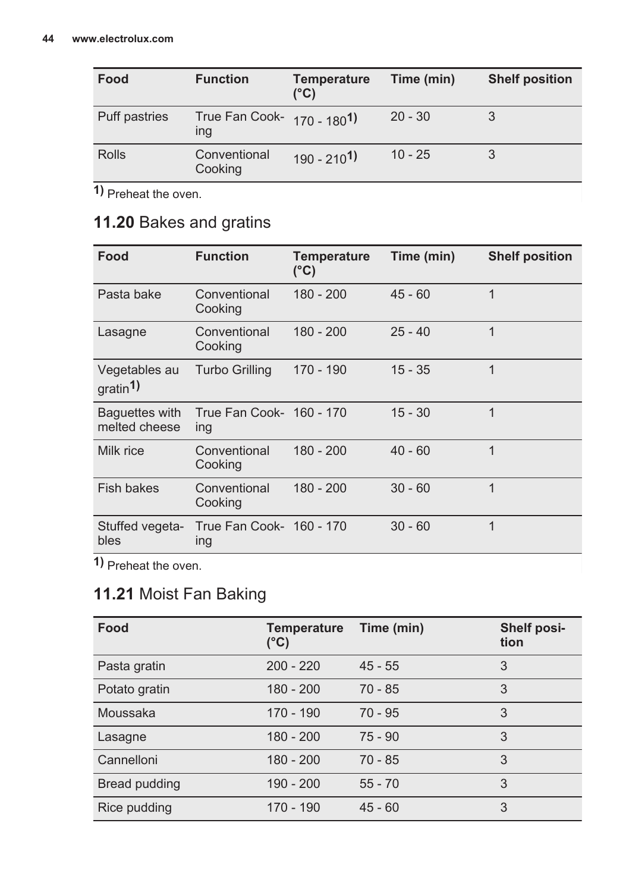| Food | Function | Temperature (°C) | Time (min) | Shelf position |
|---|---|---|---|---|
| Puff pastries | True Fan Cooking | 170 - 180[1)] | 20 - 30 | 3 |
| Rolls | Conventional Cooking | 190 - 210[1)] | 10 - 25 | 3 |

1) Preheat the oven.

## 11.20 Bakes and gratins

| Food | Function | Temperature (°C) | Time (min) | Shelf position |
|---|---|---|---|---|
| Pasta bake | Conventional Cooking | 180 - 200 | 45 - 60 | 1 |
| Lasagne | Conventional Cooking | 180 - 200 | 25 - 40 | 1 |
| Vegetables au gratin[1)] | Turbo Grilling | 170 - 190 | 15 - 35 | 1 |
| Baguettes with melted cheese | True Fan Cooking | 160 - 170 | 15 - 30 | 1 |
| Milk rice | Conventional Cooking | 180 - 200 | 40 - 60 | 1 |
| Fish bakes | Conventional Cooking | 180 - 200 | 30 - 60 | 1 |
| Stuffed vegetables | True Fan Cooking | 160 - 170 | 30 - 60 | 1 |

1) Preheat the oven.

## 11.21 Moist Fan Baking

| Food | Temperature (°C) | Time (min) | Shelf position |
|---|---|---|---|
| Pasta gratin | 200 - 220 | 45 - 55 | 3 |
| Potato gratin | 180 - 200 | 70 - 85 | 3 |
| Moussaka | 170 - 190 | 70 - 95 | 3 |
| Lasagne | 180 - 200 | 75 - 90 | 3 |
| Cannelloni | 180 - 200 | 70 - 85 | 3 |
| Bread pudding | 190 - 200 | 55 - 70 | 3 |
| Rice pudding | 170 - 190 | 45 - 60 | 3 |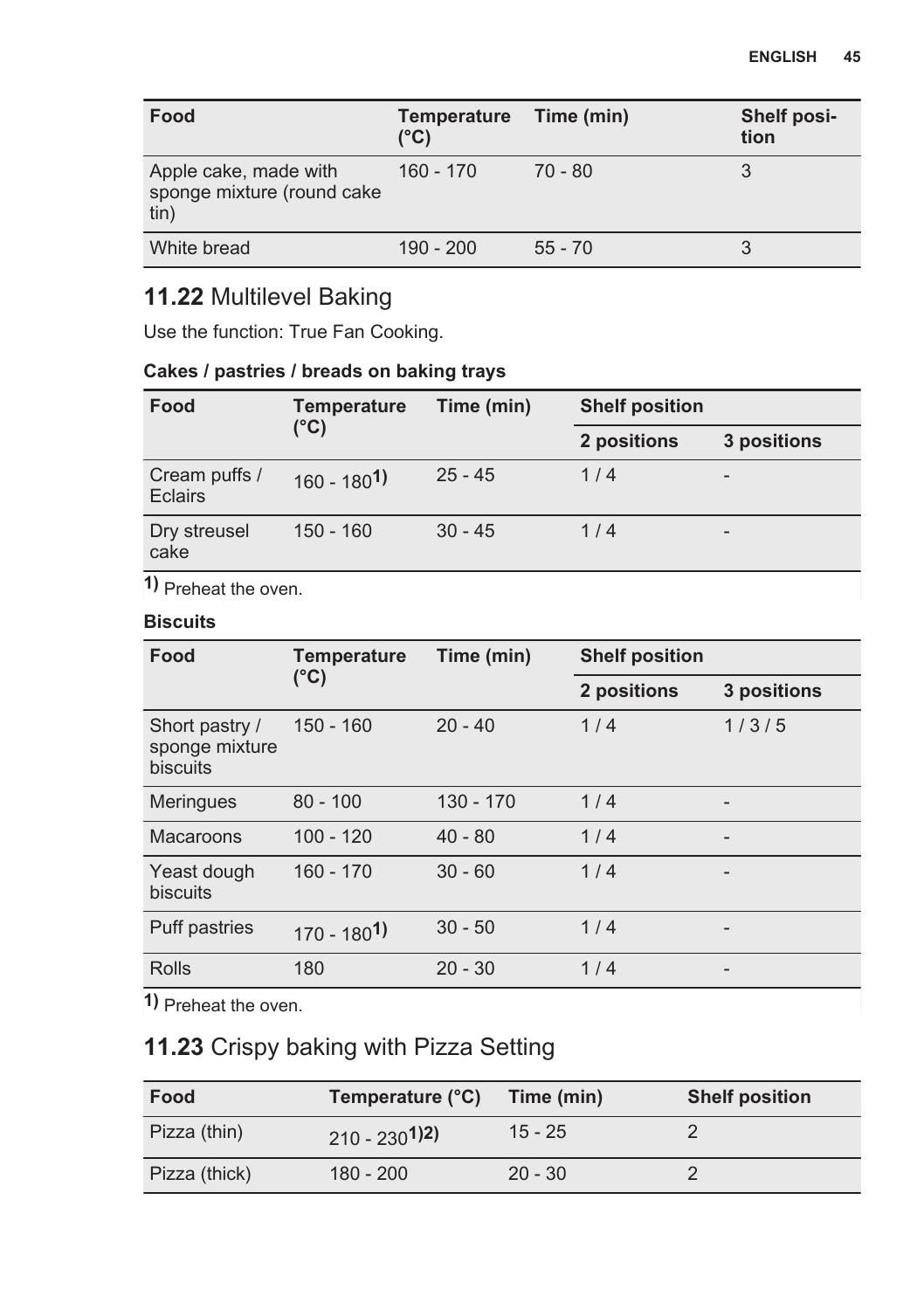| Food | Temperature (°C) | Time (min) | Shelf position |
| --- | --- | --- | --- |
| Apple cake, made with sponge mixture (round cake tin) | 160 - 170 | 70 - 80 | 3 |
| White bread | 190 - 200 | 55 - 70 | 3 |

## 11.22 Multilevel Baking

Use the function: True Fan Cooking.

**Cakes / pastries / breads on baking trays**

| Food | Temperature (°C) | Time (min) | Shelf position | |
| --- | --- | --- | --- | --- |
| | | | 2 positions | 3 positions |
| Cream puffs / Eclairs | 160 - 180[1)] | 25 - 45 | 1 / 4 | - |
| Dry streusel cake | 150 - 160 | 30 - 45 | 1 / 4 | - |

1) Preheat the oven.

**Biscuits**

| Food | Temperature (°C) | Time (min) | Shelf position | |
| --- | --- | --- | --- | --- |
| | | | 2 positions | 3 positions |
| Short pastry / sponge mixture biscuits | 150 - 160 | 20 - 40 | 1 / 4 | 1 / 3 / 5 |
| Meringues | 80 - 100 | 130 - 170 | 1 / 4 | - |
| Macaroons | 100 - 120 | 40 - 80 | 1 / 4 | - |
| Yeast dough biscuits | 160 - 170 | 30 - 60 | 1 / 4 | - |
| Puff pastries | 170 - 180[1)] | 30 - 50 | 1 / 4 | - |
| Rolls | 180 | 20 - 30 | 1 / 4 | - |

1) Preheat the oven.

## 11.23 Crispy baking with Pizza Setting

| Food | Temperature (°C) | Time (min) | Shelf position |
| --- | --- | --- | --- |
| Pizza (thin) | 210 - 230[1)2)] | 15 - 25 | 2 |
| Pizza (thick) | 180 - 200 | 20 - 30 | 2 |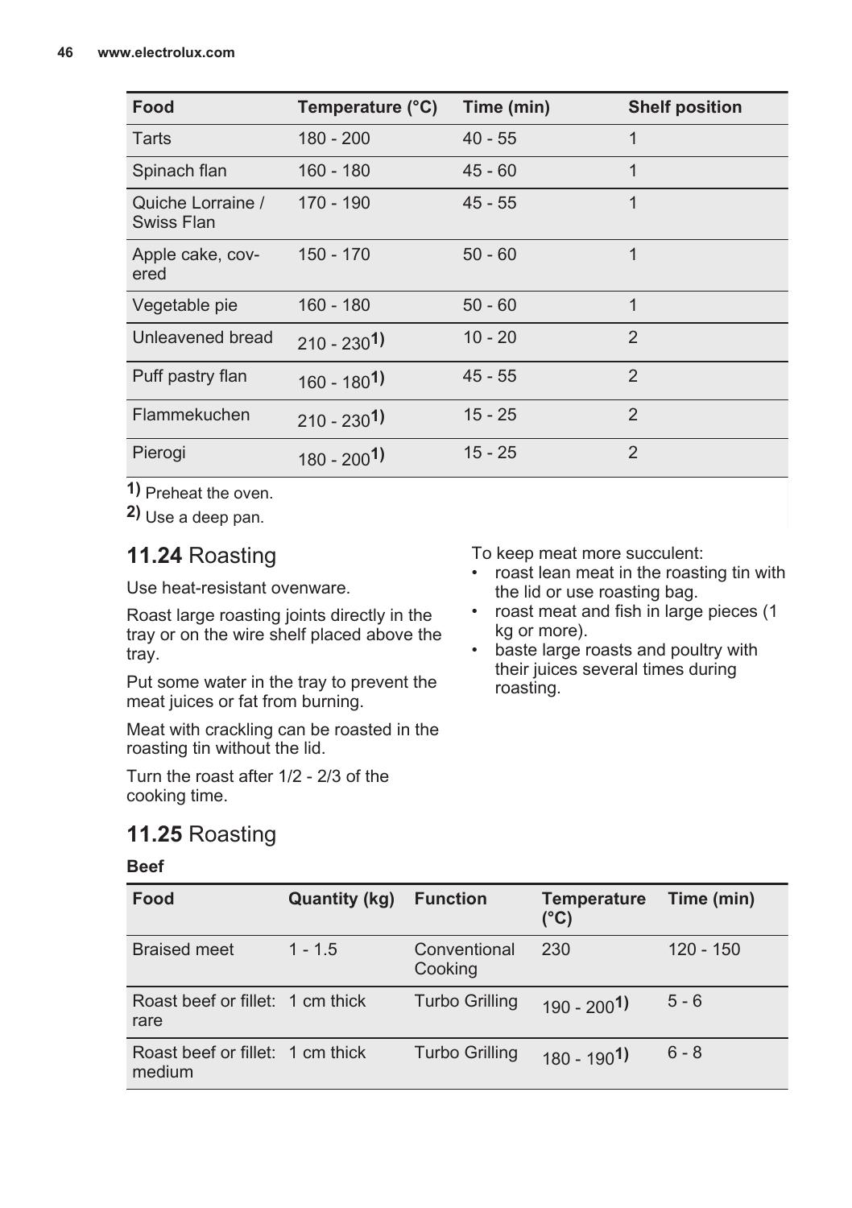| Food | Temperature (°C) | Time (min) | Shelf position |
| --- | --- | --- | --- |
| Tarts | 180 - 200 | 40 - 55 | 1 |
| Spinach flan | 160 - 180 | 45 - 60 | 1 |
| Quiche Lorraine / Swiss Flan | 170 - 190 | 45 - 55 | 1 |
| Apple cake, covered | 150 - 170 | 50 - 60 | 1 |
| Vegetable pie | 160 - 180 | 50 - 60 | 1 |
| Unleavened bread | 210 - 230 1) | 10 - 20 | 2 |
| Puff pastry flan | 160 - 180 1) | 45 - 55 | 2 |
| Flammekuchen | 210 - 230 1) | 15 - 25 | 2 |
| Pierogi | 180 - 200 1) | 15 - 25 | 2 |

1) Preheat the oven.

2) Use a deep pan.

## 11.24 Roasting

Use heat-resistant ovenware.

Roast large roasting joints directly in the tray or on the wire shelf placed above the tray.

Put some water in the tray to prevent the meat juices or fat from burning.

Meat with crackling can be roasted in the roasting tin without the lid.

Turn the roast after 1/2 - 2/3 of the cooking time.

To keep meat more succulent:

- roast lean meat in the roasting tin with the lid or use roasting bag.
- roast meat and fish in large pieces (1 kg or more).
- baste large roasts and poultry with their juices several times during roasting.

## 11.25 Roasting

**Beef**

| Food | Quantity (kg) | Function | Temperature (°C) | Time (min) |
| --- | --- | --- | --- | --- |
| Braised meet | 1 - 1.5 | Conventional Cooking | 230 | 120 - 150 |
| Roast beef or fillet: rare | 1 cm thick | Turbo Grilling | 190 - 200 1) | 5 - 6 |
| Roast beef or fillet: medium | 1 cm thick | Turbo Grilling | 180 - 190 1) | 6 - 8 |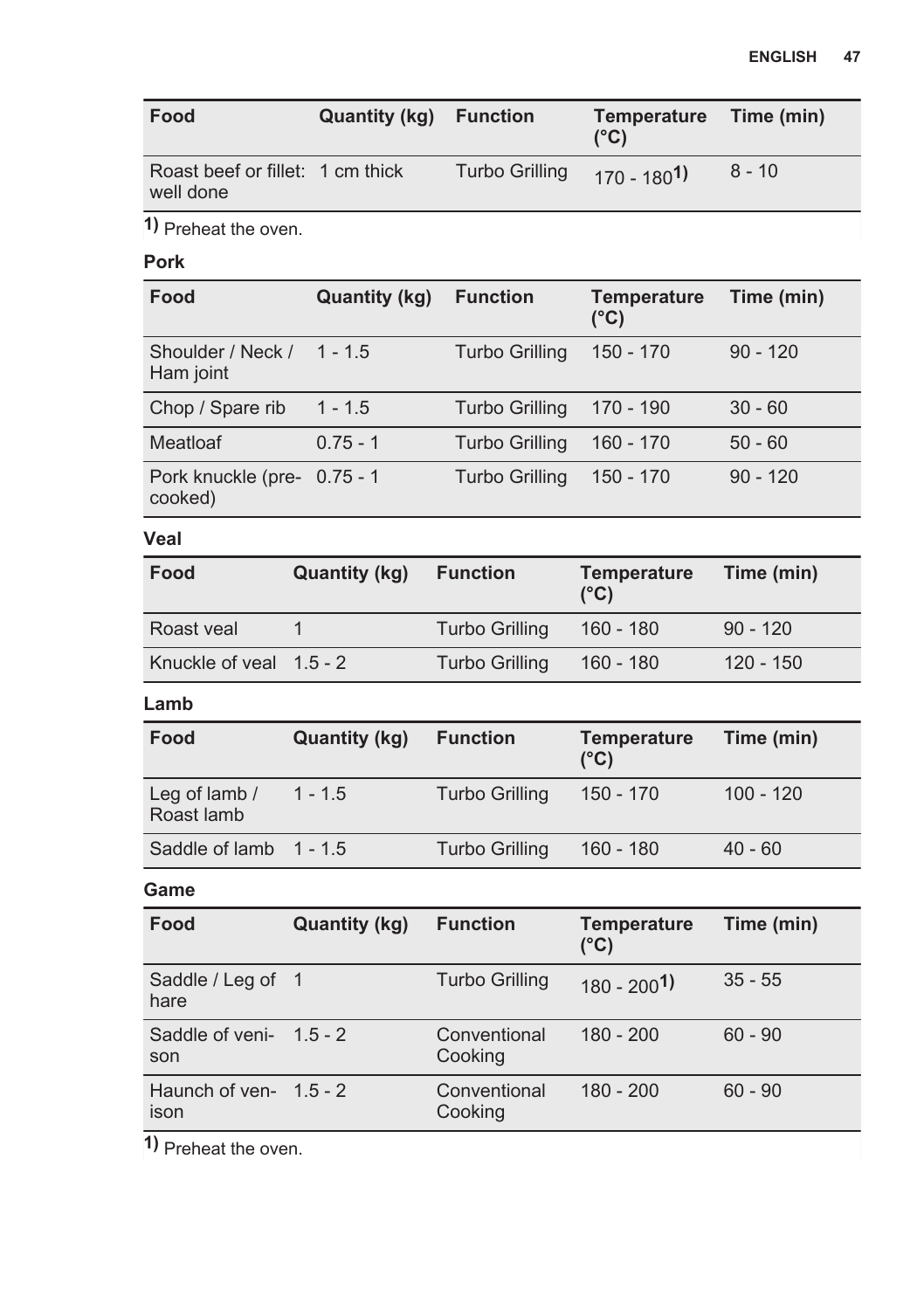| Food | Quantity (kg) | Function | Temperature (°C) | Time (min) |
| --- | --- | --- | --- | --- |
| Roast beef or fillet: well done | 1 cm thick | Turbo Grilling | 170 - 180[1] | 8 - 10 |

[1] Preheat the oven.

**Pork**

| Food | Quantity (kg) | Function | Temperature (°C) | Time (min) |
| --- | --- | --- | --- | --- |
| Shoulder / Neck / Ham joint | 1 - 1.5 | Turbo Grilling | 150 - 170 | 90 - 120 |
| Chop / Spare rib | 1 - 1.5 | Turbo Grilling | 170 - 190 | 30 - 60 |
| Meatloaf | 0.75 - 1 | Turbo Grilling | 160 - 170 | 50 - 60 |
| Pork knuckle (pre-cooked) | 0.75 - 1 | Turbo Grilling | 150 - 170 | 90 - 120 |

**Veal**

| Food | Quantity (kg) | Function | Temperature (°C) | Time (min) |
| --- | --- | --- | --- | --- |
| Roast veal | 1 | Turbo Grilling | 160 - 180 | 90 - 120 |
| Knuckle of veal | 1.5 - 2 | Turbo Grilling | 160 - 180 | 120 - 150 |

**Lamb**

| Food | Quantity (kg) | Function | Temperature (°C) | Time (min) |
| --- | --- | --- | --- | --- |
| Leg of lamb / Roast lamb | 1 - 1.5 | Turbo Grilling | 150 - 170 | 100 - 120 |
| Saddle of lamb | 1 - 1.5 | Turbo Grilling | 160 - 180 | 40 - 60 |

**Game**

| Food | Quantity (kg) | Function | Temperature (°C) | Time (min) |
| --- | --- | --- | --- | --- |
| Saddle / Leg of hare | 1 | Turbo Grilling | 180 - 200[1] | 35 - 55 |
| Saddle of venison | 1.5 - 2 | Conventional Cooking | 180 - 200 | 60 - 90 |
| Haunch of venison | 1.5 - 2 | Conventional Cooking | 180 - 200 | 60 - 90 |

[1] Preheat the oven.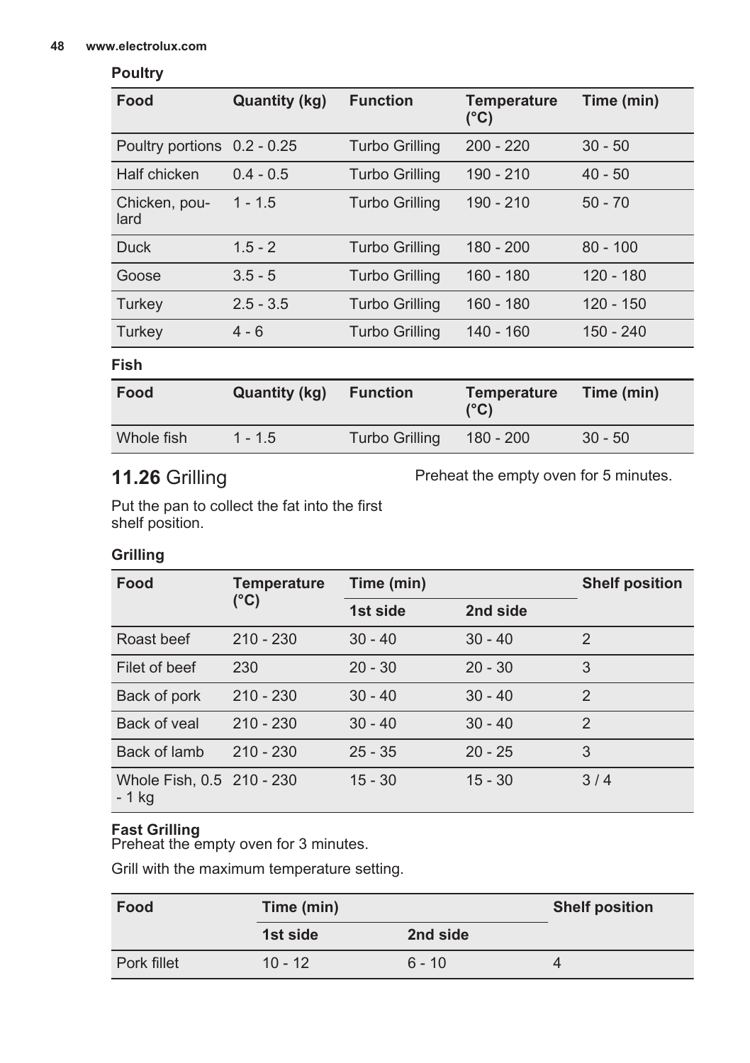**Poultry**

| Food | Quantity (kg) | Function | Temperature (°C) | Time (min) |
|---|---|---|---|---|
| Poultry portions | 0.2 - 0.25 | Turbo Grilling | 200 - 220 | 30 - 50 |
| Half chicken | 0.4 - 0.5 | Turbo Grilling | 190 - 210 | 40 - 50 |
| Chicken, poulard | 1 - 1.5 | Turbo Grilling | 190 - 210 | 50 - 70 |
| Duck | 1.5 - 2 | Turbo Grilling | 180 - 200 | 80 - 100 |
| Goose | 3.5 - 5 | Turbo Grilling | 160 - 180 | 120 - 180 |
| Turkey | 2.5 - 3.5 | Turbo Grilling | 160 - 180 | 120 - 150 |
| Turkey | 4 - 6 | Turbo Grilling | 140 - 160 | 150 - 240 |

**Fish**

| Food | Quantity (kg) | Function | Temperature (°C) | Time (min) |
|---|---|---|---|---|
| Whole fish | 1 - 1.5 | Turbo Grilling | 180 - 200 | 30 - 50 |

## 11.26 Grilling

Put the pan to collect the fat into the first shelf position.

Preheat the empty oven for 5 minutes.

**Grilling**

| Food | Temperature (°C) | Time (min) | | Shelf position |
|---|---|---|---|---|
| | | 1st side | 2nd side | |
| Roast beef | 210 - 230 | 30 - 40 | 30 - 40 | 2 |
| Filet of beef | 230 | 20 - 30 | 20 - 30 | 3 |
| Back of pork | 210 - 230 | 30 - 40 | 30 - 40 | 2 |
| Back of veal | 210 - 230 | 30 - 40 | 30 - 40 | 2 |
| Back of lamb | 210 - 230 | 25 - 35 | 20 - 25 | 3 |
| Whole Fish, 0.5 - 1 kg | 210 - 230 | 15 - 30 | 15 - 30 | 3 / 4 |

**Fast Grilling**

Preheat the empty oven for 3 minutes.

Grill with the maximum temperature setting.

| Food | Time (min) | | Shelf position |
|---|---|---|---|
| | 1st side | 2nd side | |
| Pork fillet | 10 - 12 | 6 - 10 | 4 |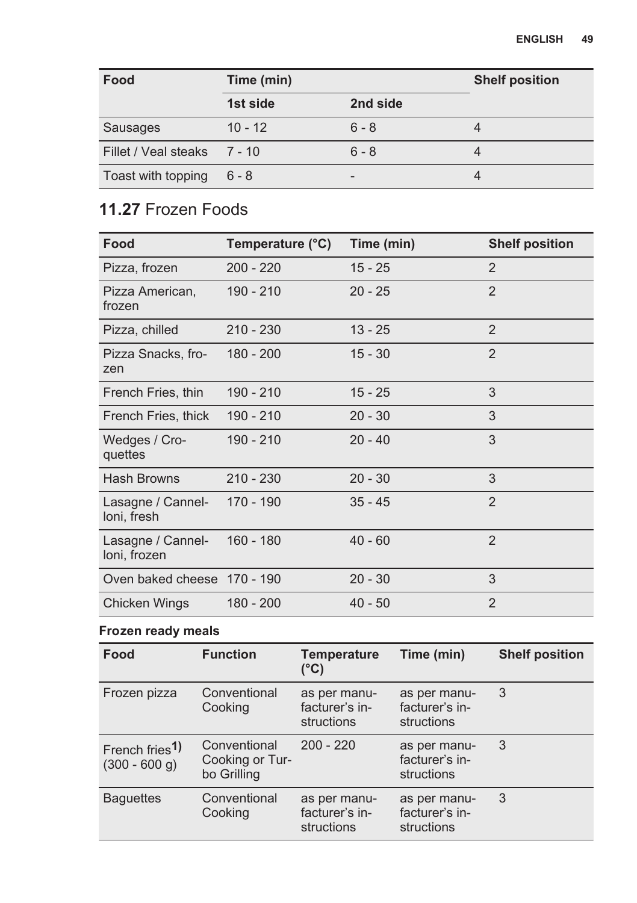| Food | Time (min) | | Shelf position |
|---|---|---|---|
| | 1st side | 2nd side | |
| Sausages | 10 - 12 | 6 - 8 | 4 |
| Fillet / Veal steaks | 7 - 10 | 6 - 8 | 4 |
| Toast with topping | 6 - 8 | - | 4 |

## 11.27 Frozen Foods

| Food | Temperature (°C) | Time (min) | Shelf position |
|---|---|---|---|
| Pizza, frozen | 200 - 220 | 15 - 25 | 2 |
| Pizza American, frozen | 190 - 210 | 20 - 25 | 2 |
| Pizza, chilled | 210 - 230 | 13 - 25 | 2 |
| Pizza Snacks, frozen | 180 - 200 | 15 - 30 | 2 |
| French Fries, thin | 190 - 210 | 15 - 25 | 3 |
| French Fries, thick | 190 - 210 | 20 - 30 | 3 |
| Wedges / Croquettes | 190 - 210 | 20 - 40 | 3 |
| Hash Browns | 210 - 230 | 20 - 30 | 3 |
| Lasagne / Cannelloni, fresh | 170 - 190 | 35 - 45 | 2 |
| Lasagne / Cannelloni, frozen | 160 - 180 | 40 - 60 | 2 |
| Oven baked cheese | 170 - 190 | 20 - 30 | 3 |
| Chicken Wings | 180 - 200 | 40 - 50 | 2 |

**Frozen ready meals**

| Food | Function | Temperature (°C) | Time (min) | Shelf position |
|---|---|---|---|---|
| Frozen pizza | Conventional Cooking | as per manufacturer's instructions | as per manufacturer's instructions | 3 |
| French fries[1)] (300 - 600 g) | Conventional Cooking or Turbo Grilling | 200 - 220 | as per manufacturer's instructions | 3 |
| Baguettes | Conventional Cooking | as per manufacturer's instructions | as per manufacturer's instructions | 3 |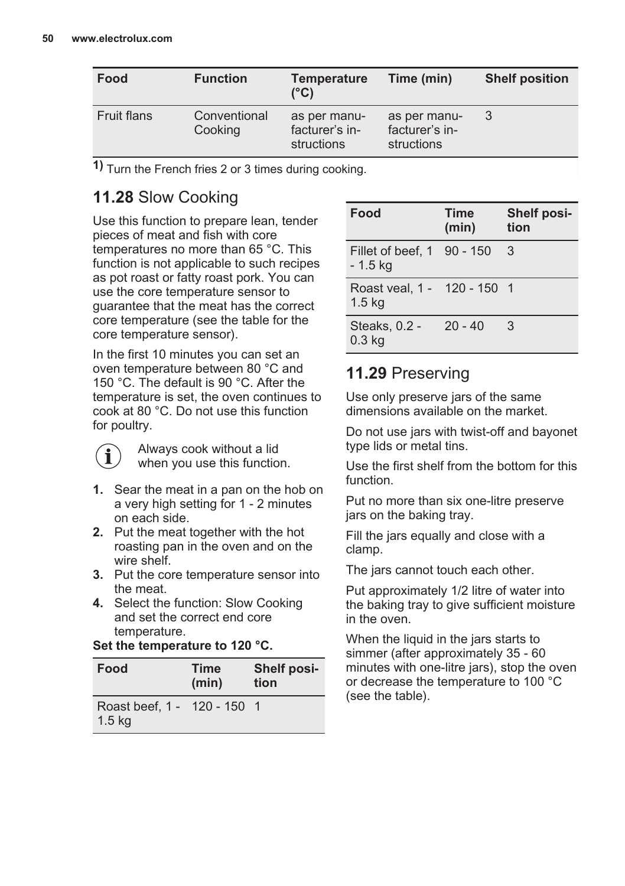| Food | Function | Temperature (°C) | Time (min) | Shelf position |
|---|---|---|---|---|
| Fruit flans | Conventional Cooking | as per manufacturer's instructions | as per manufacturer's instructions | 3 |

1) Turn the French fries 2 or 3 times during cooking.

## 11.28 Slow Cooking

Use this function to prepare lean, tender pieces of meat and fish with core temperatures no more than 65 °C. This function is not applicable to such recipes as pot roast or fatty roast pork. You can use the core temperature sensor to guarantee that the meat has the correct core temperature (see the table for the core temperature sensor).

In the first 10 minutes you can set an oven temperature between 80 °C and 150 °C. The default is 90 °C. After the temperature is set, the oven continues to cook at 80 °C. Do not use this function for poultry.

Always cook without a lid when you use this function.

1. Sear the meat in a pan on the hob on a very high setting for 1 - 2 minutes on each side.
2. Put the meat together with the hot roasting pan in the oven and on the wire shelf.
3. Put the core temperature sensor into the meat.
4. Select the function: Slow Cooking and set the correct end core temperature.

**Set the temperature to 120 °C.**

| Food | Time (min) | Shelf position |
|---|---|---|
| Roast beef, 1 - 1.5 kg | 120 - 150 | 1 |
| Fillet of beef, 1 - 1.5 kg | 90 - 150 | 3 |
| Roast veal, 1 - 1.5 kg | 120 - 150 | 1 |
| Steaks, 0.2 - 0.3 kg | 20 - 40 | 3 |

## 11.29 Preserving

Use only preserve jars of the same dimensions available on the market.

Do not use jars with twist-off and bayonet type lids or metal tins.

Use the first shelf from the bottom for this function.

Put no more than six one-litre preserve jars on the baking tray.

Fill the jars equally and close with a clamp.

The jars cannot touch each other.

Put approximately 1/2 litre of water into the baking tray to give sufficient moisture in the oven.

When the liquid in the jars starts to simmer (after approximately 35 - 60 minutes with one-litre jars), stop the oven or decrease the temperature to 100 °C (see the table).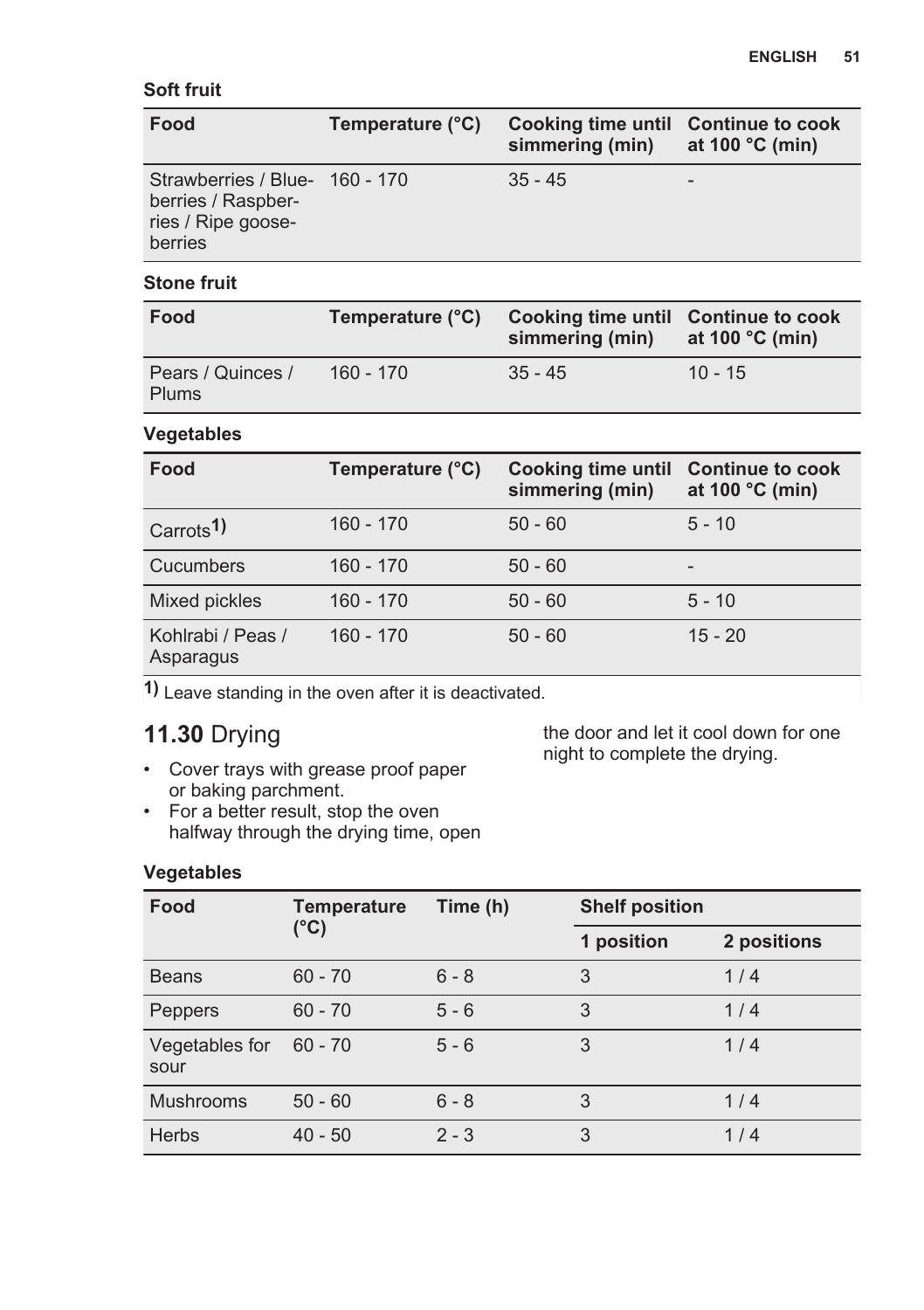**Soft fruit**

| Food | Temperature (°C) | Cooking time until simmering (min) | Continue to cook at 100 °C (min) |
| --- | --- | --- | --- |
| Strawberries / Blueberries / Raspberries / Ripe gooseberries | 160 - 170 | 35 - 45 | - |

**Stone fruit**

| Food | Temperature (°C) | Cooking time until simmering (min) | Continue to cook at 100 °C (min) |
| --- | --- | --- | --- |
| Pears / Quinces / Plums | 160 - 170 | 35 - 45 | 10 - 15 |

**Vegetables**

| Food | Temperature (°C) | Cooking time until simmering (min) | Continue to cook at 100 °C (min) |
| --- | --- | --- | --- |
| Carrots[1)] | 160 - 170 | 50 - 60 | 5 - 10 |
| Cucumbers | 160 - 170 | 50 - 60 | - |
| Mixed pickles | 160 - 170 | 50 - 60 | 5 - 10 |
| Kohlrabi / Peas / Asparagus | 160 - 170 | 50 - 60 | 15 - 20 |

[1)] Leave standing in the oven after it is deactivated.

## 11.30 Drying

- Cover trays with grease proof paper or baking parchment.
- For a better result, stop the oven halfway through the drying time, open the door and let it cool down for one night to complete the drying.

**Vegetables**

| Food | Temperature (°C) | Time (h) | Shelf position | |
| --- | --- | --- | --- | --- |
| | | | 1 position | 2 positions |
| Beans | 60 - 70 | 6 - 8 | 3 | 1 / 4 |
| Peppers | 60 - 70 | 5 - 6 | 3 | 1 / 4 |
| Vegetables for sour | 60 - 70 | 5 - 6 | 3 | 1 / 4 |
| Mushrooms | 50 - 60 | 6 - 8 | 3 | 1 / 4 |
| Herbs | 40 - 50 | 2 - 3 | 3 | 1 / 4 |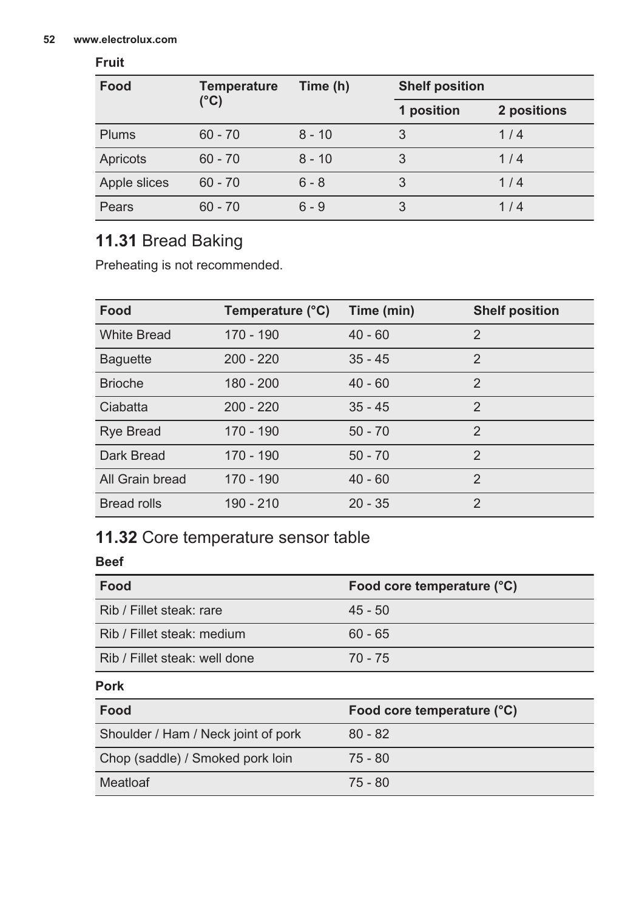**Fruit**

| Food | Temperature (°C) | Time (h) | Shelf position | |
|---|---|---|---|---|
| | | | 1 position | 2 positions |
| Plums | 60 - 70 | 8 - 10 | 3 | 1 / 4 |
| Apricots | 60 - 70 | 8 - 10 | 3 | 1 / 4 |
| Apple slices | 60 - 70 | 6 - 8 | 3 | 1 / 4 |
| Pears | 60 - 70 | 6 - 9 | 3 | 1 / 4 |

## 11.31 Bread Baking

Preheating is not recommended.

| Food | Temperature (°C) | Time (min) | Shelf position |
|---|---|---|---|
| White Bread | 170 - 190 | 40 - 60 | 2 |
| Baguette | 200 - 220 | 35 - 45 | 2 |
| Brioche | 180 - 200 | 40 - 60 | 2 |
| Ciabatta | 200 - 220 | 35 - 45 | 2 |
| Rye Bread | 170 - 190 | 50 - 70 | 2 |
| Dark Bread | 170 - 190 | 50 - 70 | 2 |
| All Grain bread | 170 - 190 | 40 - 60 | 2 |
| Bread rolls | 190 - 210 | 20 - 35 | 2 |

## 11.32 Core temperature sensor table

**Beef**

| Food | Food core temperature (°C) |
|---|---|
| Rib / Fillet steak: rare | 45 - 50 |
| Rib / Fillet steak: medium | 60 - 65 |
| Rib / Fillet steak: well done | 70 - 75 |

**Pork**

| Food | Food core temperature (°C) |
|---|---|
| Shoulder / Ham / Neck joint of pork | 80 - 82 |
| Chop (saddle) / Smoked pork loin | 75 - 80 |
| Meatloaf | 75 - 80 |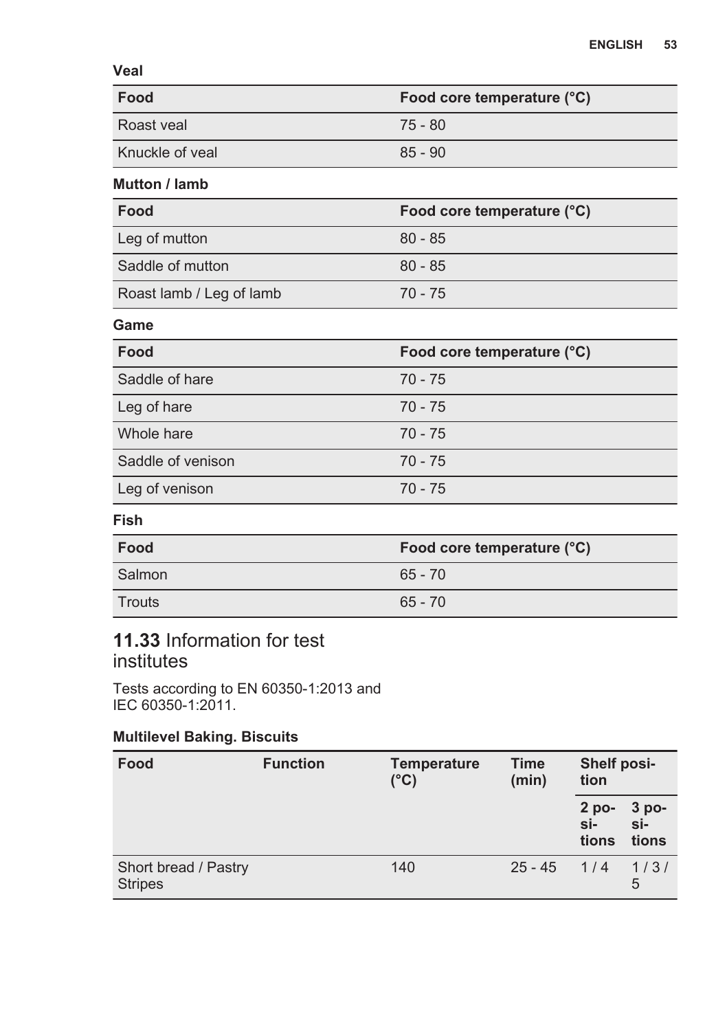**Veal**

| Food | Food core temperature (°C) |
| --- | --- |
| Roast veal | 75 - 80 |
| Knuckle of veal | 85 - 90 |

**Mutton / lamb**

| Food | Food core temperature (°C) |
| --- | --- |
| Leg of mutton | 80 - 85 |
| Saddle of mutton | 80 - 85 |
| Roast lamb / Leg of lamb | 70 - 75 |

**Game**

| Food | Food core temperature (°C) |
| --- | --- |
| Saddle of hare | 70 - 75 |
| Leg of hare | 70 - 75 |
| Whole hare | 70 - 75 |
| Saddle of venison | 70 - 75 |
| Leg of venison | 70 - 75 |

**Fish**

| Food | Food core temperature (°C) |
| --- | --- |
| Salmon | 65 - 70 |
| Trouts | 65 - 70 |

## 11.33 Information for test institutes

Tests according to EN 60350-1:2013 and IEC 60350-1:2011.

**Multilevel Baking. Biscuits**

| Food | Function | Temperature (°C) | Time (min) | Shelf position | |
| --- | --- | --- | --- | --- | --- |
| | | | | 2 positions | 3 positions |
| Short bread / Pastry Stripes | | 140 | 25 - 45 | 1 / 4 | 1 / 3 / 5 |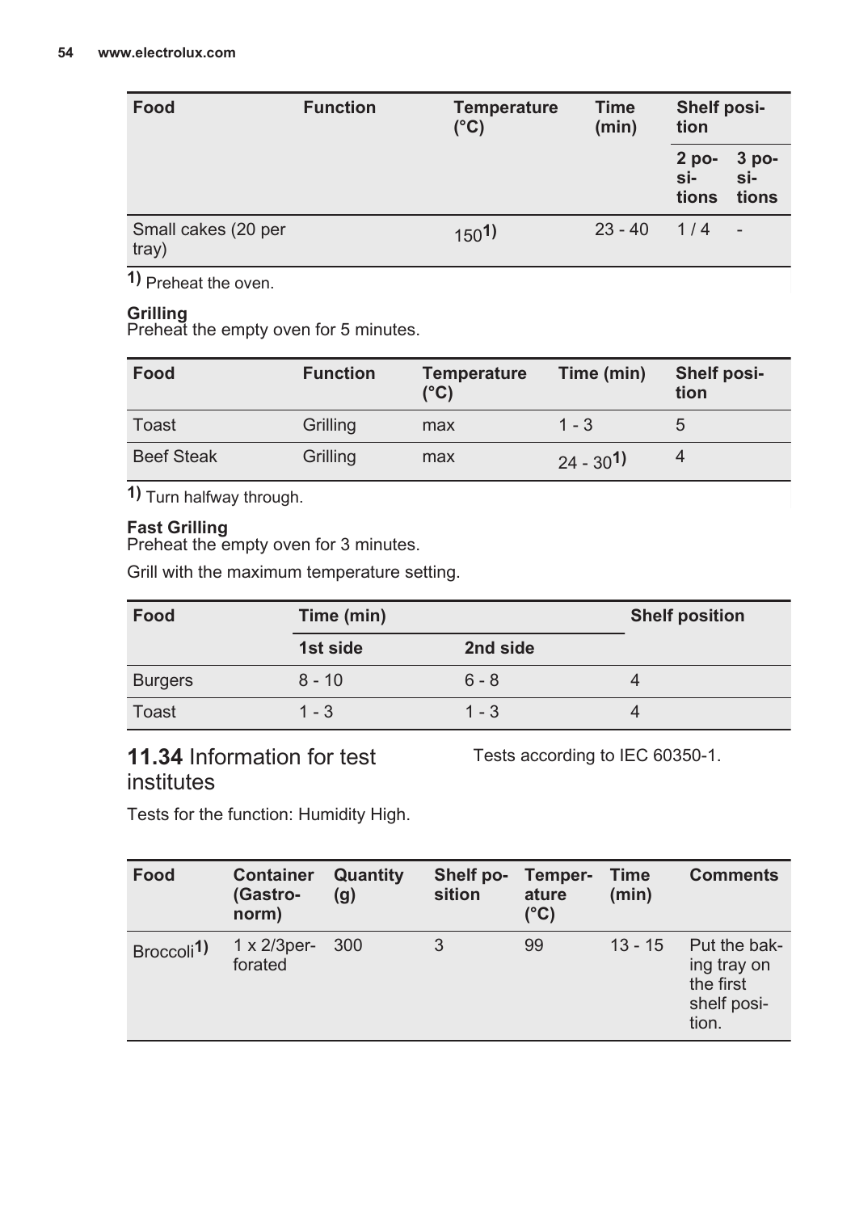| Food | Function | Temperature (°C) | Time (min) | Shelf position | |
|---|---|---|---|---|---|
| | | | | 2 positions | 3 positions |
| Small cakes (20 per tray) | | 150[1)] | 23 - 40 | 1 / 4 | - |

1) Preheat the oven.

**Grilling**
Preheat the empty oven for 5 minutes.

| Food | Function | Temperature (°C) | Time (min) | Shelf position |
|---|---|---|---|---|
| Toast | Grilling | max | 1 - 3 | 5 |
| Beef Steak | Grilling | max | 24 - 30[1)] | 4 |

1) Turn halfway through.

**Fast Grilling**
Preheat the empty oven for 3 minutes.

Grill with the maximum temperature setting.

| Food | Time (min) | | Shelf position |
|---|---|---|---|
| | 1st side | 2nd side | |
| Burgers | 8 - 10 | 6 - 8 | 4 |
| Toast | 1 - 3 | 1 - 3 | 4 |

## 11.34 Information for test institutes

Tests according to IEC 60350-1.

Tests for the function: Humidity High.

| Food | Container (Gastronorm) | Quantity (g) | Shelf position | Temperature (°C) | Time (min) | Comments |
|---|---|---|---|---|---|---|
| Broccoli[1)] | 1 x 2/3perforated | 300 | 3 | 99 | 13 - 15 | Put the baking tray on the first shelf position. |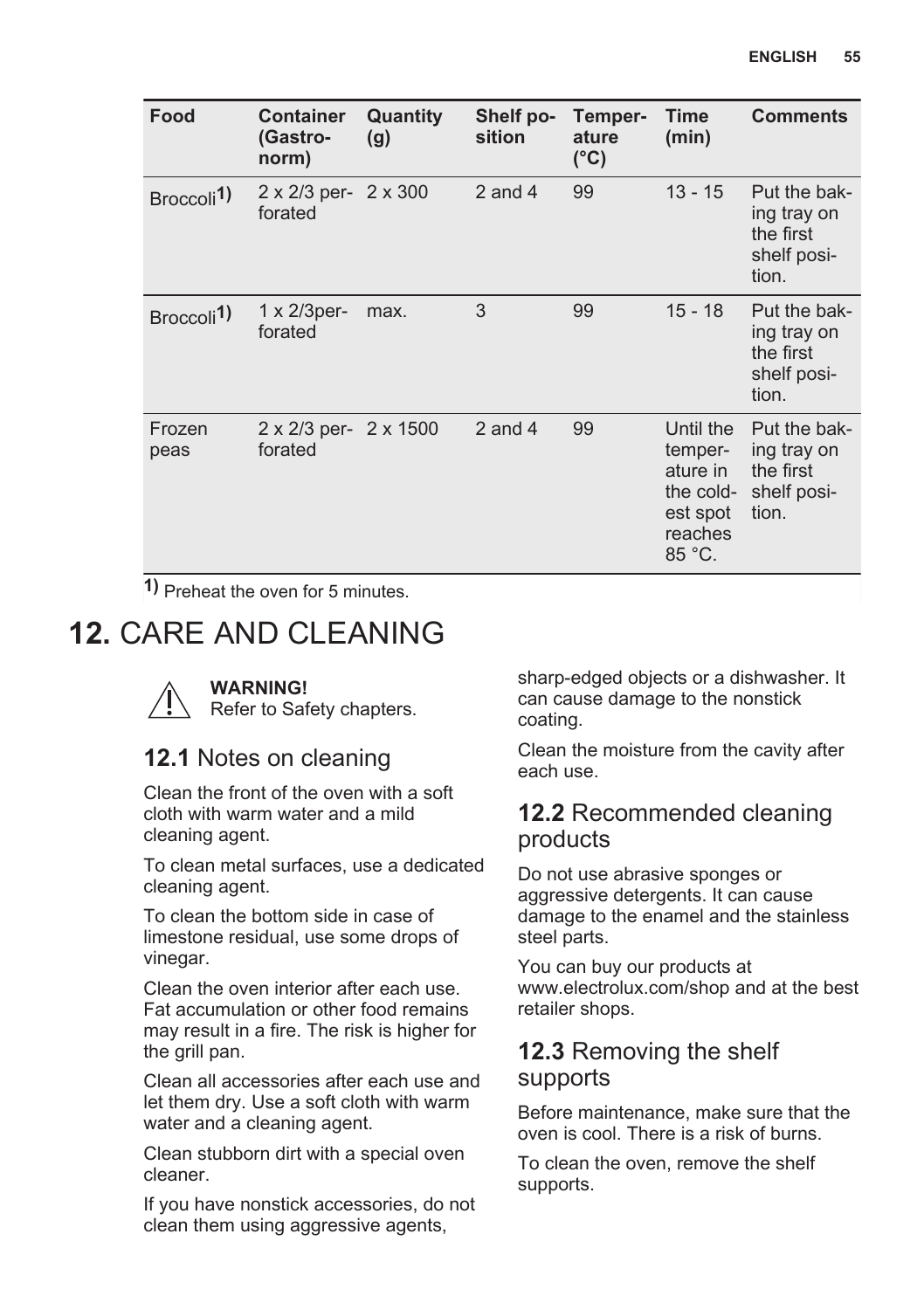| Food | Container (Gastro-norm) | Quantity (g) | Shelf position | Temperature (°C) | Time (min) | Comments |
|---|---|---|---|---|---|---|
| Broccoli[1)] | 2 x 2/3 perforated | 2 x 300 | 2 and 4 | 99 | 13 - 15 | Put the baking tray on the first shelf position. |
| Broccoli[1)] | 1 x 2/3perforated | max. | 3 | 99 | 15 - 18 | Put the baking tray on the first shelf position. |
| Frozen peas | 2 x 2/3 perforated | 2 x 1500 | 2 and 4 | 99 | Until the temperature in the coldest spot reaches 85 °C. | Put the baking tray on the first shelf position. |

[1)] Preheat the oven for 5 minutes.

# 12. CARE AND CLEANING

**WARNING!**
Refer to Safety chapters.

## 12.1 Notes on cleaning

Clean the front of the oven with a soft cloth with warm water and a mild cleaning agent.

To clean metal surfaces, use a dedicated cleaning agent.

To clean the bottom side in case of limestone residual, use some drops of vinegar.

Clean the oven interior after each use. Fat accumulation or other food remains may result in a fire. The risk is higher for the grill pan.

Clean all accessories after each use and let them dry. Use a soft cloth with warm water and a cleaning agent.

Clean stubborn dirt with a special oven cleaner.

If you have nonstick accessories, do not clean them using aggressive agents, sharp-edged objects or a dishwasher. It can cause damage to the nonstick coating.

Clean the moisture from the cavity after each use.

## 12.2 Recommended cleaning products

Do not use abrasive sponges or aggressive detergents. It can cause damage to the enamel and the stainless steel parts.

You can buy our products at www.electrolux.com/shop and at the best retailer shops.

## 12.3 Removing the shelf supports

Before maintenance, make sure that the oven is cool. There is a risk of burns.

To clean the oven, remove the shelf supports.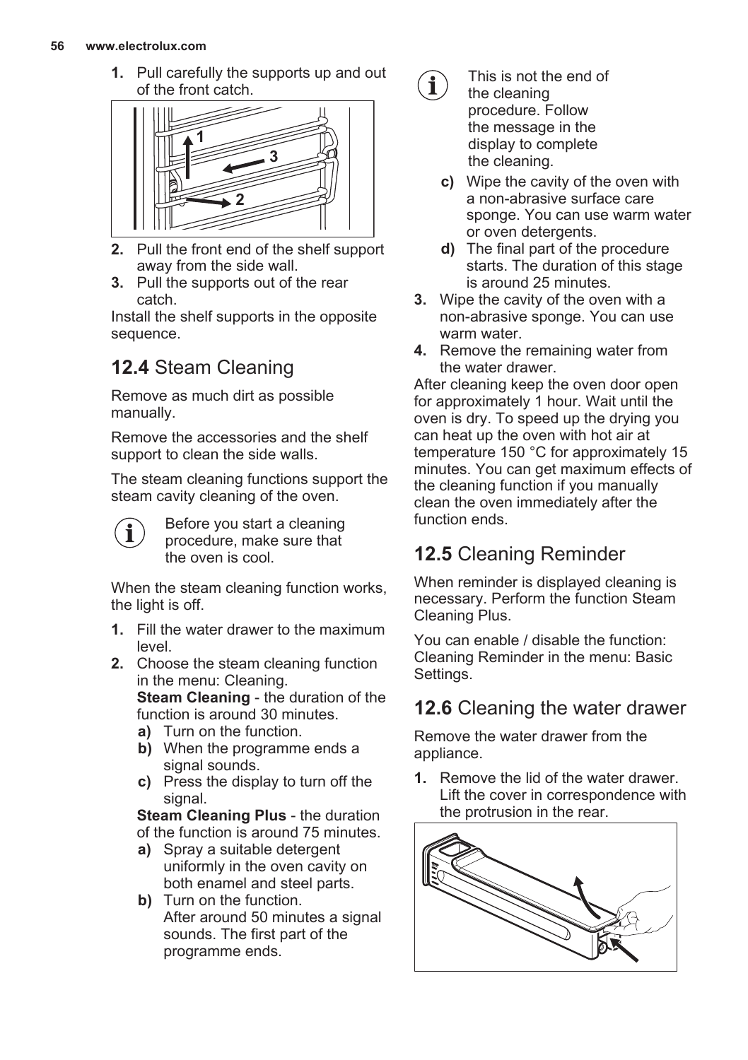1. Pull carefully the supports up and out of the front catch.

2. Pull the front end of the shelf support away from the side wall.
3. Pull the supports out of the rear catch.

Install the shelf supports in the opposite sequence.

## 12.4 Steam Cleaning

Remove as much dirt as possible manually.

Remove the accessories and the shelf support to clean the side walls.

The steam cleaning functions support the steam cavity cleaning of the oven.

> Before you start a cleaning procedure, make sure that the oven is cool.

When the steam cleaning function works, the light is off.

1. Fill the water drawer to the maximum level.
2. Choose the steam cleaning function in the menu: Cleaning.
   **Steam Cleaning** - the duration of the function is around 30 minutes.
   a) Turn on the function.
   b) When the programme ends a signal sounds.
   c) Press the display to turn off the signal.

   **Steam Cleaning Plus** - the duration of the function is around 75 minutes.
   a) Spray a suitable detergent uniformly in the oven cavity on both enamel and steel parts.
   b) Turn on the function.
   After around 50 minutes a signal sounds. The first part of the programme ends.

   > This is not the end of the cleaning procedure. Follow the message in the display to complete the cleaning.

   c) Wipe the cavity of the oven with a non-abrasive surface care sponge. You can use warm water or oven detergents.
   d) The final part of the procedure starts. The duration of this stage is around 25 minutes.
3. Wipe the cavity of the oven with a non-abrasive sponge. You can use warm water.
4. Remove the remaining water from the water drawer.

After cleaning keep the oven door open for approximately 1 hour. Wait until the oven is dry. To speed up the drying you can heat up the oven with hot air at temperature 150 °C for approximately 15 minutes. You can get maximum effects of the cleaning function if you manually clean the oven immediately after the function ends.

## 12.5 Cleaning Reminder

When reminder is displayed cleaning is necessary. Perform the function Steam Cleaning Plus.

You can enable / disable the function: Cleaning Reminder in the menu: Basic Settings.

## 12.6 Cleaning the water drawer

Remove the water drawer from the appliance.

1. Remove the lid of the water drawer. Lift the cover in correspondence with the protrusion in the rear.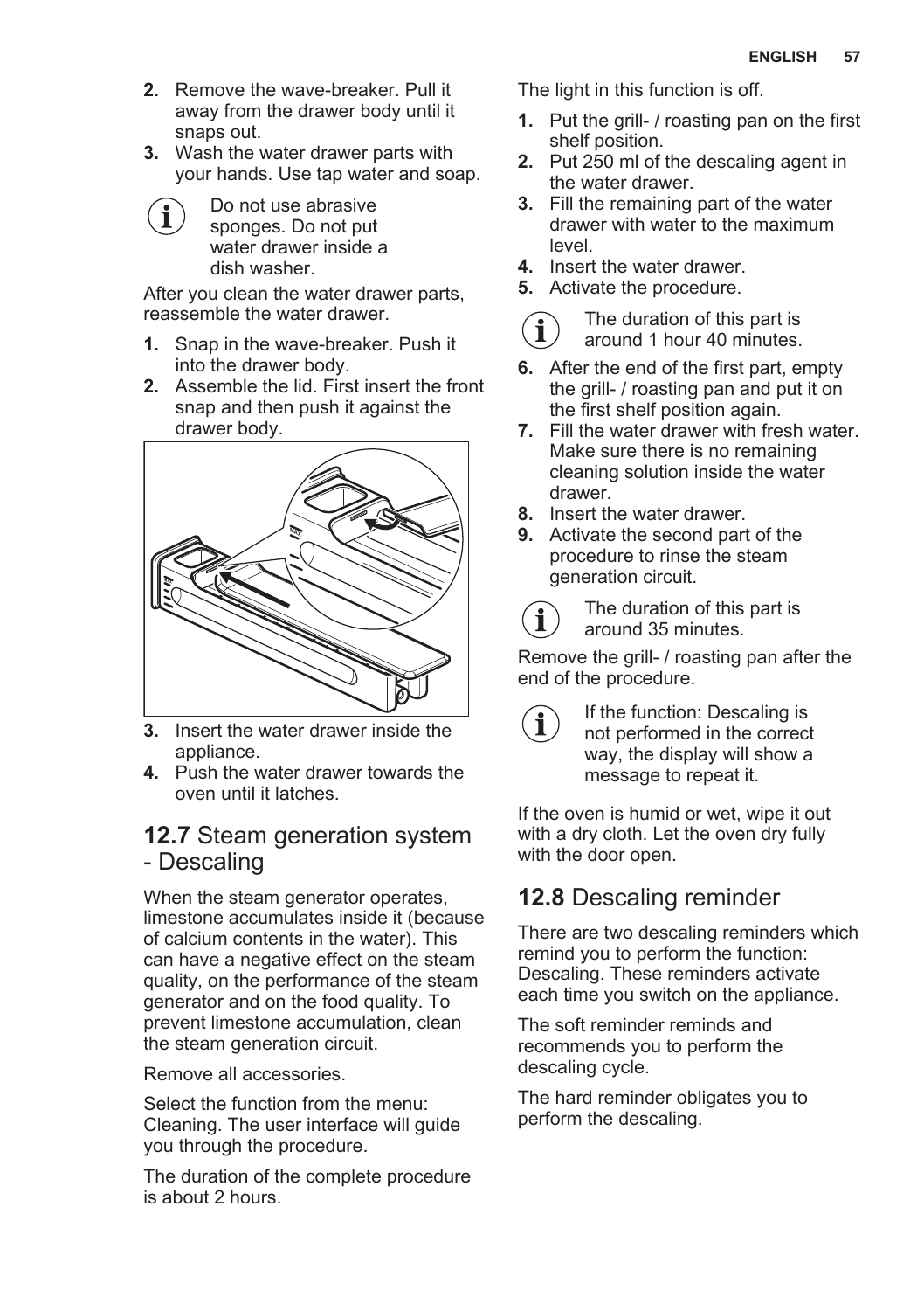2. Remove the wave-breaker. Pull it away from the drawer body until it snaps out.
3. Wash the water drawer parts with your hands. Use tap water and soap.

> Do not use abrasive sponges. Do not put water drawer inside a dish washer.

After you clean the water drawer parts, reassemble the water drawer.

1. Snap in the wave-breaker. Push it into the drawer body.
2. Assemble the lid. First insert the front snap and then push it against the drawer body.
3. Insert the water drawer inside the appliance.
4. Push the water drawer towards the oven until it latches.

## 12.7 Steam generation system - Descaling

When the steam generator operates, limestone accumulates inside it (because of calcium contents in the water). This can have a negative effect on the steam quality, on the performance of the steam generator and on the food quality. To prevent limestone accumulation, clean the steam generation circuit.

Remove all accessories.

Select the function from the menu: Cleaning. The user interface will guide you through the procedure.

The duration of the complete procedure is about 2 hours.

The light in this function is off.

1. Put the grill- / roasting pan on the first shelf position.
2. Put 250 ml of the descaling agent in the water drawer.
3. Fill the remaining part of the water drawer with water to the maximum level.
4. Insert the water drawer.
5. Activate the procedure.

> The duration of this part is around 1 hour 40 minutes.

6. After the end of the first part, empty the grill- / roasting pan and put it on the first shelf position again.
7. Fill the water drawer with fresh water. Make sure there is no remaining cleaning solution inside the water drawer.
8. Insert the water drawer.
9. Activate the second part of the procedure to rinse the steam generation circuit.

> The duration of this part is around 35 minutes.

Remove the grill- / roasting pan after the end of the procedure.

> If the function: Descaling is not performed in the correct way, the display will show a message to repeat it.

If the oven is humid or wet, wipe it out with a dry cloth. Let the oven dry fully with the door open.

## 12.8 Descaling reminder

There are two descaling reminders which remind you to perform the function: Descaling. These reminders activate each time you switch on the appliance.

The soft reminder reminds and recommends you to perform the descaling cycle.

The hard reminder obligates you to perform the descaling.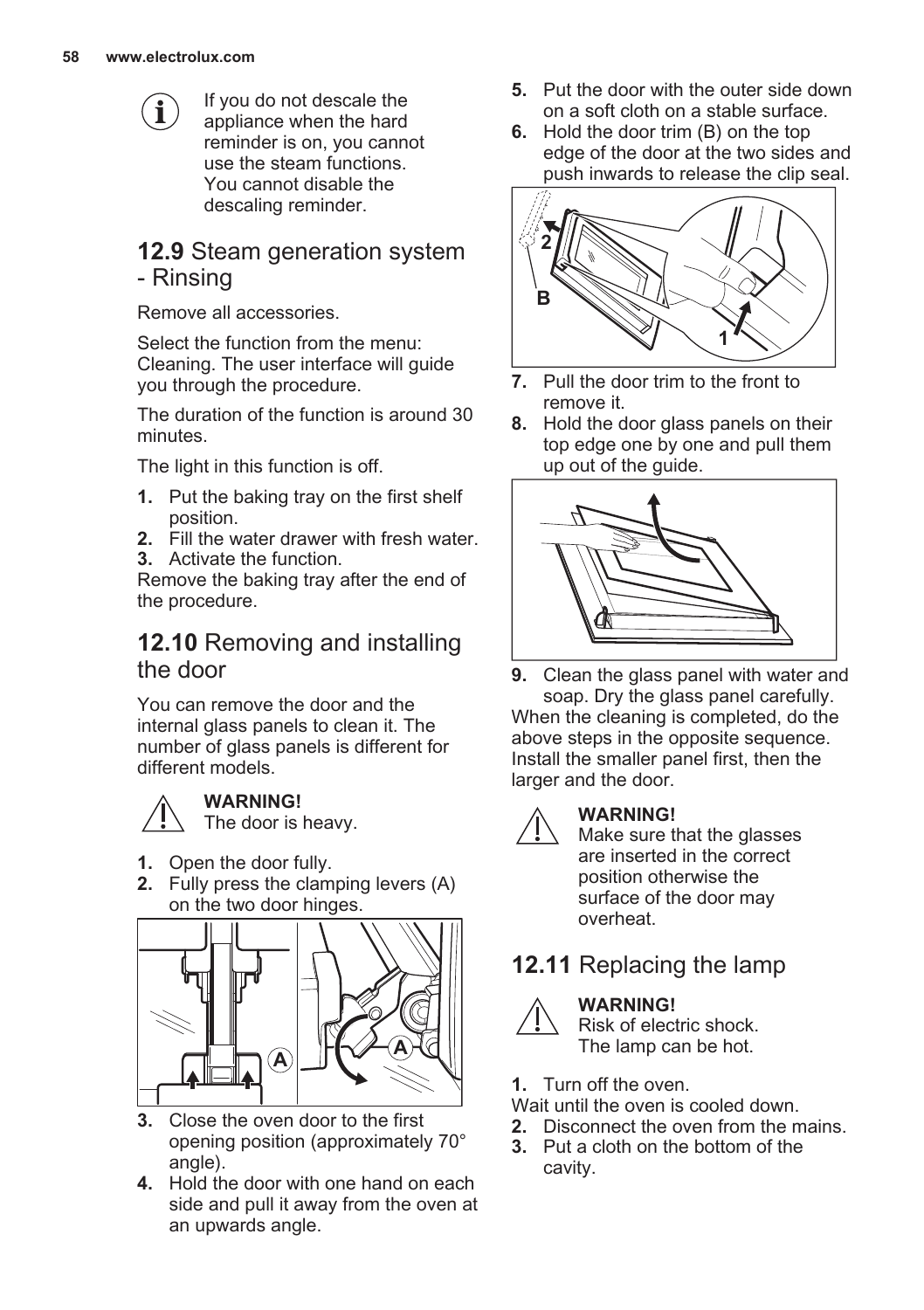If you do not descale the appliance when the hard reminder is on, you cannot use the steam functions. You cannot disable the descaling reminder.

## 12.9 Steam generation system - Rinsing

Remove all accessories.

Select the function from the menu: Cleaning. The user interface will guide you through the procedure.

The duration of the function is around 30 minutes.

The light in this function is off.

1. Put the baking tray on the first shelf position.
2. Fill the water drawer with fresh water.
3. Activate the function.

Remove the baking tray after the end of the procedure.

## 12.10 Removing and installing the door

You can remove the door and the internal glass panels to clean it. The number of glass panels is different for different models.

**WARNING!**
The door is heavy.

1. Open the door fully.
2. Fully press the clamping levers (A) on the two door hinges.
3. Close the oven door to the first opening position (approximately 70° angle).
4. Hold the door with one hand on each side and pull it away from the oven at an upwards angle.
5. Put the door with the outer side down on a soft cloth on a stable surface.
6. Hold the door trim (B) on the top edge of the door at the two sides and push inwards to release the clip seal.
7. Pull the door trim to the front to remove it.
8. Hold the door glass panels on their top edge one by one and pull them up out of the guide.
9. Clean the glass panel with water and soap. Dry the glass panel carefully.

When the cleaning is completed, do the above steps in the opposite sequence. Install the smaller panel first, then the larger and the door.

**WARNING!**
Make sure that the glasses are inserted in the correct position otherwise the surface of the door may overheat.

## 12.11 Replacing the lamp

**WARNING!**
Risk of electric shock. The lamp can be hot.

1. Turn off the oven.

Wait until the oven is cooled down.

2. Disconnect the oven from the mains.
3. Put a cloth on the bottom of the cavity.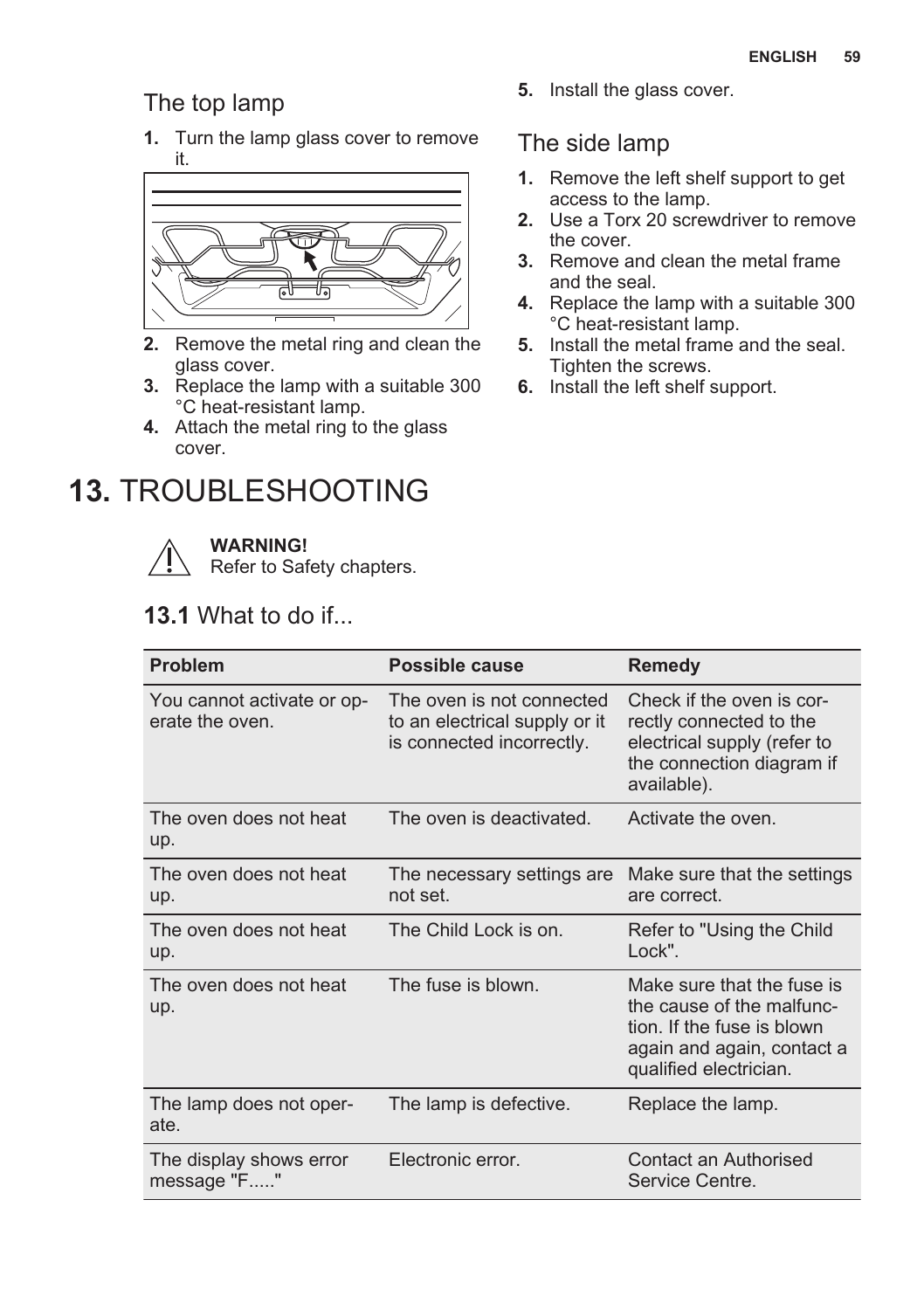### The top lamp

1. Turn the lamp glass cover to remove it.
2. Remove the metal ring and clean the glass cover.
3. Replace the lamp with a suitable 300 °C heat-resistant lamp.
4. Attach the metal ring to the glass cover.
5. Install the glass cover.

### The side lamp

1. Remove the left shelf support to get access to the lamp.
2. Use a Torx 20 screwdriver to remove the cover.
3. Remove and clean the metal frame and the seal.
4. Replace the lamp with a suitable 300 °C heat-resistant lamp.
5. Install the metal frame and the seal. Tighten the screws.
6. Install the left shelf support.

# 13. TROUBLESHOOTING

**WARNING!**
Refer to Safety chapters.

## 13.1 What to do if...

| Problem | Possible cause | Remedy |
|---|---|---|
| You cannot activate or operate the oven. | The oven is not connected to an electrical supply or it is connected incorrectly. | Check if the oven is correctly connected to the electrical supply (refer to the connection diagram if available). |
| The oven does not heat up. | The oven is deactivated. | Activate the oven. |
| The oven does not heat up. | The necessary settings are not set. | Make sure that the settings are correct. |
| The oven does not heat up. | The Child Lock is on. | Refer to "Using the Child Lock". |
| The oven does not heat up. | The fuse is blown. | Make sure that the fuse is the cause of the malfunction. If the fuse is blown again and again, contact a qualified electrician. |
| The lamp does not operate. | The lamp is defective. | Replace the lamp. |
| The display shows error message "F....." | Electronic error. | Contact an Authorised Service Centre. |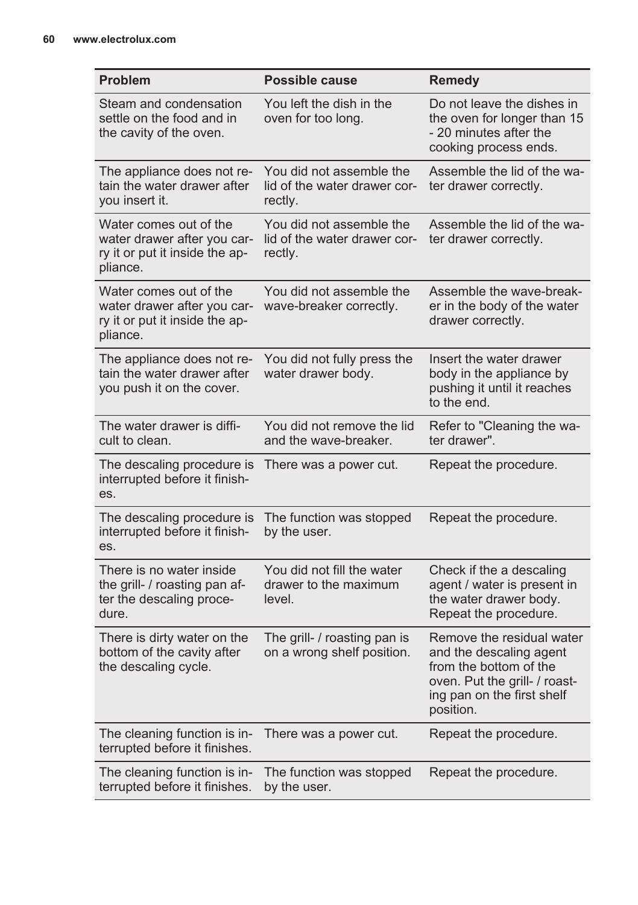| Problem | Possible cause | Remedy |
| --- | --- | --- |
| Steam and condensation settle on the food and in the cavity of the oven. | You left the dish in the oven for too long. | Do not leave the dishes in the oven for longer than 15 - 20 minutes after the cooking process ends. |
| The appliance does not retain the water drawer after you insert it. | You did not assemble the lid of the water drawer correctly. | Assemble the lid of the water drawer correctly. |
| Water comes out of the water drawer after you carry it or put it inside the appliance. | You did not assemble the lid of the water drawer correctly. | Assemble the lid of the water drawer correctly. |
| Water comes out of the water drawer after you carry it or put it inside the appliance. | You did not assemble the wave-breaker correctly. | Assemble the wave-breaker in the body of the water drawer correctly. |
| The appliance does not retain the water drawer after you push it on the cover. | You did not fully press the water drawer body. | Insert the water drawer body in the appliance by pushing it until it reaches to the end. |
| The water drawer is difficult to clean. | You did not remove the lid and the wave-breaker. | Refer to "Cleaning the water drawer". |
| The descaling procedure is interrupted before it finishes. | There was a power cut. | Repeat the procedure. |
| The descaling procedure is interrupted before it finishes. | The function was stopped by the user. | Repeat the procedure. |
| There is no water inside the grill- / roasting pan after the descaling procedure. | You did not fill the water drawer to the maximum level. | Check if the a descaling agent / water is present in the water drawer body. Repeat the procedure. |
| There is dirty water on the bottom of the cavity after the descaling cycle. | The grill- / roasting pan is on a wrong shelf position. | Remove the residual water and the descaling agent from the bottom of the oven. Put the grill- / roasting pan on the first shelf position. |
| The cleaning function is interrupted before it finishes. | There was a power cut. | Repeat the procedure. |
| The cleaning function is interrupted before it finishes. | The function was stopped by the user. | Repeat the procedure. |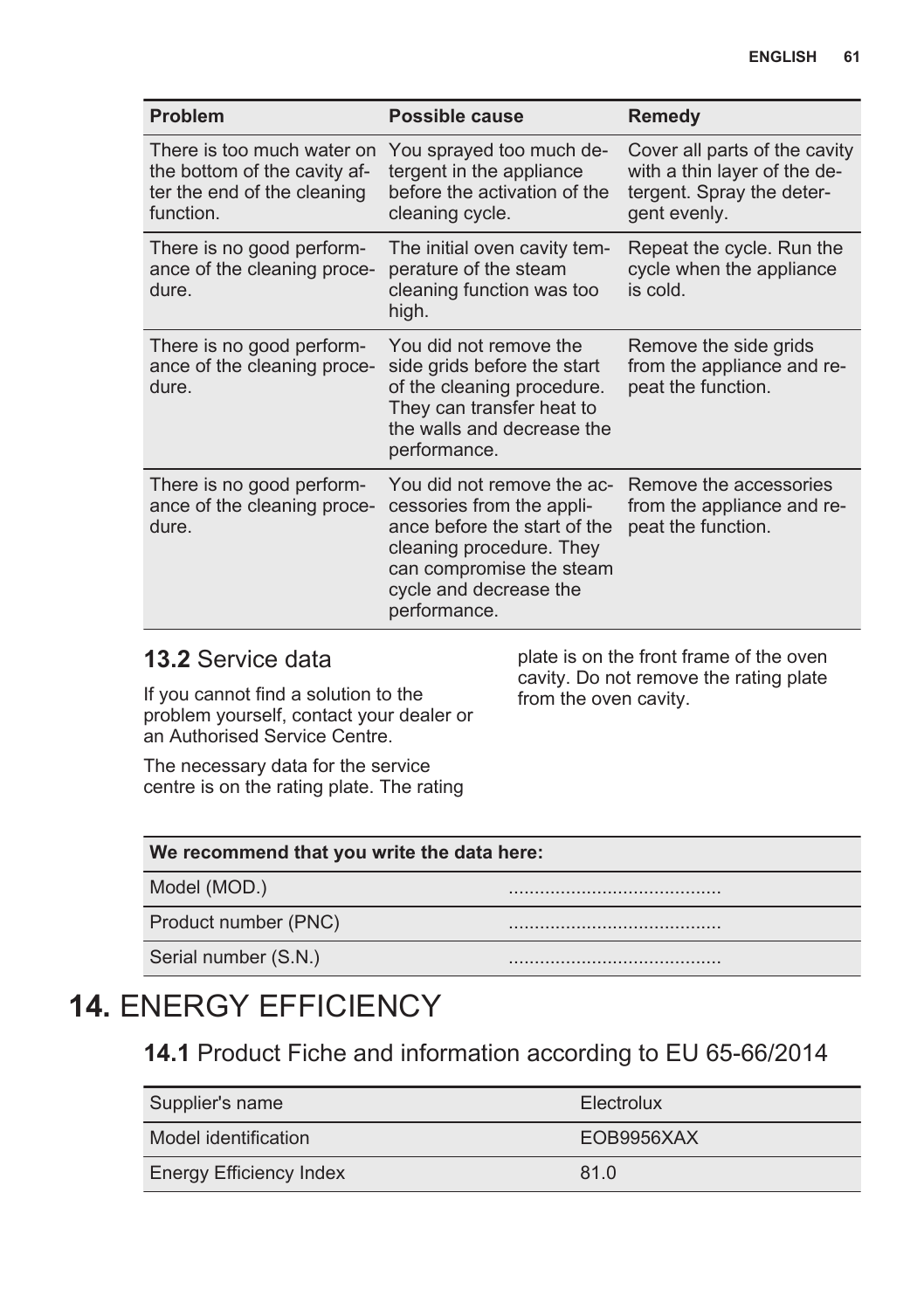| Problem | Possible cause | Remedy |
| --- | --- | --- |
| There is too much water on the bottom of the cavity after the end of the cleaning function. | You sprayed too much detergent in the appliance before the activation of the cleaning cycle. | Cover all parts of the cavity with a thin layer of the detergent. Spray the detergent evenly. |
| There is no good performance of the cleaning procedure. | The initial oven cavity temperature of the steam cleaning function was too high. | Repeat the cycle. Run the cycle when the appliance is cold. |
| There is no good performance of the cleaning procedure. | You did not remove the side grids before the start of the cleaning procedure. They can transfer heat to the walls and decrease the performance. | Remove the side grids from the appliance and repeat the function. |
| There is no good performance of the cleaning procedure. | You did not remove the accessories from the appliance before the start of the cleaning procedure. They can compromise the steam cycle and decrease the performance. | Remove the accessories from the appliance and repeat the function. |

## 13.2 Service data

If you cannot find a solution to the problem yourself, contact your dealer or an Authorised Service Centre.

The necessary data for the service centre is on the rating plate. The rating plate is on the front frame of the oven cavity. Do not remove the rating plate from the oven cavity.

| We recommend that you write the data here: | |
| --- | --- |
| Model (MOD.) | ......................................... |
| Product number (PNC) | ......................................... |
| Serial number (S.N.) | ......................................... |

# 14. ENERGY EFFICIENCY

## 14.1 Product Fiche and information according to EU 65-66/2014

| | |
| --- | --- |
| Supplier's name | Electrolux |
| Model identification | EOB9956XAX |
| Energy Efficiency Index | 81.0 |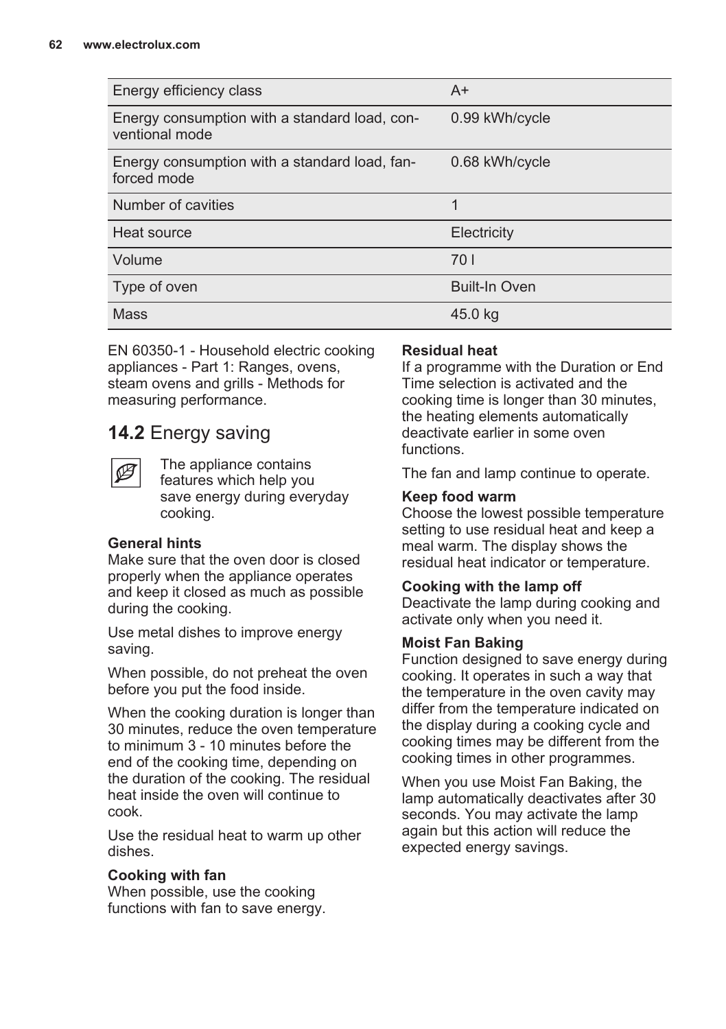| Energy efficiency class | A+ |
|---|---|
| Energy consumption with a standard load, conventional mode | 0.99 kWh/cycle |
| Energy consumption with a standard load, fan-forced mode | 0.68 kWh/cycle |
| Number of cavities | 1 |
| Heat source | Electricity |
| Volume | 70 l |
| Type of oven | Built-In Oven |
| Mass | 45.0 kg |

EN 60350-1 - Household electric cooking appliances - Part 1: Ranges, ovens, steam ovens and grills - Methods for measuring performance.

## 14.2 Energy saving

The appliance contains features which help you save energy during everyday cooking.

**General hints**
Make sure that the oven door is closed properly when the appliance operates and keep it closed as much as possible during the cooking.

Use metal dishes to improve energy saving.

When possible, do not preheat the oven before you put the food inside.

When the cooking duration is longer than 30 minutes, reduce the oven temperature to minimum 3 - 10 minutes before the end of the cooking time, depending on the duration of the cooking. The residual heat inside the oven will continue to cook.

Use the residual heat to warm up other dishes.

**Cooking with fan**
When possible, use the cooking functions with fan to save energy.

**Residual heat**
If a programme with the Duration or End Time selection is activated and the cooking time is longer than 30 minutes, the heating elements automatically deactivate earlier in some oven functions.

The fan and lamp continue to operate.

**Keep food warm**
Choose the lowest possible temperature setting to use residual heat and keep a meal warm. The display shows the residual heat indicator or temperature.

**Cooking with the lamp off**
Deactivate the lamp during cooking and activate only when you need it.

**Moist Fan Baking**
Function designed to save energy during cooking. It operates in such a way that the temperature in the oven cavity may differ from the temperature indicated on the display during a cooking cycle and cooking times may be different from the cooking times in other programmes.

When you use Moist Fan Baking, the lamp automatically deactivates after 30 seconds. You may activate the lamp again but this action will reduce the expected energy savings.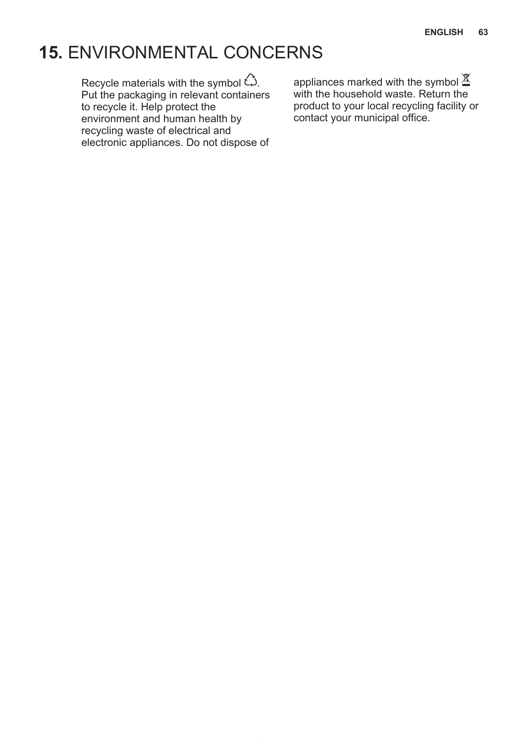# 15. ENVIRONMENTAL CONCERNS

Recycle materials with the symbol ♲. Put the packaging in relevant containers to recycle it. Help protect the environment and human health by recycling waste of electrical and electronic appliances. Do not dispose of appliances marked with the symbol with the household waste. Return the product to your local recycling facility or contact your municipal office.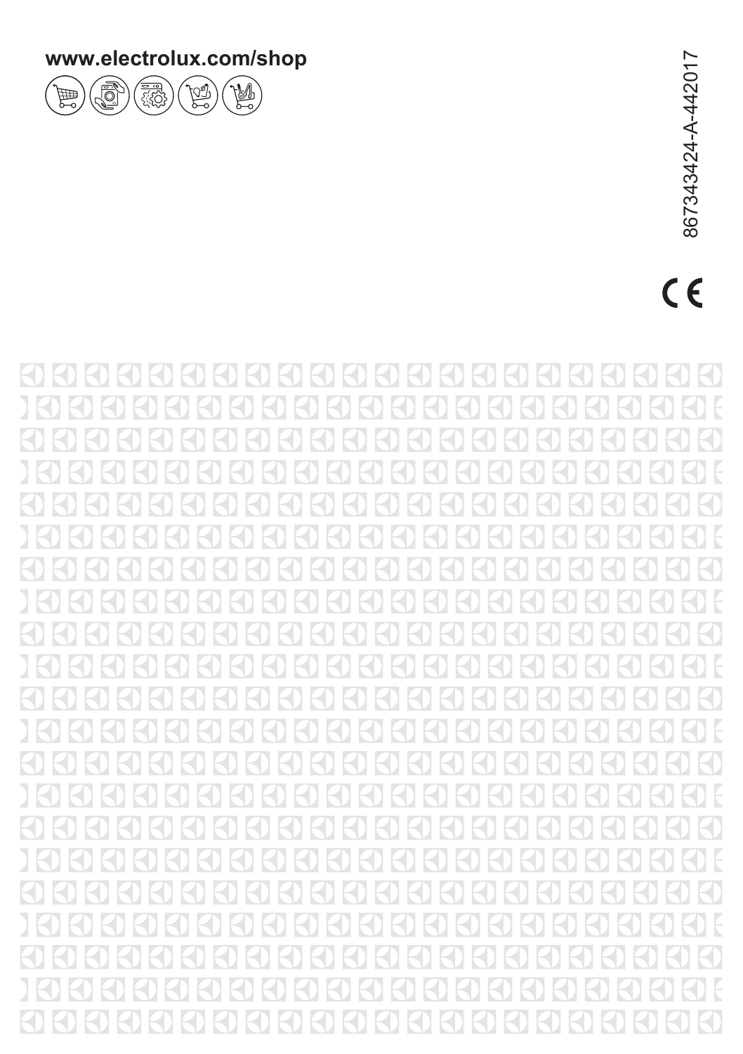**www.electrolux.com/shop**

867343424-A-442017